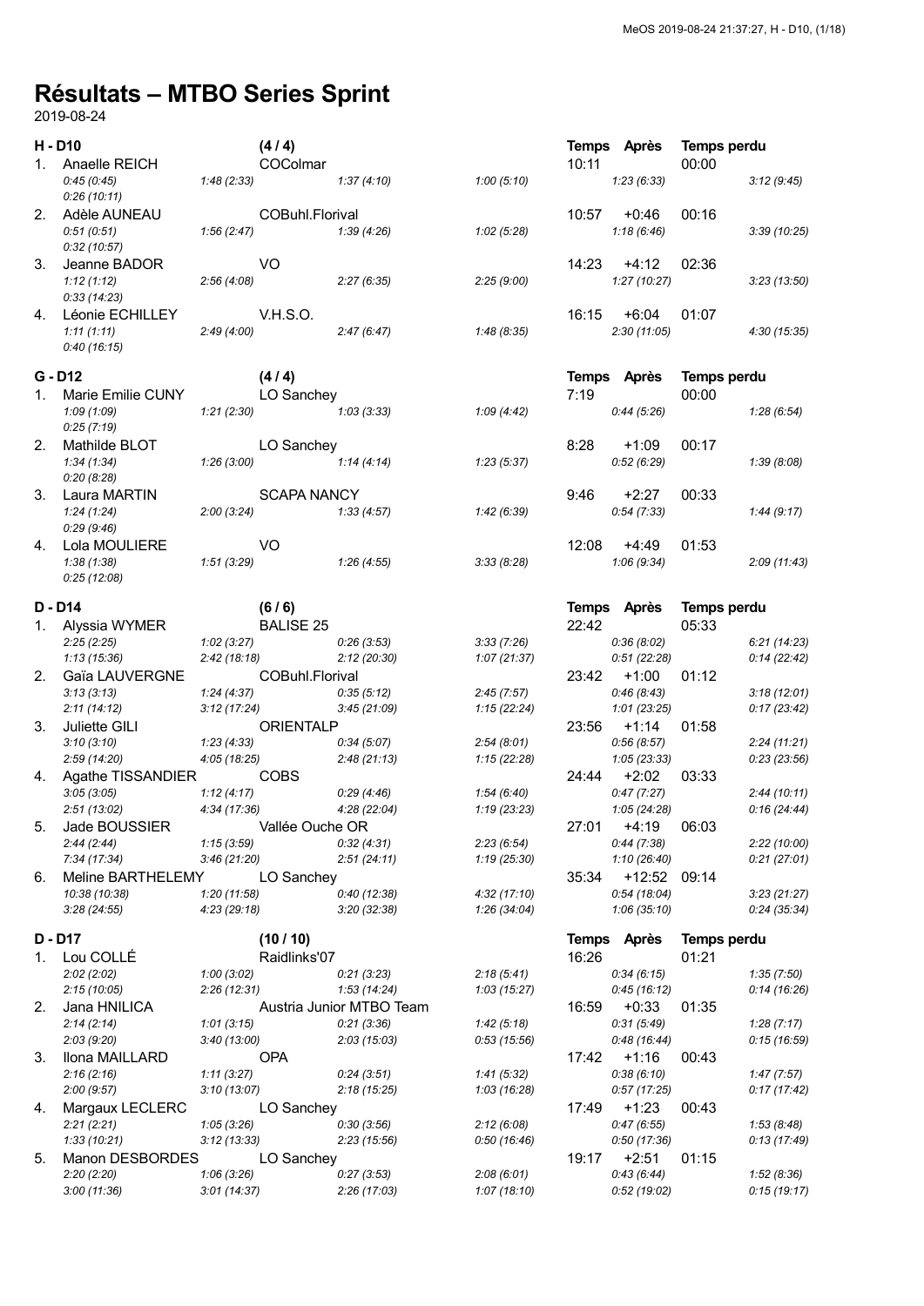# Résultats – MTBO Series Sprint

2019-08-24

## H - D10 (4 / 4)

| | Nom | Club | Temps | Après | Temps perdu |
|---|---|---|---|---|---|
| 1. | Anaelle REICH | COColmar | 10:11 | | 00:00 |
| | *0:45 (0:45)* | *1:48 (2:33)* | *1:37 (4:10)* | *1:00 (5:10)* | *1:23 (6:33)* | *3:12 (9:45)* |
| | *0:26 (10:11)* | | | | | |
| 2. | Adèle AUNEAU | COBuhl.Florival | 10:57 | +0:46 | 00:16 |
| | *0:51 (0:51)* | *1:56 (2:47)* | *1:39 (4:26)* | *1:02 (5:28)* | *1:18 (6:46)* | *3:39 (10:25)* |
| | *0:32 (10:57)* | | | | | |
| 3. | Jeanne BADOR | VO | 14:23 | +4:12 | 02:36 |
| | *1:12 (1:12)* | *2:56 (4:08)* | *2:27 (6:35)* | *2:25 (9:00)* | *1:27 (10:27)* | *3:23 (13:50)* |
| | *0:33 (14:23)* | | | | | |
| 4. | Léonie ECHILLEY | V.H.S.O. | 16:15 | +6:04 | 01:07 |
| | *1:11 (1:11)* | *2:49 (4:00)* | *2:47 (6:47)* | *1:48 (8:35)* | *2:30 (11:05)* | *4:30 (15:35)* |
| | *0:40 (16:15)* | | | | | |

## G - D12 (4 / 4)

| | Nom | Club | Temps | Après | Temps perdu |
|---|---|---|---|---|---|
| 1. | Marie Emilie CUNY | LO Sanchey | 7:19 | | 00:00 |
| | *1:09 (1:09)* | *1:21 (2:30)* | *1:03 (3:33)* | *1:09 (4:42)* | *0:44 (5:26)* | *1:28 (6:54)* |
| | *0:25 (7:19)* | | | | | |
| 2. | Mathilde BLOT | LO Sanchey | 8:28 | +1:09 | 00:17 |
| | *1:34 (1:34)* | *1:26 (3:00)* | *1:14 (4:14)* | *1:23 (5:37)* | *0:52 (6:29)* | *1:39 (8:08)* |
| | *0:20 (8:28)* | | | | | |
| 3. | Laura MARTIN | SCAPA NANCY | 9:46 | +2:27 | 00:33 |
| | *1:24 (1:24)* | *2:00 (3:24)* | *1:33 (4:57)* | *1:42 (6:39)* | *0:54 (7:33)* | *1:44 (9:17)* |
| | *0:29 (9:46)* | | | | | |
| 4. | Lola MOULIERE | VO | 12:08 | +4:49 | 01:53 |
| | *1:38 (1:38)* | *1:51 (3:29)* | *1:26 (4:55)* | *3:33 (8:28)* | *1:06 (9:34)* | *2:09 (11:43)* |
| | *0:25 (12:08)* | | | | | |

## D - D14 (6 / 6)

| | Nom | Club | Temps | Après | Temps perdu |
|---|---|---|---|---|---|
| 1. | Alyssia WYMER | BALISE 25 | 22:42 | | 05:33 |
| | *2:25 (2:25)* | *1:02 (3:27)* | *0:26 (3:53)* | *3:33 (7:26)* | *0:36 (8:02)* | *6:21 (14:23)* |
| | *1:13 (15:36)* | *2:42 (18:18)* | *2:12 (20:30)* | *1:07 (21:37)* | *0:51 (22:28)* | *0:14 (22:42)* |
| 2. | Gaïa LAUVERGNE | COBuhl.Florival | 23:42 | +1:00 | 01:12 |
| | *3:13 (3:13)* | *1:24 (4:37)* | *0:35 (5:12)* | *2:45 (7:57)* | *0:46 (8:43)* | *3:18 (12:01)* |
| | *2:11 (14:12)* | *3:12 (17:24)* | *3:45 (21:09)* | *1:15 (22:24)* | *1:01 (23:25)* | *0:17 (23:42)* |
| 3. | Juliette GILI | ORIENTALP | 23:56 | +1:14 | 01:58 |
| | *3:10 (3:10)* | *1:23 (4:33)* | *0:34 (5:07)* | *2:54 (8:01)* | *0:56 (8:57)* | *2:24 (11:21)* |
| | *2:59 (14:20)* | *4:05 (18:25)* | *2:48 (21:13)* | *1:15 (22:28)* | *1:05 (23:33)* | *0:23 (23:56)* |
| 4. | Agathe TISSANDIER | COBS | 24:44 | +2:02 | 03:33 |
| | *3:05 (3:05)* | *1:12 (4:17)* | *0:29 (4:46)* | *1:54 (6:40)* | *0:47 (7:27)* | *2:44 (10:11)* |
| | *2:51 (13:02)* | *4:34 (17:36)* | *4:28 (22:04)* | *1:19 (23:23)* | *1:05 (24:28)* | *0:16 (24:44)* |
| 5. | Jade BOUSSIER | Vallée Ouche OR | 27:01 | +4:19 | 06:03 |
| | *2:44 (2:44)* | *1:15 (3:59)* | *0:32 (4:31)* | *2:23 (6:54)* | *0:44 (7:38)* | *2:22 (10:00)* |
| | *7:34 (17:34)* | *3:46 (21:20)* | *2:51 (24:11)* | *1:19 (25:30)* | *1:10 (26:40)* | *0:21 (27:01)* |
| 6. | Meline BARTHELEMY | LO Sanchey | 35:34 | +12:52 | 09:14 |
| | *10:38 (10:38)* | *1:20 (11:58)* | *0:40 (12:38)* | *4:32 (17:10)* | *0:54 (18:04)* | *3:23 (21:27)* |
| | *3:28 (24:55)* | *4:23 (29:18)* | *3:20 (32:38)* | *1:26 (34:04)* | *1:06 (35:10)* | *0:24 (35:34)* |

## D - D17 (10 / 10)

| | Nom | Club | Temps | Après | Temps perdu |
|---|---|---|---|---|---|
| 1. | Lou COLLÉ | Raidlinks'07 | 16:26 | | 01:21 |
| | *2:02 (2:02)* | *1:00 (3:02)* | *0:21 (3:23)* | *2:18 (5:41)* | *0:34 (6:15)* | *1:35 (7:50)* |
| | *2:15 (10:05)* | *2:26 (12:31)* | *1:53 (14:24)* | *1:03 (15:27)* | *0:45 (16:12)* | *0:14 (16:26)* |
| 2. | Jana HNILICA | Austria Junior MTBO Team | 16:59 | +0:33 | 01:35 |
| | *2:14 (2:14)* | *1:01 (3:15)* | *0:21 (3:36)* | *1:42 (5:18)* | *0:31 (5:49)* | *1:28 (7:17)* |
| | *2:03 (9:20)* | *3:40 (13:00)* | *2:03 (15:03)* | *0:53 (15:56)* | *0:48 (16:44)* | *0:15 (16:59)* |
| 3. | Ilona MAILLARD | OPA | 17:42 | +1:16 | 00:43 |
| | *2:16 (2:16)* | *1:11 (3:27)* | *0:24 (3:51)* | *1:41 (5:32)* | *0:38 (6:10)* | *1:47 (7:57)* |
| | *2:00 (9:57)* | *3:10 (13:07)* | *2:18 (15:25)* | *1:03 (16:28)* | *0:57 (17:25)* | *0:17 (17:42)* |
| 4. | Margaux LECLERC | LO Sanchey | 17:49 | +1:23 | 00:43 |
| | *2:21 (2:21)* | *1:05 (3:26)* | *0:30 (3:56)* | *2:12 (6:08)* | *0:47 (6:55)* | *1:53 (8:48)* |
| | *1:33 (10:21)* | *3:12 (13:33)* | *2:23 (15:56)* | *0:50 (16:46)* | *0:50 (17:36)* | *0:13 (17:49)* |
| 5. | Manon DESBORDES | LO Sanchey | 19:17 | +2:51 | 01:15 |
| | *2:20 (2:20)* | *1:06 (3:26)* | *0:27 (3:53)* | *2:08 (6:01)* | *0:43 (6:44)* | *1:52 (8:36)* |
| | *3:00 (11:36)* | *3:01 (14:37)* | *2:26 (17:03)* | *1:07 (18:10)* | *0:52 (19:02)* | *0:15 (19:17)* |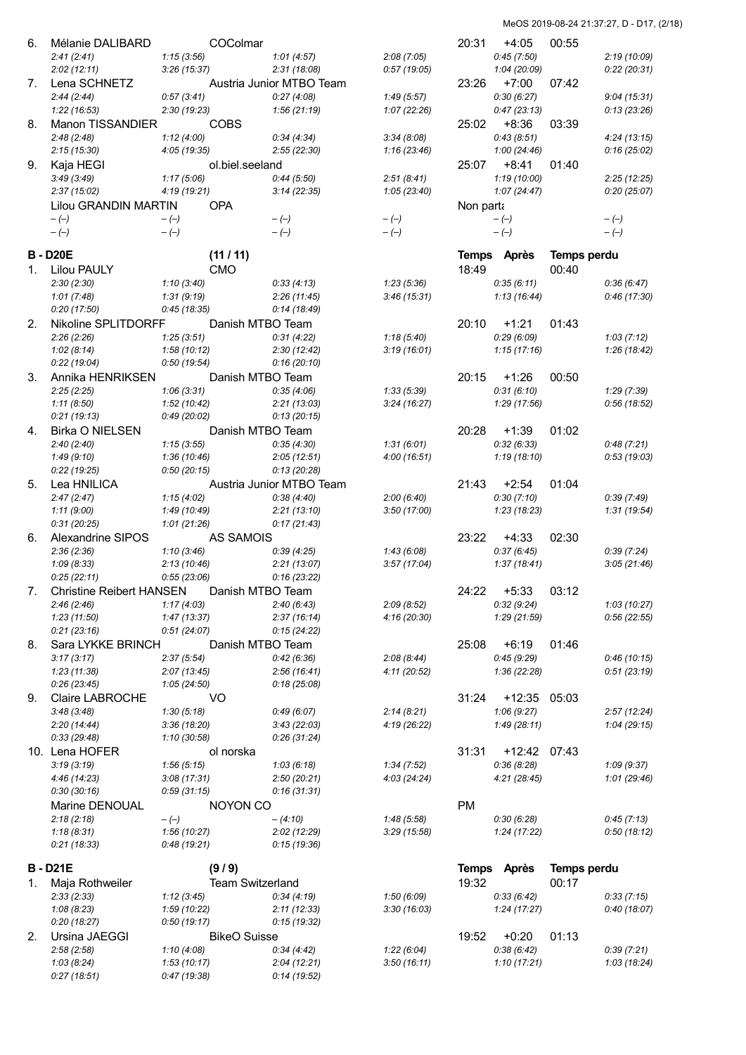6. Mélanie DALIBARD — COColmar — 20:31 +4:05 00:55

| 2:41 (2:41) | 1:15 (3:56) | 1:01 (4:57) | 2:08 (7:05) | 0:45 (7:50) | 2:19 (10:09) |
|---|---|---|---|---|---|
| 2:02 (12:11) | 3:26 (15:37) | 2:31 (18:08) | 0:57 (19:05) | 1:04 (20:09) | 0:22 (20:31) |

7. Lena SCHNETZ — Austria Junior MTBO Team — 23:26 +7:00 07:42

| 2:44 (2:44) | 0:57 (3:41) | 0:27 (4:08) | 1:49 (5:57) | 0:30 (6:27) | 9:04 (15:31) |
|---|---|---|---|---|---|
| 1:22 (16:53) | 2:30 (19:23) | 1:56 (21:19) | 1:07 (22:26) | 0:47 (23:13) | 0:13 (23:26) |

8. Manon TISSANDIER — COBS — 25:02 +8:36 03:39

| 2:48 (2:48) | 1:12 (4:00) | 0:34 (4:34) | 3:34 (8:08) | 0:43 (8:51) | 4:24 (13:15) |
|---|---|---|---|---|---|
| 2:15 (15:30) | 4:05 (19:35) | 2:55 (22:30) | 1:16 (23:46) | 1:00 (24:46) | 0:16 (25:02) |

9. Kaja HEGI — ol.biel.seeland — 25:07 +8:41 01:40

| 3:49 (3:49) | 1:17 (5:06) | 0:44 (5:50) | 2:51 (8:41) | 1:19 (10:00) | 2:25 (12:25) |
|---|---|---|---|---|---|
| 2:37 (15:02) | 4:19 (19:21) | 3:14 (22:35) | 1:05 (23:40) | 1:07 (24:47) | 0:20 (25:07) |

Lilou GRANDIN MARTIN — OPA — Non parta

| – (–) | – (–) | – (–) | – (–) | – (–) | – (–) |
|---|---|---|---|---|---|
| – (–) | – (–) | – (–) | – (–) | – (–) | – (–) |

## B - D20E (11 / 11)

Temps | Après | Temps perdu

1. Lilou PAULY — CMO — 18:49 00:40

| 2:30 (2:30) | 1:10 (3:40) | 0:33 (4:13) | 1:23 (5:36) | 0:35 (6:11) | 0:36 (6:47) |
|---|---|---|---|---|---|
| 1:01 (7:48) | 1:31 (9:19) | 2:26 (11:45) | 3:46 (15:31) | 1:13 (16:44) | 0:46 (17:30) |
| 0:20 (17:50) | 0:45 (18:35) | 0:14 (18:49) | | | |

2. Nikoline SPLITDORFF — Danish MTBO Team — 20:10 +1:21 01:43

| 2:26 (2:26) | 1:25 (3:51) | 0:31 (4:22) | 1:18 (5:40) | 0:29 (6:09) | 1:03 (7:12) |
|---|---|---|---|---|---|
| 1:02 (8:14) | 1:58 (10:12) | 2:30 (12:42) | 3:19 (16:01) | 1:15 (17:16) | 1:26 (18:42) |
| 0:22 (19:04) | 0:50 (19:54) | 0:16 (20:10) | | | |

3. Annika HENRIKSEN — Danish MTBO Team — 20:15 +1:26 00:50

| 2:25 (2:25) | 1:06 (3:31) | 0:35 (4:06) | 1:33 (5:39) | 0:31 (6:10) | 1:29 (7:39) |
|---|---|---|---|---|---|
| 1:11 (8:50) | 1:52 (10:42) | 2:21 (13:03) | 3:24 (16:27) | 1:29 (17:56) | 0:56 (18:52) |
| 0:21 (19:13) | 0:49 (20:02) | 0:13 (20:15) | | | |

4. Birka O NIELSEN — Danish MTBO Team — 20:28 +1:39 01:02

| 2:40 (2:40) | 1:15 (3:55) | 0:35 (4:30) | 1:31 (6:01) | 0:32 (6:33) | 0:48 (7:21) |
|---|---|---|---|---|---|
| 1:49 (9:10) | 1:36 (10:46) | 2:05 (12:51) | 4:00 (16:51) | 1:19 (18:10) | 0:53 (19:03) |
| 0:22 (19:25) | 0:50 (20:15) | 0:13 (20:28) | | | |

5. Lea HNILICA — Austria Junior MTBO Team — 21:43 +2:54 01:04

| 2:47 (2:47) | 1:15 (4:02) | 0:38 (4:40) | 2:00 (6:40) | 0:30 (7:10) | 0:39 (7:49) |
|---|---|---|---|---|---|
| 1:11 (9:00) | 1:49 (10:49) | 2:21 (13:10) | 3:50 (17:00) | 1:23 (18:23) | 1:31 (19:54) |
| 0:31 (20:25) | 1:01 (21:26) | 0:17 (21:43) | | | |

6. Alexandrine SIPOS — AS SAMOIS — 23:22 +4:33 02:30

| 2:36 (2:36) | 1:10 (3:46) | 0:39 (4:25) | 1:43 (6:08) | 0:37 (6:45) | 0:39 (7:24) |
|---|---|---|---|---|---|
| 1:09 (8:33) | 2:13 (10:46) | 2:21 (13:07) | 3:57 (17:04) | 1:37 (18:41) | 3:05 (21:46) |
| 0:25 (22:11) | 0:55 (23:06) | 0:16 (23:22) | | | |

7. Christine Reibert HANSEN — Danish MTBO Team — 24:22 +5:33 03:12

| 2:46 (2:46) | 1:17 (4:03) | 2:40 (6:43) | 2:09 (8:52) | 0:32 (9:24) | 1:03 (10:27) |
|---|---|---|---|---|---|
| 1:23 (11:50) | 1:47 (13:37) | 2:37 (16:14) | 4:16 (20:30) | 1:29 (21:59) | 0:56 (22:55) |
| 0:21 (23:16) | 0:51 (24:07) | 0:15 (24:22) | | | |

8. Sara LYKKE BRINCH — Danish MTBO Team — 25:08 +6:19 01:46

| 3:17 (3:17) | 2:37 (5:54) | 0:42 (6:36) | 2:08 (8:44) | 0:45 (9:29) | 0:46 (10:15) |
|---|---|---|---|---|---|
| 1:23 (11:38) | 2:07 (13:45) | 2:56 (16:41) | 4:11 (20:52) | 1:36 (22:28) | 0:51 (23:19) |
| 0:26 (23:45) | 1:05 (24:50) | 0:18 (25:08) | | | |

9. Claire LABROCHE — VO — 31:24 +12:35 05:03

| 3:48 (3:48) | 1:30 (5:18) | 0:49 (6:07) | 2:14 (8:21) | 1:06 (9:27) | 2:57 (12:24) |
|---|---|---|---|---|---|
| 2:20 (14:44) | 3:36 (18:20) | 3:43 (22:03) | 4:19 (26:22) | 1:49 (28:11) | 1:04 (29:15) |
| 0:33 (29:48) | 1:10 (30:58) | 0:26 (31:24) | | | |

10. Lena HOFER — ol norska — 31:31 +12:42 07:43

| 3:19 (3:19) | 1:56 (5:15) | 1:03 (6:18) | 1:34 (7:52) | 0:36 (8:28) | 1:09 (9:37) |
|---|---|---|---|---|---|
| 4:46 (14:23) | 3:08 (17:31) | 2:50 (20:21) | 4:03 (24:24) | 4:21 (28:45) | 1:01 (29:46) |
| 0:30 (30:16) | 0:59 (31:15) | 0:16 (31:31) | | | |

Marine DENOUAL — NOYON CO — PM

| 2:18 (2:18) | – (–) | – (4:10) | 1:48 (5:58) | 0:30 (6:28) | 0:45 (7:13) |
|---|---|---|---|---|---|
| 1:18 (8:31) | 1:56 (10:27) | 2:02 (12:29) | 3:29 (15:58) | 1:24 (17:22) | 0:50 (18:12) |
| 0:21 (18:33) | 0:48 (19:21) | 0:15 (19:36) | | | |

## B - D21E (9 / 9)

Temps | Après | Temps perdu

1. Maja Rothweiler — Team Switzerland — 19:32 00:17

| 2:33 (2:33) | 1:12 (3:45) | 0:34 (4:19) | 1:50 (6:09) | 0:33 (6:42) | 0:33 (7:15) |
|---|---|---|---|---|---|
| 1:08 (8:23) | 1:59 (10:22) | 2:11 (12:33) | 3:30 (16:03) | 1:24 (17:27) | 0:40 (18:07) |
| 0:20 (18:27) | 0:50 (19:17) | 0:15 (19:32) | | | |

2. Ursina JAEGGI — BikeO Suisse — 19:52 +0:20 01:13

| 2:58 (2:58) | 1:10 (4:08) | 0:34 (4:42) | 1:22 (6:04) | 0:38 (6:42) | 0:39 (7:21) |
|---|---|---|---|---|---|
| 1:03 (8:24) | 1:53 (10:17) | 2:04 (12:21) | 3:50 (16:11) | 1:10 (17:21) | 1:03 (18:24) |
| 0:27 (18:51) | 0:47 (19:38) | 0:14 (19:52) | | | |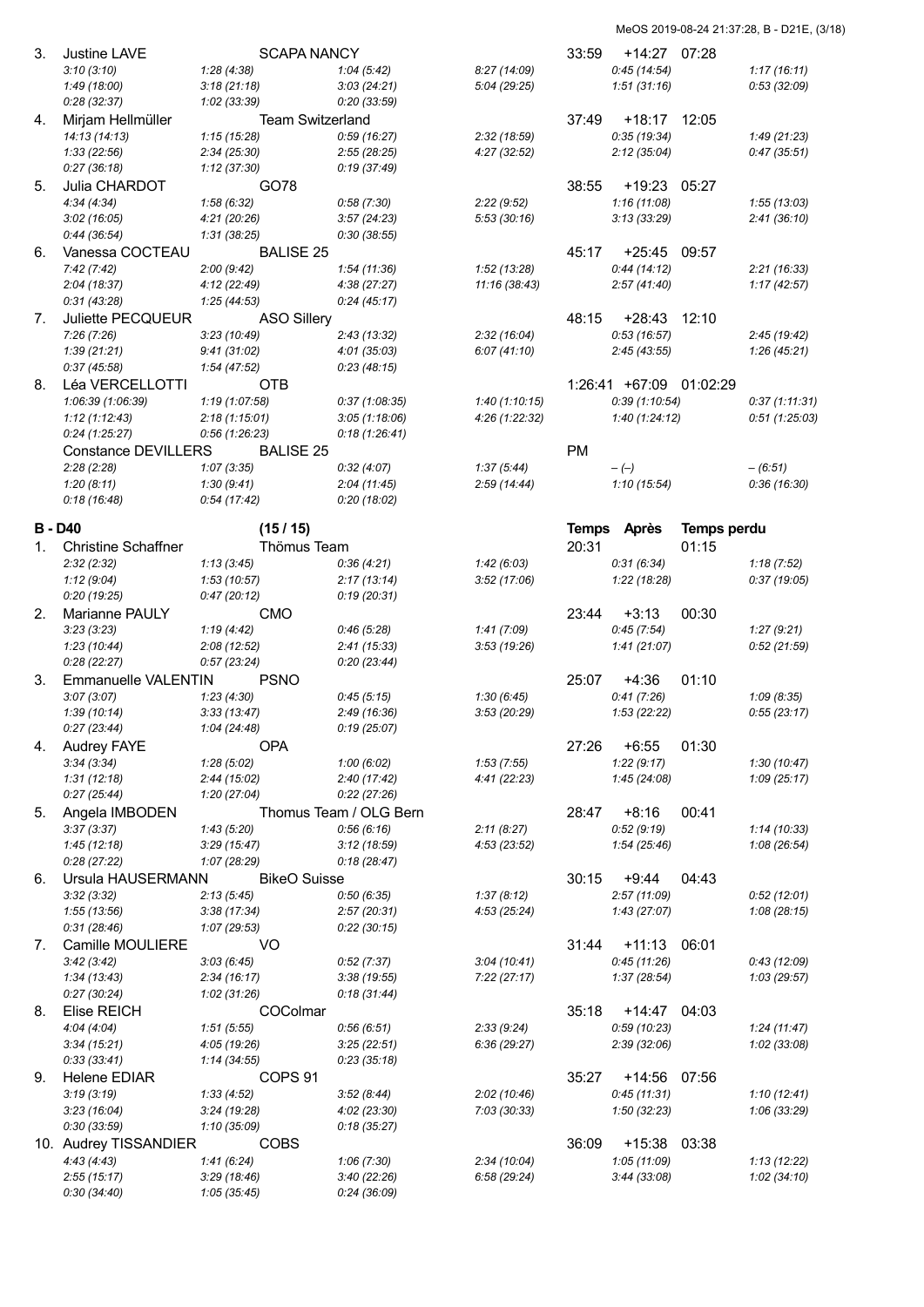| | Nom | Club | | | Temps | Après | Temps perdu | |
|---|---|---|---|---|---|---|---|---|
| 3. | Justine LAVE | SCAPA NANCY | | | 33:59 | +14:27 | 07:28 | |
| | 3:10 (3:10) | 1:28 (4:38) | 1:04 (5:42) | 8:27 (14:09) | | 0:45 (14:54) | | 1:17 (16:11) |
| | 1:49 (18:00) | 3:18 (21:18) | 3:03 (24:21) | 5:04 (29:25) | | 1:51 (31:16) | | 0:53 (32:09) |
| | 0:28 (32:37) | 1:02 (33:39) | 0:20 (33:59) | | | | | |
| 4. | Mirjam Hellmüller | Team Switzerland | | | 37:49 | +18:17 | 12:05 | |
| | 14:13 (14:13) | 1:15 (15:28) | 0:59 (16:27) | 2:32 (18:59) | | 0:35 (19:34) | | 1:49 (21:23) |
| | 1:33 (22:56) | 2:34 (25:30) | 2:55 (28:25) | 4:27 (32:52) | | 2:12 (35:04) | | 0:47 (35:51) |
| | 0:27 (36:18) | 1:12 (37:30) | 0:19 (37:49) | | | | | |
| 5. | Julia CHARDOT | GO78 | | | 38:55 | +19:23 | 05:27 | |
| | 4:34 (4:34) | 1:58 (6:32) | 0:58 (7:30) | 2:22 (9:52) | | 1:16 (11:08) | | 1:55 (13:03) |
| | 3:02 (16:05) | 4:21 (20:26) | 3:57 (24:23) | 5:53 (30:16) | | 3:13 (33:29) | | 2:41 (36:10) |
| | 0:44 (36:54) | 1:31 (38:25) | 0:30 (38:55) | | | | | |
| 6. | Vanessa COCTEAU | BALISE 25 | | | 45:17 | +25:45 | 09:57 | |
| | 7:42 (7:42) | 2:00 (9:42) | 1:54 (11:36) | 1:52 (13:28) | | 0:44 (14:12) | | 2:21 (16:33) |
| | 2:04 (18:37) | 4:12 (22:49) | 4:38 (27:27) | 11:16 (38:43) | | 2:57 (41:40) | | 1:17 (42:57) |
| | 0:31 (43:28) | 1:25 (44:53) | 0:24 (45:17) | | | | | |
| 7. | Juliette PECQUEUR | ASO Sillery | | | 48:15 | +28:43 | 12:10 | |
| | 7:26 (7:26) | 3:23 (10:49) | 2:43 (13:32) | 2:32 (16:04) | | 0:53 (16:57) | | 2:45 (19:42) |
| | 1:39 (21:21) | 9:41 (31:02) | 4:01 (35:03) | 6:07 (41:10) | | 2:45 (43:55) | | 1:26 (45:21) |
| | 0:37 (45:58) | 1:54 (47:52) | 0:23 (48:15) | | | | | |
| 8. | Léa VERCELLOTTI | OTB | | | 1:26:41 | +67:09 | 01:02:29 | |
| | 1:06:39 (1:06:39) | 1:19 (1:07:58) | 0:37 (1:08:35) | 1:40 (1:10:15) | | 0:39 (1:10:54) | | 0:37 (1:11:31) |
| | 1:12 (1:12:43) | 2:18 (1:15:01) | 3:05 (1:18:06) | 4:26 (1:22:32) | | 1:40 (1:24:12) | | 0:51 (1:25:03) |
| | 0:24 (1:25:27) | 0:56 (1:26:23) | 0:18 (1:26:41) | | | | | |
| | Constance DEVILLERS | BALISE 25 | | | PM | | | |
| | 2:28 (2:28) | 1:07 (3:35) | 0:32 (4:07) | 1:37 (5:44) | | – (–) | | – (6:51) |
| | 1:20 (8:11) | 1:30 (9:41) | 2:04 (11:45) | 2:59 (14:44) | | 1:10 (15:54) | | 0:36 (16:30) |
| | 0:18 (16:48) | 0:54 (17:42) | 0:20 (18:02) | | | | | |

## B - D40 (15 / 15)

| | Nom | Club | | | Temps | Après | Temps perdu | |
|---|---|---|---|---|---|---|---|---|
| 1. | Christine Schaffner | Thömus Team | | | 20:31 | | 01:15 | |
| | 2:32 (2:32) | 1:13 (3:45) | 0:36 (4:21) | 1:42 (6:03) | | 0:31 (6:34) | | 1:18 (7:52) |
| | 1:12 (9:04) | 1:53 (10:57) | 2:17 (13:14) | 3:52 (17:06) | | 1:22 (18:28) | | 0:37 (19:05) |
| | 0:20 (19:25) | 0:47 (20:12) | 0:19 (20:31) | | | | | |
| 2. | Marianne PAULY | CMO | | | 23:44 | +3:13 | 00:30 | |
| | 3:23 (3:23) | 1:19 (4:42) | 0:46 (5:28) | 1:41 (7:09) | | 0:45 (7:54) | | 1:27 (9:21) |
| | 1:23 (10:44) | 2:08 (12:52) | 2:41 (15:33) | 3:53 (19:26) | | 1:41 (21:07) | | 0:52 (21:59) |
| | 0:28 (22:27) | 0:57 (23:24) | 0:20 (23:44) | | | | | |
| 3. | Emmanuelle VALENTIN | PSNO | | | 25:07 | +4:36 | 01:10 | |
| | 3:07 (3:07) | 1:23 (4:30) | 0:45 (5:15) | 1:30 (6:45) | | 0:41 (7:26) | | 1:09 (8:35) |
| | 1:39 (10:14) | 3:33 (13:47) | 2:49 (16:36) | 3:53 (20:29) | | 1:53 (22:22) | | 0:55 (23:17) |
| | 0:27 (23:44) | 1:04 (24:48) | 0:19 (25:07) | | | | | |
| 4. | Audrey FAYE | OPA | | | 27:26 | +6:55 | 01:30 | |
| | 3:34 (3:34) | 1:28 (5:02) | 1:00 (6:02) | 1:53 (7:55) | | 1:22 (9:17) | | 1:30 (10:47) |
| | 1:31 (12:18) | 2:44 (15:02) | 2:40 (17:42) | 4:41 (22:23) | | 1:45 (24:08) | | 1:09 (25:17) |
| | 0:27 (25:44) | 1:20 (27:04) | 0:22 (27:26) | | | | | |
| 5. | Angela IMBODEN | Thomus Team / OLG Bern | | | 28:47 | +8:16 | 00:41 | |
| | 3:37 (3:37) | 1:43 (5:20) | 0:56 (6:16) | 2:11 (8:27) | | 0:52 (9:19) | | 1:14 (10:33) |
| | 1:45 (12:18) | 3:29 (15:47) | 3:12 (18:59) | 4:53 (23:52) | | 1:54 (25:46) | | 1:08 (26:54) |
| | 0:28 (27:22) | 1:07 (28:29) | 0:18 (28:47) | | | | | |
| 6. | Ursula HAUSERMANN | BikeO Suisse | | | 30:15 | +9:44 | 04:43 | |
| | 3:32 (3:32) | 2:13 (5:45) | 0:50 (6:35) | 1:37 (8:12) | | 2:57 (11:09) | | 0:52 (12:01) |
| | 1:55 (13:56) | 3:38 (17:34) | 2:57 (20:31) | 4:53 (25:24) | | 1:43 (27:07) | | 1:08 (28:15) |
| | 0:31 (28:46) | 1:07 (29:53) | 0:22 (30:15) | | | | | |
| 7. | Camille MOULIERE | VO | | | 31:44 | +11:13 | 06:01 | |
| | 3:42 (3:42) | 3:03 (6:45) | 0:52 (7:37) | 3:04 (10:41) | | 0:45 (11:26) | | 0:43 (12:09) |
| | 1:34 (13:43) | 2:34 (16:17) | 3:38 (19:55) | 7:22 (27:17) | | 1:37 (28:54) | | 1:03 (29:57) |
| | 0:27 (30:24) | 1:02 (31:26) | 0:18 (31:44) | | | | | |
| 8. | Elise REICH | COColmar | | | 35:18 | +14:47 | 04:03 | |
| | 4:04 (4:04) | 1:51 (5:55) | 0:56 (6:51) | 2:33 (9:24) | | 0:59 (10:23) | | 1:24 (11:47) |
| | 3:34 (15:21) | 4:05 (19:26) | 3:25 (22:51) | 6:36 (29:27) | | 2:39 (32:06) | | 1:02 (33:08) |
| | 0:33 (33:41) | 1:14 (34:55) | 0:23 (35:18) | | | | | |
| 9. | Helene EDIAR | COPS 91 | | | 35:27 | +14:56 | 07:56 | |
| | 3:19 (3:19) | 1:33 (4:52) | 3:52 (8:44) | 2:02 (10:46) | | 0:45 (11:31) | | 1:10 (12:41) |
| | 3:23 (16:04) | 3:24 (19:28) | 4:02 (23:30) | 7:03 (30:33) | | 1:50 (32:23) | | 1:06 (33:29) |
| | 0:30 (33:59) | 1:10 (35:09) | 0:18 (35:27) | | | | | |
| 10. | Audrey TISSANDIER | COBS | | | 36:09 | +15:38 | 03:38 | |
| | 4:43 (4:43) | 1:41 (6:24) | 1:06 (7:30) | 2:34 (10:04) | | 1:05 (11:09) | | 1:13 (12:22) |
| | 2:55 (15:17) | 3:29 (18:46) | 3:40 (22:26) | 6:58 (29:24) | | 3:44 (33:08) | | 1:02 (34:10) |
| | 0:30 (34:40) | 1:05 (35:45) | 0:24 (36:09) | | | | | |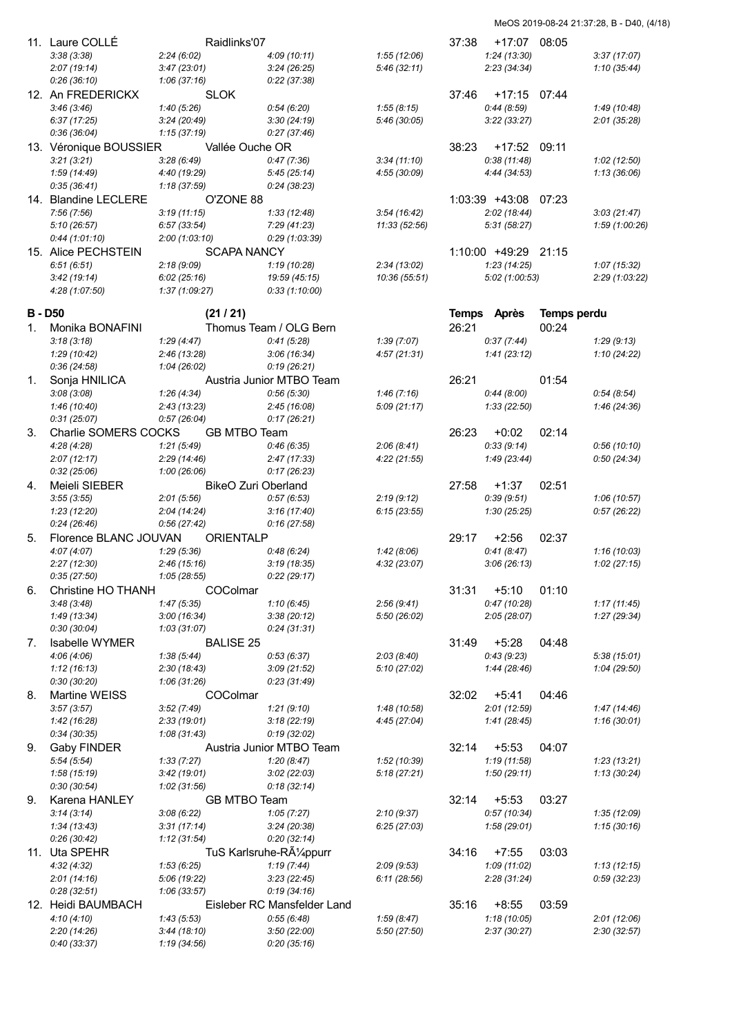| | | | | | Temps | Après | Temps perdu | |
|---|---|---|---|---|---|---|---|---|
| 11. Laure COLLÉ | | Raidlinks'07 | | | 37:38 | +17:07 | 08:05 | |
| *3:38 (3:38)* | *2:24 (6:02)* | *4:09 (10:11)* | *1:55 (12:06)* | | | *1:24 (13:30)* | | *3:37 (17:07)* |
| *2:07 (19:14)* | *3:47 (23:01)* | *3:24 (26:25)* | *5:46 (32:11)* | | | *2:23 (34:34)* | | *1:10 (35:44)* |
| *0:26 (36:10)* | *1:06 (37:16)* | *0:22 (37:38)* | | | | | | |
| 12. An FREDERICKX | | SLOK | | | 37:46 | +17:15 | 07:44 | |
| *3:46 (3:46)* | *1:40 (5:26)* | *0:54 (6:20)* | *1:55 (8:15)* | | | *0:44 (8:59)* | | *1:49 (10:48)* |
| *6:37 (17:25)* | *3:24 (20:49)* | *3:30 (24:19)* | *5:46 (30:05)* | | | *3:22 (33:27)* | | *2:01 (35:28)* |
| *0:36 (36:04)* | *1:15 (37:19)* | *0:27 (37:46)* | | | | | | |
| 13. Véronique BOUSSIER | | Vallée Ouche OR | | | 38:23 | +17:52 | 09:11 | |
| *3:21 (3:21)* | *3:28 (6:49)* | *0:47 (7:36)* | *3:34 (11:10)* | | | *0:38 (11:48)* | | *1:02 (12:50)* |
| *1:59 (14:49)* | *4:40 (19:29)* | *5:45 (25:14)* | *4:55 (30:09)* | | | *4:44 (34:53)* | | *1:13 (36:06)* |
| *0:35 (36:41)* | *1:18 (37:59)* | *0:24 (38:23)* | | | | | | |
| 14. Blandine LECLERE | | O'ZONE 88 | | | 1:03:39 | +43:08 | 07:23 | |
| *7:56 (7:56)* | *3:19 (11:15)* | *1:33 (12:48)* | *3:54 (16:42)* | | | *2:02 (18:44)* | | *3:03 (21:47)* |
| *5:10 (26:57)* | *6:57 (33:54)* | *7:29 (41:23)* | *11:33 (52:56)* | | | *5:31 (58:27)* | | *1:59 (1:00:26)* |
| *0:44 (1:01:10)* | *2:00 (1:03:10)* | *0:29 (1:03:39)* | | | | | | |
| 15. Alice PECHSTEIN | | SCAPA NANCY | | | 1:10:00 | +49:29 | 21:15 | |
| *6:51 (6:51)* | *2:18 (9:09)* | *1:19 (10:28)* | *2:34 (13:02)* | | | *1:23 (14:25)* | | *1:07 (15:32)* |
| *3:42 (19:14)* | *6:02 (25:16)* | *19:59 (45:15)* | *10:36 (55:51)* | | | *5:02 (1:00:53)* | | *2:29 (1:03:22)* |
| *4:28 (1:07:50)* | *1:37 (1:09:27)* | *0:33 (1:10:00)* | | | | | | |
| **B - D50** | | **(21 / 21)** | | | **Temps** | **Après** | **Temps perdu** | |
| 1. Monika BONAFINI | | Thomus Team / OLG Bern | | | 26:21 | | 00:24 | |
| *3:18 (3:18)* | *1:29 (4:47)* | *0:41 (5:28)* | *1:39 (7:07)* | | | *0:37 (7:44)* | | *1:29 (9:13)* |
| *1:29 (10:42)* | *2:46 (13:28)* | *3:06 (16:34)* | *4:57 (21:31)* | | | *1:41 (23:12)* | | *1:10 (24:22)* |
| *0:36 (24:58)* | *1:04 (26:02)* | *0:19 (26:21)* | | | | | | |
| 1. Sonja HNILICA | | Austria Junior MTBO Team | | | 26:21 | | 01:54 | |
| *3:08 (3:08)* | *1:26 (4:34)* | *0:56 (5:30)* | *1:46 (7:16)* | | | *0:44 (8:00)* | | *0:54 (8:54)* |
| *1:46 (10:40)* | *2:43 (13:23)* | *2:45 (16:08)* | *5:09 (21:17)* | | | *1:33 (22:50)* | | *1:46 (24:36)* |
| *0:31 (25:07)* | *0:57 (26:04)* | *0:17 (26:21)* | | | | | | |
| 3. Charlie SOMERS COCKS | | GB MTBO Team | | | 26:23 | +0:02 | 02:14 | |
| *4:28 (4:28)* | *1:21 (5:49)* | *0:46 (6:35)* | *2:06 (8:41)* | | | *0:33 (9:14)* | | *0:56 (10:10)* |
| *2:07 (12:17)* | *2:29 (14:46)* | *2:47 (17:33)* | *4:22 (21:55)* | | | *1:49 (23:44)* | | *0:50 (24:34)* |
| *0:32 (25:06)* | *1:00 (26:06)* | *0:17 (26:23)* | | | | | | |
| 4. Meieli SIEBER | | BikeO Zuri Oberland | | | 27:58 | +1:37 | 02:51 | |
| *3:55 (3:55)* | *2:01 (5:56)* | *0:57 (6:53)* | *2:19 (9:12)* | | | *0:39 (9:51)* | | *1:06 (10:57)* |
| *1:23 (12:20)* | *2:04 (14:24)* | *3:16 (17:40)* | *6:15 (23:55)* | | | *1:30 (25:25)* | | *0:57 (26:22)* |
| *0:24 (26:46)* | *0:56 (27:42)* | *0:16 (27:58)* | | | | | | |
| 5. Florence BLANC JOUVAN | | ORIENTALP | | | 29:17 | +2:56 | 02:37 | |
| *4:07 (4:07)* | *1:29 (5:36)* | *0:48 (6:24)* | *1:42 (8:06)* | | | *0:41 (8:47)* | | *1:16 (10:03)* |
| *2:27 (12:30)* | *2:46 (15:16)* | *3:19 (18:35)* | *4:32 (23:07)* | | | *3:06 (26:13)* | | *1:02 (27:15)* |
| *0:35 (27:50)* | *1:05 (28:55)* | *0:22 (29:17)* | | | | | | |
| 6. Christine HO THANH | | COColmar | | | 31:31 | +5:10 | 01:10 | |
| *3:48 (3:48)* | *1:47 (5:35)* | *1:10 (6:45)* | *2:56 (9:41)* | | | *0:47 (10:28)* | | *1:17 (11:45)* |
| *1:49 (13:34)* | *3:00 (16:34)* | *3:38 (20:12)* | *5:50 (26:02)* | | | *2:05 (28:07)* | | *1:27 (29:34)* |
| *0:30 (30:04)* | *1:03 (31:07)* | *0:24 (31:31)* | | | | | | |
| 7. Isabelle WYMER | | BALISE 25 | | | 31:49 | +5:28 | 04:48 | |
| *4:06 (4:06)* | *1:38 (5:44)* | *0:53 (6:37)* | *2:03 (8:40)* | | | *0:43 (9:23)* | | *5:38 (15:01)* |
| *1:12 (16:13)* | *2:30 (18:43)* | *3:09 (21:52)* | *5:10 (27:02)* | | | *1:44 (28:46)* | | *1:04 (29:50)* |
| *0:30 (30:20)* | *1:06 (31:26)* | *0:23 (31:49)* | | | | | | |
| 8. Martine WEISS | | COColmar | | | 32:02 | +5:41 | 04:46 | |
| *3:57 (3:57)* | *3:52 (7:49)* | *1:21 (9:10)* | *1:48 (10:58)* | | | *2:01 (12:59)* | | *1:47 (14:46)* |
| *1:42 (16:28)* | *2:33 (19:01)* | *3:18 (22:19)* | *4:45 (27:04)* | | | *1:41 (28:45)* | | *1:16 (30:01)* |
| *0:34 (30:35)* | *1:08 (31:43)* | *0:19 (32:02)* | | | | | | |
| 9. Gaby FINDER | | Austria Junior MTBO Team | | | 32:14 | +5:53 | 04:07 | |
| *5:54 (5:54)* | *1:33 (7:27)* | *1:20 (8:47)* | *1:52 (10:39)* | | | *1:19 (11:58)* | | *1:23 (13:21)* |
| *1:58 (15:19)* | *3:42 (19:01)* | *3:02 (22:03)* | *5:18 (27:21)* | | | *1:50 (29:11)* | | *1:13 (30:24)* |
| *0:30 (30:54)* | *1:02 (31:56)* | *0:18 (32:14)* | | | | | | |
| 9. Karena HANLEY | | GB MTBO Team | | | 32:14 | +5:53 | 03:27 | |
| *3:14 (3:14)* | *3:08 (6:22)* | *1:05 (7:27)* | *2:10 (9:37)* | | | *0:57 (10:34)* | | *1:35 (12:09)* |
| *1:34 (13:43)* | *3:31 (17:14)* | *3:24 (20:38)* | *6:25 (27:03)* | | | *1:58 (29:01)* | | *1:15 (30:16)* |
| *0:26 (30:42)* | *1:12 (31:54)* | *0:20 (32:14)* | | | | | | |
| 11. Uta SPEHR | | TuS Karlsruhe-RÃ¼ppurr | | | 34:16 | +7:55 | 03:03 | |
| *4:32 (4:32)* | *1:53 (6:25)* | *1:19 (7:44)* | *2:09 (9:53)* | | | *1:09 (11:02)* | | *1:13 (12:15)* |
| *2:01 (14:16)* | *5:06 (19:22)* | *3:23 (22:45)* | *6:11 (28:56)* | | | *2:28 (31:24)* | | *0:59 (32:23)* |
| *0:28 (32:51)* | *1:06 (33:57)* | *0:19 (34:16)* | | | | | | |
| 12. Heidi BAUMBACH | | Eisleber RC Mansfelder Land | | | 35:16 | +8:55 | 03:59 | |
| *4:10 (4:10)* | *1:43 (5:53)* | *0:55 (6:48)* | *1:59 (8:47)* | | | *1:18 (10:05)* | | *2:01 (12:06)* |
| *2:20 (14:26)* | *3:44 (18:10)* | *3:50 (22:00)* | *5:50 (27:50)* | | | *2:37 (30:27)* | | *2:30 (32:57)* |
| *0:40 (33:37)* | *1:19 (34:56)* | *0:20 (35:16)* | | | | | | |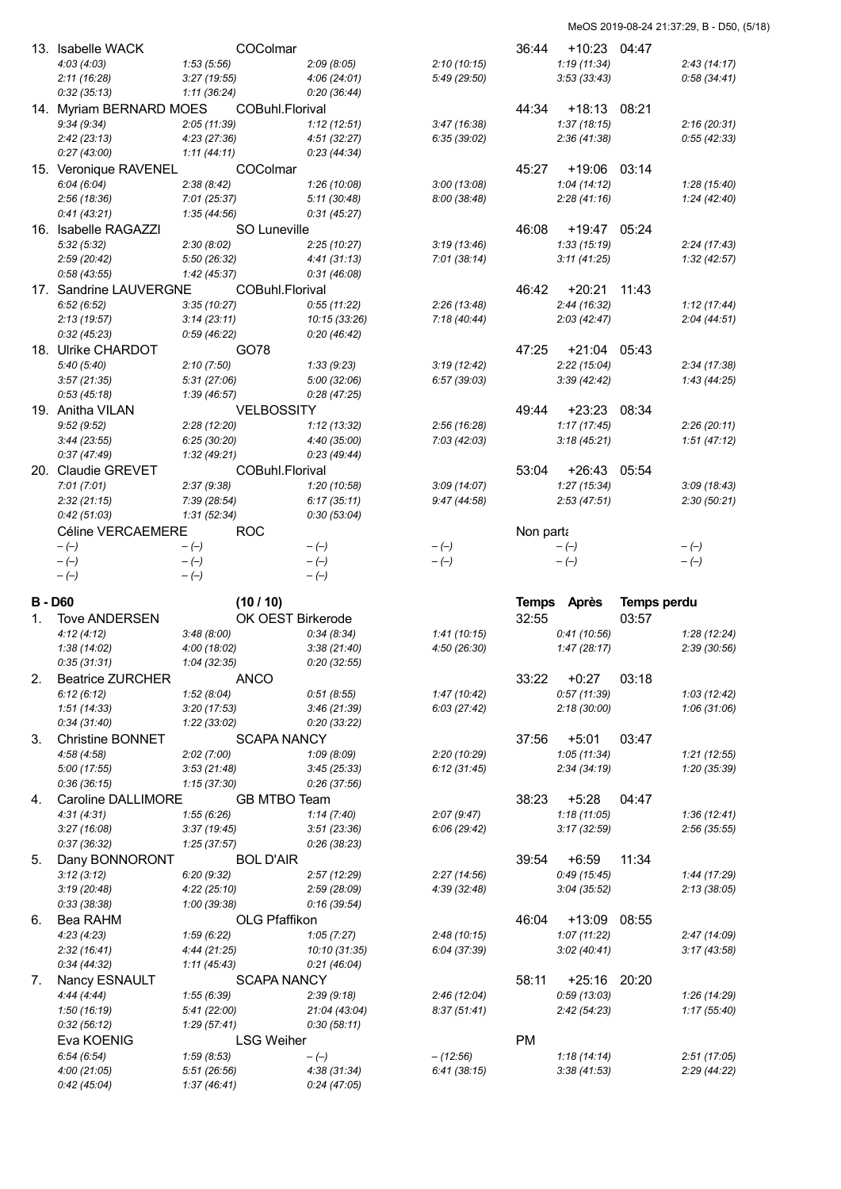13. Isabelle WACK — COColmar — 36:44 — +10:23 — 04:47

| | | | | | |
|---|---|---|---|---|---|
| 4:03 (4:03) | 1:53 (5:56) | 2:09 (8:05) | 2:10 (10:15) | 1:19 (11:34) | 2:43 (14:17) |
| 2:11 (16:28) | 3:27 (19:55) | 4:06 (24:01) | 5:49 (29:50) | 3:53 (33:43) | 0:58 (34:41) |
| 0:32 (35:13) | 1:11 (36:24) | 0:20 (36:44) | | | |

14. Myriam BERNARD MOES — COBuhl.Florival — 44:34 — +18:13 — 08:21

| | | | | | |
|---|---|---|---|---|---|
| 9:34 (9:34) | 2:05 (11:39) | 1:12 (12:51) | 3:47 (16:38) | 1:37 (18:15) | 2:16 (20:31) |
| 2:42 (23:13) | 4:23 (27:36) | 4:51 (32:27) | 6:35 (39:02) | 2:36 (41:38) | 0:55 (42:33) |
| 0:27 (43:00) | 1:11 (44:11) | 0:23 (44:34) | | | |

15. Veronique RAVENEL — COColmar — 45:27 — +19:06 — 03:14

| | | | | | |
|---|---|---|---|---|---|
| 6:04 (6:04) | 2:38 (8:42) | 1:26 (10:08) | 3:00 (13:08) | 1:04 (14:12) | 1:28 (15:40) |
| 2:56 (18:36) | 7:01 (25:37) | 5:11 (30:48) | 8:00 (38:48) | 2:28 (41:16) | 1:24 (42:40) |
| 0:41 (43:21) | 1:35 (44:56) | 0:31 (45:27) | | | |

16. Isabelle RAGAZZI — SO Luneville — 46:08 — +19:47 — 05:24

| | | | | | |
|---|---|---|---|---|---|
| 5:32 (5:32) | 2:30 (8:02) | 2:25 (10:27) | 3:19 (13:46) | 1:33 (15:19) | 2:24 (17:43) |
| 2:59 (20:42) | 5:50 (26:32) | 4:41 (31:13) | 7:01 (38:14) | 3:11 (41:25) | 1:32 (42:57) |
| 0:58 (43:55) | 1:42 (45:37) | 0:31 (46:08) | | | |

17. Sandrine LAUVERGNE — COBuhl.Florival — 46:42 — +20:21 — 11:43

| | | | | | |
|---|---|---|---|---|---|
| 6:52 (6:52) | 3:35 (10:27) | 0:55 (11:22) | 2:26 (13:48) | 2:44 (16:32) | 1:12 (17:44) |
| 2:13 (19:57) | 3:14 (23:11) | 10:15 (33:26) | 7:18 (40:44) | 2:03 (42:47) | 2:04 (44:51) |
| 0:32 (45:23) | 0:59 (46:22) | 0:20 (46:42) | | | |

18. Ulrike CHARDOT — GO78 — 47:25 — +21:04 — 05:43

| | | | | | |
|---|---|---|---|---|---|
| 5:40 (5:40) | 2:10 (7:50) | 1:33 (9:23) | 3:19 (12:42) | 2:22 (15:04) | 2:34 (17:38) |
| 3:57 (21:35) | 5:31 (27:06) | 5:00 (32:06) | 6:57 (39:03) | 3:39 (42:42) | 1:43 (44:25) |
| 0:53 (45:18) | 1:39 (46:57) | 0:28 (47:25) | | | |

19. Anitha VILAN — VELBOSSITY — 49:44 — +23:23 — 08:34

| | | | | | |
|---|---|---|---|---|---|
| 9:52 (9:52) | 2:28 (12:20) | 1:12 (13:32) | 2:56 (16:28) | 1:17 (17:45) | 2:26 (20:11) |
| 3:44 (23:55) | 6:25 (30:20) | 4:40 (35:00) | 7:03 (42:03) | 3:18 (45:21) | 1:51 (47:12) |
| 0:37 (47:49) | 1:32 (49:21) | 0:23 (49:44) | | | |

20. Claudie GREVET — COBuhl.Florival — 53:04 — +26:43 — 05:54

| | | | | | |
|---|---|---|---|---|---|
| 7:01 (7:01) | 2:37 (9:38) | 1:20 (10:58) | 3:09 (14:07) | 1:27 (15:34) | 3:09 (18:43) |
| 2:32 (21:15) | 7:39 (28:54) | 6:17 (35:11) | 9:47 (44:58) | 2:53 (47:51) | 2:30 (50:21) |
| 0:42 (51:03) | 1:31 (52:34) | 0:30 (53:04) | | | |

Céline VERCAEMERE — ROC — Non parta

| | | | | | |
|---|---|---|---|---|---|
| – (–) | – (–) | – (–) | – (–) | – (–) | – (–) |
| – (–) | – (–) | – (–) | – (–) | – (–) | – (–) |
| – (–) | – (–) | – (–) | | | |

## B - D60 (10 / 10)

Temps — Après — Temps perdu

1. Tove ANDERSEN — OK OEST Birkerode — 32:55 — 03:57

| | | | | | |
|---|---|---|---|---|---|
| 4:12 (4:12) | 3:48 (8:00) | 0:34 (8:34) | 1:41 (10:15) | 0:41 (10:56) | 1:28 (12:24) |
| 1:38 (14:02) | 4:00 (18:02) | 3:38 (21:40) | 4:50 (26:30) | 1:47 (28:17) | 2:39 (30:56) |
| 0:35 (31:31) | 1:04 (32:35) | 0:20 (32:55) | | | |

2. Beatrice ZURCHER — ANCO — 33:22 — +0:27 — 03:18

| | | | | | |
|---|---|---|---|---|---|
| 6:12 (6:12) | 1:52 (8:04) | 0:51 (8:55) | 1:47 (10:42) | 0:57 (11:39) | 1:03 (12:42) |
| 1:51 (14:33) | 3:20 (17:53) | 3:46 (21:39) | 6:03 (27:42) | 2:18 (30:00) | 1:06 (31:06) |
| 0:34 (31:40) | 1:22 (33:02) | 0:20 (33:22) | | | |

3. Christine BONNET — SCAPA NANCY — 37:56 — +5:01 — 03:47

| | | | | | |
|---|---|---|---|---|---|
| 4:58 (4:58) | 2:02 (7:00) | 1:09 (8:09) | 2:20 (10:29) | 1:05 (11:34) | 1:21 (12:55) |
| 5:00 (17:55) | 3:53 (21:48) | 3:45 (25:33) | 6:12 (31:45) | 2:34 (34:19) | 1:20 (35:39) |
| 0:36 (36:15) | 1:15 (37:30) | 0:26 (37:56) | | | |

4. Caroline DALLIMORE — GB MTBO Team — 38:23 — +5:28 — 04:47

| | | | | | |
|---|---|---|---|---|---|
| 4:31 (4:31) | 1:55 (6:26) | 1:14 (7:40) | 2:07 (9:47) | 1:18 (11:05) | 1:36 (12:41) |
| 3:27 (16:08) | 3:37 (19:45) | 3:51 (23:36) | 6:06 (29:42) | 3:17 (32:59) | 2:56 (35:55) |
| 0:37 (36:32) | 1:25 (37:57) | 0:26 (38:23) | | | |

5. Dany BONNORONT — BOL D'AIR — 39:54 — +6:59 — 11:34

| | | | | | |
|---|---|---|---|---|---|
| 3:12 (3:12) | 6:20 (9:32) | 2:57 (12:29) | 2:27 (14:56) | 0:49 (15:45) | 1:44 (17:29) |
| 3:19 (20:48) | 4:22 (25:10) | 2:59 (28:09) | 4:39 (32:48) | 3:04 (35:52) | 2:13 (38:05) |
| 0:33 (38:38) | 1:00 (39:38) | 0:16 (39:54) | | | |

6. Bea RAHM — OLG Pfaffikon — 46:04 — +13:09 — 08:55

| | | | | | |
|---|---|---|---|---|---|
| 4:23 (4:23) | 1:59 (6:22) | 1:05 (7:27) | 2:48 (10:15) | 1:07 (11:22) | 2:47 (14:09) |
| 2:32 (16:41) | 4:44 (21:25) | 10:10 (31:35) | 6:04 (37:39) | 3:02 (40:41) | 3:17 (43:58) |
| 0:34 (44:32) | 1:11 (45:43) | 0:21 (46:04) | | | |

7. Nancy ESNAULT — SCAPA NANCY — 58:11 — +25:16 — 20:20

| | | | | | |
|---|---|---|---|---|---|
| 4:44 (4:44) | 1:55 (6:39) | 2:39 (9:18) | 2:46 (12:04) | 0:59 (13:03) | 1:26 (14:29) |
| 1:50 (16:19) | 5:41 (22:00) | 21:04 (43:04) | 8:37 (51:41) | 2:42 (54:23) | 1:17 (55:40) |
| 0:32 (56:12) | 1:29 (57:41) | 0:30 (58:11) | | | |

Eva KOENIG — LSG Weiher — PM

| | | | | | |
|---|---|---|---|---|---|
| 6:54 (6:54) | 1:59 (8:53) | – (–) | – (12:56) | 1:18 (14:14) | 2:51 (17:05) |
| 4:00 (21:05) | 5:51 (26:56) | 4:38 (31:34) | 6:41 (38:15) | 3:38 (41:53) | 2:29 (44:22) |
| 0:42 (45:04) | 1:37 (46:41) | 0:24 (47:05) | | | |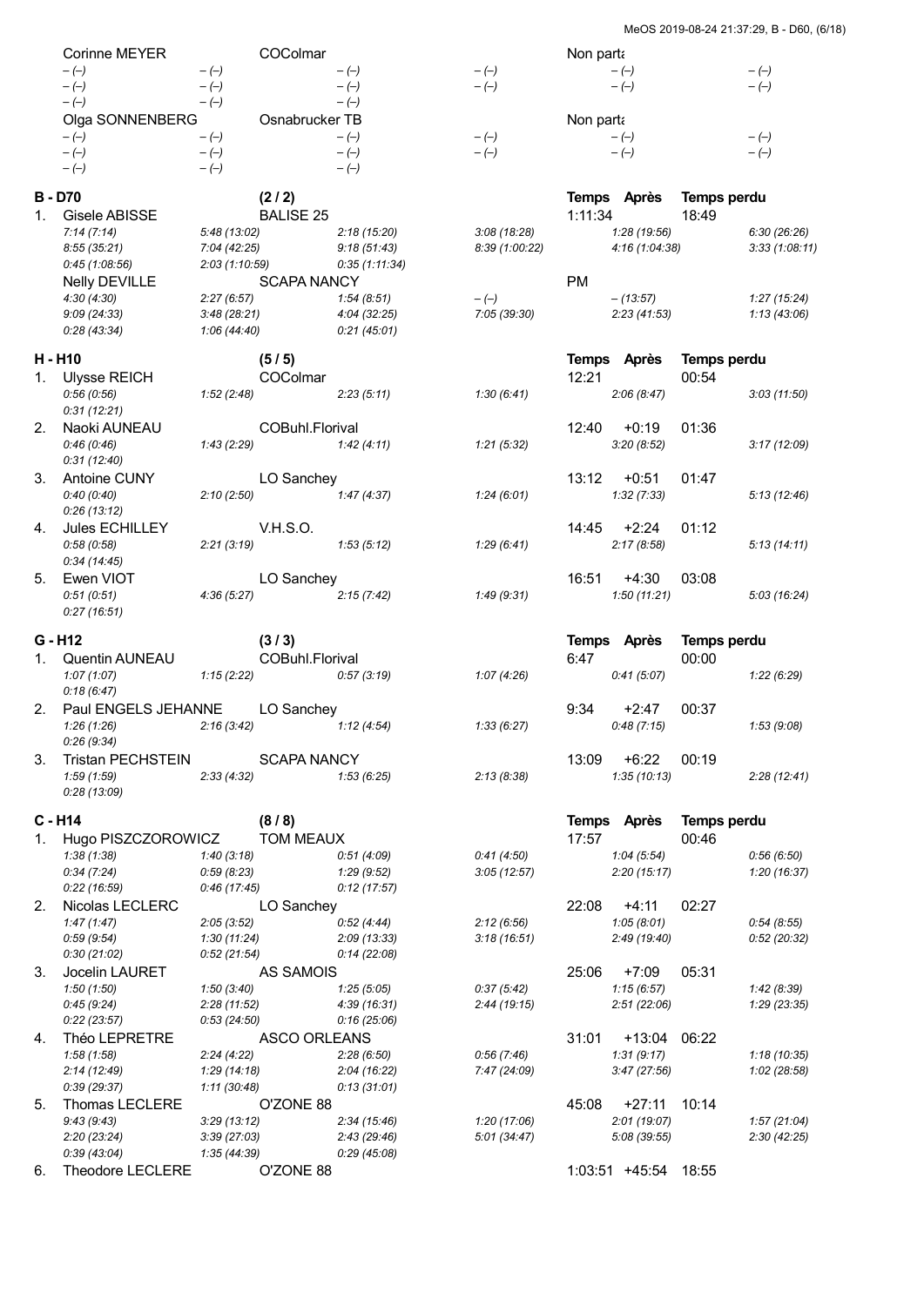Corinne MEYER — COColmar — Non parta

| | | | | | |
|---|---|---|---|---|---|
| – (–) | – (–) | – (–) | – (–) | – (–) | – (–) |
| – (–) | – (–) | – (–) | – (–) | – (–) | – (–) |
| – (–) | – (–) | – (–) | | | |

Olga SONNENBERG — Osnabrucker TB — Non parta

| | | | | | |
|---|---|---|---|---|---|
| – (–) | – (–) | – (–) | – (–) | – (–) | – (–) |
| – (–) | – (–) | – (–) | – (–) | – (–) | – (–) |
| – (–) | – (–) | – (–) | | | |

## B - D70 (2 / 2)

| | Nom | Club | Temps | Après | Temps perdu |
|---|---|---|---|---|---|
| 1. | Gisele ABISSE | BALISE 25 | 1:11:34 | | 18:49 |

*7:14 (7:14) — 5:48 (13:02) — 2:18 (15:20) — 3:08 (18:28) — 1:28 (19:56) — 6:30 (26:26)*
*8:55 (35:21) — 7:04 (42:25) — 9:18 (51:43) — 8:39 (1:00:22) — 4:16 (1:04:38) — 3:33 (1:08:11)*
*0:45 (1:08:56) — 2:03 (1:10:59) — 0:35 (1:11:34)*

| | Nom | Club | Temps | Après | Temps perdu |
|---|---|---|---|---|---|
| | Nelly DEVILLE | SCAPA NANCY | PM | | |

*4:30 (4:30) — 2:27 (6:57) — 1:54 (8:51) — – (–) — – (13:57) — 1:27 (15:24)*
*9:09 (24:33) — 3:48 (28:21) — 4:04 (32:25) — 7:05 (39:30) — 2:23 (41:53) — 1:13 (43:06)*
*0:28 (43:34) — 1:06 (44:40) — 0:21 (45:01)*

## H - H10 (5 / 5)

| | Nom | Club | Temps | Après | Temps perdu |
|---|---|---|---|---|---|
| 1. | Ulysse REICH | COColmar | 12:21 | | 00:54 |
| 2. | Naoki AUNEAU | COBuhl.Florival | 12:40 | +0:19 | 01:36 |
| 3. | Antoine CUNY | LO Sanchey | 13:12 | +0:51 | 01:47 |
| 4. | Jules ECHILLEY | V.H.S.O. | 14:45 | +2:24 | 01:12 |
| 5. | Ewen VIOT | LO Sanchey | 16:51 | +4:30 | 03:08 |

1. *0:56 (0:56) — 1:52 (2:48) — 2:23 (5:11) — 1:30 (6:41) — 2:06 (8:47) — 3:03 (11:50) — 0:31 (12:21)*
2. *0:46 (0:46) — 1:43 (2:29) — 1:42 (4:11) — 1:21 (5:32) — 3:20 (8:52) — 3:17 (12:09) — 0:31 (12:40)*
3. *0:40 (0:40) — 2:10 (2:50) — 1:47 (4:37) — 1:24 (6:01) — 1:32 (7:33) — 5:13 (12:46) — 0:26 (13:12)*
4. *0:58 (0:58) — 2:21 (3:19) — 1:53 (5:12) — 1:29 (6:41) — 2:17 (8:58) — 5:13 (14:11) — 0:34 (14:45)*
5. *0:51 (0:51) — 4:36 (5:27) — 2:15 (7:42) — 1:49 (9:31) — 1:50 (11:21) — 5:03 (16:24) — 0:27 (16:51)*

## G - H12 (3 / 3)

| | Nom | Club | Temps | Après | Temps perdu |
|---|---|---|---|---|---|
| 1. | Quentin AUNEAU | COBuhl.Florival | 6:47 | | 00:00 |
| 2. | Paul ENGELS JEHANNE | LO Sanchey | 9:34 | +2:47 | 00:37 |
| 3. | Tristan PECHSTEIN | SCAPA NANCY | 13:09 | +6:22 | 00:19 |

1. *1:07 (1:07) — 1:15 (2:22) — 0:57 (3:19) — 1:07 (4:26) — 0:41 (5:07) — 1:22 (6:29) — 0:18 (6:47)*
2. *1:26 (1:26) — 2:16 (3:42) — 1:12 (4:54) — 1:33 (6:27) — 0:48 (7:15) — 1:53 (9:08) — 0:26 (9:34)*
3. *1:59 (1:59) — 2:33 (4:32) — 1:53 (6:25) — 2:13 (8:38) — 1:35 (10:13) — 2:28 (12:41) — 0:28 (13:09)*

## C - H14 (8 / 8)

| | Nom | Club | Temps | Après | Temps perdu |
|---|---|---|---|---|---|
| 1. | Hugo PISZCZOROWICZ | TOM MEAUX | 17:57 | | 00:46 |
| 2. | Nicolas LECLERC | LO Sanchey | 22:08 | +4:11 | 02:27 |
| 3. | Jocelin LAURET | AS SAMOIS | 25:06 | +7:09 | 05:31 |
| 4. | Théo LEPRETRE | ASCO ORLEANS | 31:01 | +13:04 | 06:22 |
| 5. | Thomas LECLERE | O'ZONE 88 | 45:08 | +27:11 | 10:14 |
| 6. | Theodore LECLERE | O'ZONE 88 | 1:03:51 | +45:54 | 18:55 |

1. *1:38 (1:38) — 1:40 (3:18) — 0:51 (4:09) — 0:41 (4:50) — 1:04 (5:54) — 0:56 (6:50)*
   *0:34 (7:24) — 0:59 (8:23) — 1:29 (9:52) — 3:05 (12:57) — 2:20 (15:17) — 1:20 (16:37)*
   *0:22 (16:59) — 0:46 (17:45) — 0:12 (17:57)*
2. *1:47 (1:47) — 2:05 (3:52) — 0:52 (4:44) — 2:12 (6:56) — 1:05 (8:01) — 0:54 (8:55)*
   *0:59 (9:54) — 1:30 (11:24) — 2:09 (13:33) — 3:18 (16:51) — 2:49 (19:40) — 0:52 (20:32)*
   *0:30 (21:02) — 0:52 (21:54) — 0:14 (22:08)*
3. *1:50 (1:50) — 1:50 (3:40) — 1:25 (5:05) — 0:37 (5:42) — 1:15 (6:57) — 1:42 (8:39)*
   *0:45 (9:24) — 2:28 (11:52) — 4:39 (16:31) — 2:44 (19:15) — 2:51 (22:06) — 1:29 (23:35)*
   *0:22 (23:57) — 0:53 (24:50) — 0:16 (25:06)*
4. *1:58 (1:58) — 2:24 (4:22) — 2:28 (6:50) — 0:56 (7:46) — 1:31 (9:17) — 1:18 (10:35)*
   *2:14 (12:49) — 1:29 (14:18) — 2:04 (16:22) — 7:47 (24:09) — 3:47 (27:56) — 1:02 (28:58)*
   *0:39 (29:37) — 1:11 (30:48) — 0:13 (31:01)*
5. *9:43 (9:43) — 3:29 (13:12) — 2:34 (15:46) — 1:20 (17:06) — 2:01 (19:07) — 1:57 (21:04)*
   *2:20 (23:24) — 3:39 (27:03) — 2:43 (29:46) — 5:01 (34:47) — 5:08 (39:55) — 2:30 (42:25)*
   *0:39 (43:04) — 1:35 (44:39) — 0:29 (45:08)*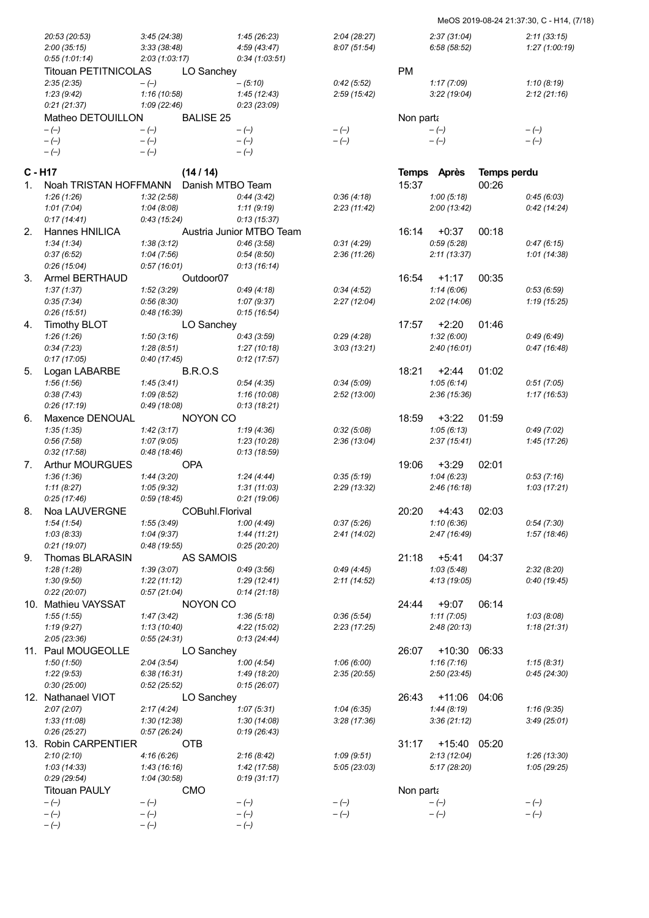| | | | | | | | | |
|---|---|---|---|---|---|---|---|---|
| | 20:53 (20:53) | 3:45 (24:38) | 1:45 (26:23) | 2:04 (28:27) | | 2:37 (31:04) | | 2:11 (33:15) |
| | 2:00 (35:15) | 3:33 (38:48) | 4:59 (43:47) | 8:07 (51:54) | | 6:58 (58:52) | | 1:27 (1:00:19) |
| | 0:55 (1:01:14) | 2:03 (1:03:17) | 0:34 (1:03:51) | | | | | |
| | Titouan PETITNICOLAS | LO Sanchey | | | PM | | | |
| | 2:35 (2:35) | – (–) | – (5:10) | 0:42 (5:52) | | 1:17 (7:09) | | 1:10 (8:19) |
| | 1:23 (9:42) | 1:16 (10:58) | 1:45 (12:43) | 2:59 (15:42) | | 3:22 (19:04) | | 2:12 (21:16) |
| | 0:21 (21:37) | 1:09 (22:46) | 0:23 (23:09) | | | | | |
| | Matheo DETOUILLON | BALISE 25 | | | Non parta | | | |
| | – (–) | – (–) | – (–) | – (–) | | – (–) | | – (–) |
| | – (–) | – (–) | – (–) | – (–) | | – (–) | | – (–) |
| | – (–) | – (–) | – (–) | | | | | |

## C - H17 (14 / 14)

| | | | | | Temps | Après | Temps perdu | |
|---|---|---|---|---|---|---|---|---|
| 1. | Noah TRISTAN HOFFMANN | Danish MTBO Team | | | 15:37 | | 00:26 | |
| | 1:26 (1:26) | 1:32 (2:58) | 0:44 (3:42) | 0:36 (4:18) | | 1:00 (5:18) | | 0:45 (6:03) |
| | 1:01 (7:04) | 1:04 (8:08) | 1:11 (9:19) | 2:23 (11:42) | | 2:00 (13:42) | | 0:42 (14:24) |
| | 0:17 (14:41) | 0:43 (15:24) | 0:13 (15:37) | | | | | |
| 2. | Hannes HNILICA | Austria Junior MTBO Team | | | 16:14 | +0:37 | 00:18 | |
| | 1:34 (1:34) | 1:38 (3:12) | 0:46 (3:58) | 0:31 (4:29) | | 0:59 (5:28) | | 0:47 (6:15) |
| | 0:37 (6:52) | 1:04 (7:56) | 0:54 (8:50) | 2:36 (11:26) | | 2:11 (13:37) | | 1:01 (14:38) |
| | 0:26 (15:04) | 0:57 (16:01) | 0:13 (16:14) | | | | | |
| 3. | Armel BERTHAUD | Outdoor07 | | | 16:54 | +1:17 | 00:35 | |
| | 1:37 (1:37) | 1:52 (3:29) | 0:49 (4:18) | 0:34 (4:52) | | 1:14 (6:06) | | 0:53 (6:59) |
| | 0:35 (7:34) | 0:56 (8:30) | 1:07 (9:37) | 2:27 (12:04) | | 2:02 (14:06) | | 1:19 (15:25) |
| | 0:26 (15:51) | 0:48 (16:39) | 0:15 (16:54) | | | | | |
| 4. | Timothy BLOT | LO Sanchey | | | 17:57 | +2:20 | 01:46 | |
| | 1:26 (1:26) | 1:50 (3:16) | 0:43 (3:59) | 0:29 (4:28) | | 1:32 (6:00) | | 0:49 (6:49) |
| | 0:34 (7:23) | 1:28 (8:51) | 1:27 (10:18) | 3:03 (13:21) | | 2:40 (16:01) | | 0:47 (16:48) |
| | 0:17 (17:05) | 0:40 (17:45) | 0:12 (17:57) | | | | | |
| 5. | Logan LABARBE | B.R.O.S | | | 18:21 | +2:44 | 01:02 | |
| | 1:56 (1:56) | 1:45 (3:41) | 0:54 (4:35) | 0:34 (5:09) | | 1:05 (6:14) | | 0:51 (7:05) |
| | 0:38 (7:43) | 1:09 (8:52) | 1:16 (10:08) | 2:52 (13:00) | | 2:36 (15:36) | | 1:17 (16:53) |
| | 0:26 (17:19) | 0:49 (18:08) | 0:13 (18:21) | | | | | |
| 6. | Maxence DENOUAL | NOYON CO | | | 18:59 | +3:22 | 01:59 | |
| | 1:35 (1:35) | 1:42 (3:17) | 1:19 (4:36) | 0:32 (5:08) | | 1:05 (6:13) | | 0:49 (7:02) |
| | 0:56 (7:58) | 1:07 (9:05) | 1:23 (10:28) | 2:36 (13:04) | | 2:37 (15:41) | | 1:45 (17:26) |
| | 0:32 (17:58) | 0:48 (18:46) | 0:13 (18:59) | | | | | |
| 7. | Arthur MOURGUES | OPA | | | 19:06 | +3:29 | 02:01 | |
| | 1:36 (1:36) | 1:44 (3:20) | 1:24 (4:44) | 0:35 (5:19) | | 1:04 (6:23) | | 0:53 (7:16) |
| | 1:11 (8:27) | 1:05 (9:32) | 1:31 (11:03) | 2:29 (13:32) | | 2:46 (16:18) | | 1:03 (17:21) |
| | 0:25 (17:46) | 0:59 (18:45) | 0:21 (19:06) | | | | | |
| 8. | Noa LAUVERGNE | COBuhl.Florival | | | 20:20 | +4:43 | 02:03 | |
| | 1:54 (1:54) | 1:55 (3:49) | 1:00 (4:49) | 0:37 (5:26) | | 1:10 (6:36) | | 0:54 (7:30) |
| | 1:03 (8:33) | 1:04 (9:37) | 1:44 (11:21) | 2:41 (14:02) | | 2:47 (16:49) | | 1:57 (18:46) |
| | 0:21 (19:07) | 0:48 (19:55) | 0:25 (20:20) | | | | | |
| 9. | Thomas BLARASIN | AS SAMOIS | | | 21:18 | +5:41 | 04:37 | |
| | 1:28 (1:28) | 1:39 (3:07) | 0:49 (3:56) | 0:49 (4:45) | | 1:03 (5:48) | | 2:32 (8:20) |
| | 1:30 (9:50) | 1:22 (11:12) | 1:29 (12:41) | 2:11 (14:52) | | 4:13 (19:05) | | 0:40 (19:45) |
| | 0:22 (20:07) | 0:57 (21:04) | 0:14 (21:18) | | | | | |
| 10. | Mathieu VAYSSAT | NOYON CO | | | 24:44 | +9:07 | 06:14 | |
| | 1:55 (1:55) | 1:47 (3:42) | 1:36 (5:18) | 0:36 (5:54) | | 1:11 (7:05) | | 1:03 (8:08) |
| | 1:19 (9:27) | 1:13 (10:40) | 4:22 (15:02) | 2:23 (17:25) | | 2:48 (20:13) | | 1:18 (21:31) |
| | 2:05 (23:36) | 0:55 (24:31) | 0:13 (24:44) | | | | | |
| 11. | Paul MOUGEOLLE | LO Sanchey | | | 26:07 | +10:30 | 06:33 | |
| | 1:50 (1:50) | 2:04 (3:54) | 1:00 (4:54) | 1:06 (6:00) | | 1:16 (7:16) | | 1:15 (8:31) |
| | 1:22 (9:53) | 6:38 (16:31) | 1:49 (18:20) | 2:35 (20:55) | | 2:50 (23:45) | | 0:45 (24:30) |
| | 0:30 (25:00) | 0:52 (25:52) | 0:15 (26:07) | | | | | |
| 12. | Nathanael VIOT | LO Sanchey | | | 26:43 | +11:06 | 04:06 | |
| | 2:07 (2:07) | 2:17 (4:24) | 1:07 (5:31) | 1:04 (6:35) | | 1:44 (8:19) | | 1:16 (9:35) |
| | 1:33 (11:08) | 1:30 (12:38) | 1:30 (14:08) | 3:28 (17:36) | | 3:36 (21:12) | | 3:49 (25:01) |
| | 0:26 (25:27) | 0:57 (26:24) | 0:19 (26:43) | | | | | |
| 13. | Robin CARPENTIER | OTB | | | 31:17 | +15:40 | 05:20 | |
| | 2:10 (2:10) | 4:16 (6:26) | 2:16 (8:42) | 1:09 (9:51) | | 2:13 (12:04) | | 1:26 (13:30) |
| | 1:03 (14:33) | 1:43 (16:16) | 1:42 (17:58) | 5:05 (23:03) | | 5:17 (28:20) | | 1:05 (29:25) |
| | 0:29 (29:54) | 1:04 (30:58) | 0:19 (31:17) | | | | | |
| | Titouan PAULY | CMO | | | Non parta | | | |
| | – (–) | – (–) | – (–) | – (–) | | – (–) | | – (–) |
| | – (–) | – (–) | – (–) | – (–) | | – (–) | | – (–) |
| | – (–) | – (–) | – (–) | | | | | |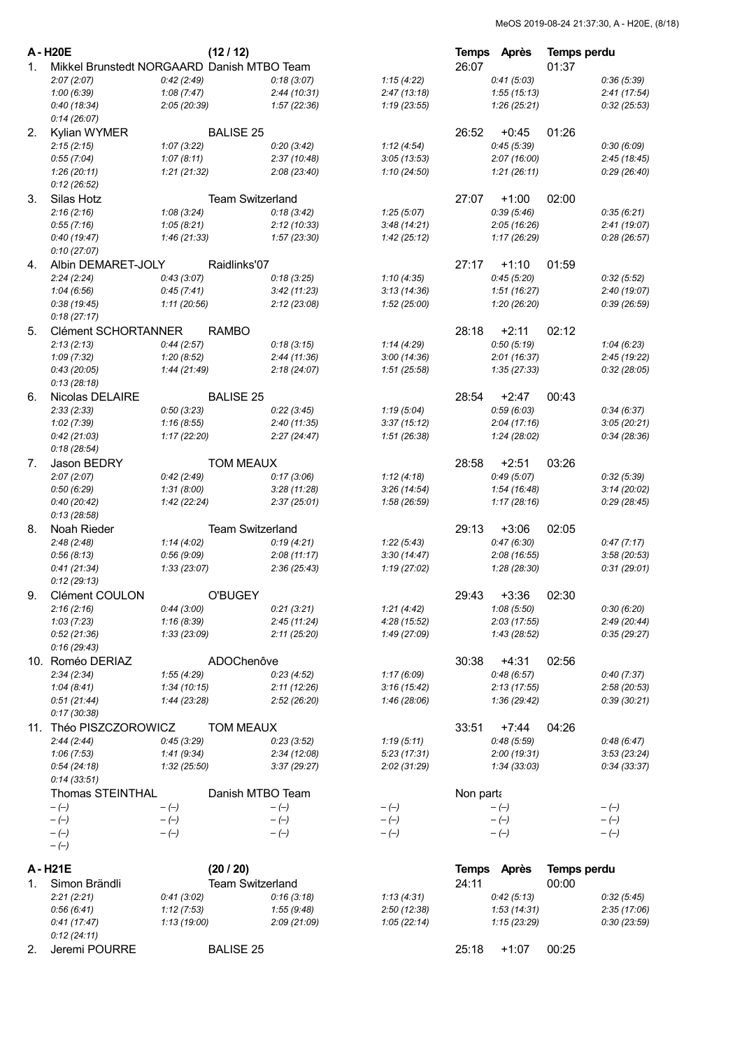## A - H20E (12 / 12)

| | Nom | Club | | | Temps | Après | Temps perdu |
|---|---|---|---|---|---|---|---|
| 1. | Mikkel Brunstedt NORGAARD | Danish MTBO Team | | | 26:07 | | 01:37 |
| | *2:07 (2:07)* | *0:42 (2:49)* | *0:18 (3:07)* | *1:15 (4:22)* | | *0:41 (5:03)* | *0:36 (5:39)* |
| | *1:00 (6:39)* | *1:08 (7:47)* | *2:44 (10:31)* | *2:47 (13:18)* | | *1:55 (15:13)* | *2:41 (17:54)* |
| | *0:40 (18:34)* | *2:05 (20:39)* | *1:57 (22:36)* | *1:19 (23:55)* | | *1:26 (25:21)* | *0:32 (25:53)* |
| | *0:14 (26:07)* | | | | | | |
| 2. | Kylian WYMER | BALISE 25 | | | 26:52 | +0:45 | 01:26 |
| | *2:15 (2:15)* | *1:07 (3:22)* | *0:20 (3:42)* | *1:12 (4:54)* | | *0:45 (5:39)* | *0:30 (6:09)* |
| | *0:55 (7:04)* | *1:07 (8:11)* | *2:37 (10:48)* | *3:05 (13:53)* | | *2:07 (16:00)* | *2:45 (18:45)* |
| | *1:26 (20:11)* | *1:21 (21:32)* | *2:08 (23:40)* | *1:10 (24:50)* | | *1:21 (26:11)* | *0:29 (26:40)* |
| | *0:12 (26:52)* | | | | | | |
| 3. | Silas Hotz | Team Switzerland | | | 27:07 | +1:00 | 02:00 |
| | *2:16 (2:16)* | *1:08 (3:24)* | *0:18 (3:42)* | *1:25 (5:07)* | | *0:39 (5:46)* | *0:35 (6:21)* |
| | *0:55 (7:16)* | *1:05 (8:21)* | *2:12 (10:33)* | *3:48 (14:21)* | | *2:05 (16:26)* | *2:41 (19:07)* |
| | *0:40 (19:47)* | *1:46 (21:33)* | *1:57 (23:30)* | *1:42 (25:12)* | | *1:17 (26:29)* | *0:28 (26:57)* |
| | *0:10 (27:07)* | | | | | | |
| 4. | Albin DEMARET-JOLY | Raidlinks'07 | | | 27:17 | +1:10 | 01:59 |
| | *2:24 (2:24)* | *0:43 (3:07)* | *0:18 (3:25)* | *1:10 (4:35)* | | *0:45 (5:20)* | *0:32 (5:52)* |
| | *1:04 (6:56)* | *0:45 (7:41)* | *3:42 (11:23)* | *3:13 (14:36)* | | *1:51 (16:27)* | *2:40 (19:07)* |
| | *0:38 (19:45)* | *1:11 (20:56)* | *2:12 (23:08)* | *1:52 (25:00)* | | *1:20 (26:20)* | *0:39 (26:59)* |
| | *0:18 (27:17)* | | | | | | |
| 5. | Clément SCHORTANNER | RAMBO | | | 28:18 | +2:11 | 02:12 |
| | *2:13 (2:13)* | *0:44 (2:57)* | *0:18 (3:15)* | *1:14 (4:29)* | | *0:50 (5:19)* | *1:04 (6:23)* |
| | *1:09 (7:32)* | *1:20 (8:52)* | *2:44 (11:36)* | *3:00 (14:36)* | | *2:01 (16:37)* | *2:45 (19:22)* |
| | *0:43 (20:05)* | *1:44 (21:49)* | *2:18 (24:07)* | *1:51 (25:58)* | | *1:35 (27:33)* | *0:32 (28:05)* |
| | *0:13 (28:18)* | | | | | | |
| 6. | Nicolas DELAIRE | BALISE 25 | | | 28:54 | +2:47 | 00:43 |
| | *2:33 (2:33)* | *0:50 (3:23)* | *0:22 (3:45)* | *1:19 (5:04)* | | *0:59 (6:03)* | *0:34 (6:37)* |
| | *1:02 (7:39)* | *1:16 (8:55)* | *2:40 (11:35)* | *3:37 (15:12)* | | *2:04 (17:16)* | *3:05 (20:21)* |
| | *0:42 (21:03)* | *1:17 (22:20)* | *2:27 (24:47)* | *1:51 (26:38)* | | *1:24 (28:02)* | *0:34 (28:36)* |
| | *0:18 (28:54)* | | | | | | |
| 7. | Jason BEDRY | TOM MEAUX | | | 28:58 | +2:51 | 03:26 |
| | *2:07 (2:07)* | *0:42 (2:49)* | *0:17 (3:06)* | *1:12 (4:18)* | | *0:49 (5:07)* | *0:32 (5:39)* |
| | *0:50 (6:29)* | *1:31 (8:00)* | *3:28 (11:28)* | *3:26 (14:54)* | | *1:54 (16:48)* | *3:14 (20:02)* |
| | *0:40 (20:42)* | *1:42 (22:24)* | *2:37 (25:01)* | *1:58 (26:59)* | | *1:17 (28:16)* | *0:29 (28:45)* |
| | *0:13 (28:58)* | | | | | | |
| 8. | Noah Rieder | Team Switzerland | | | 29:13 | +3:06 | 02:05 |
| | *2:48 (2:48)* | *1:14 (4:02)* | *0:19 (4:21)* | *1:22 (5:43)* | | *0:47 (6:30)* | *0:47 (7:17)* |
| | *0:56 (8:13)* | *0:56 (9:09)* | *2:08 (11:17)* | *3:30 (14:47)* | | *2:08 (16:55)* | *3:58 (20:53)* |
| | *0:41 (21:34)* | *1:33 (23:07)* | *2:36 (25:43)* | *1:19 (27:02)* | | *1:28 (28:30)* | *0:31 (29:01)* |
| | *0:12 (29:13)* | | | | | | |
| 9. | Clément COULON | O'BUGEY | | | 29:43 | +3:36 | 02:30 |
| | *2:16 (2:16)* | *0:44 (3:00)* | *0:21 (3:21)* | *1:21 (4:42)* | | *1:08 (5:50)* | *0:30 (6:20)* |
| | *1:03 (7:23)* | *1:16 (8:39)* | *2:45 (11:24)* | *4:28 (15:52)* | | *2:03 (17:55)* | *2:49 (20:44)* |
| | *0:52 (21:36)* | *1:33 (23:09)* | *2:11 (25:20)* | *1:49 (27:09)* | | *1:43 (28:52)* | *0:35 (29:27)* |
| | *0:16 (29:43)* | | | | | | |
| 10. | Roméo DERIAZ | ADOChenôve | | | 30:38 | +4:31 | 02:56 |
| | *2:34 (2:34)* | *1:55 (4:29)* | *0:23 (4:52)* | *1:17 (6:09)* | | *0:48 (6:57)* | *0:40 (7:37)* |
| | *1:04 (8:41)* | *1:34 (10:15)* | *2:11 (12:26)* | *3:16 (15:42)* | | *2:13 (17:55)* | *2:58 (20:53)* |
| | *0:51 (21:44)* | *1:44 (23:28)* | *2:52 (26:20)* | *1:46 (28:06)* | | *1:36 (29:42)* | *0:39 (30:21)* |
| | *0:17 (30:38)* | | | | | | |
| 11. | Théo PISZCZOROWICZ | TOM MEAUX | | | 33:51 | +7:44 | 04:26 |
| | *2:44 (2:44)* | *0:45 (3:29)* | *0:23 (3:52)* | *1:19 (5:11)* | | *0:48 (5:59)* | *0:48 (6:47)* |
| | *1:06 (7:53)* | *1:41 (9:34)* | *2:34 (12:08)* | *5:23 (17:31)* | | *2:00 (19:31)* | *3:53 (23:24)* |
| | *0:54 (24:18)* | *1:32 (25:50)* | *3:37 (29:27)* | *2:02 (31:29)* | | *1:34 (33:03)* | *0:34 (33:37)* |
| | *0:14 (33:51)* | | | | | | |
| | Thomas STEINTHAL | Danish MTBO Team | | | Non parta | | |
| | *– (–)* | *– (–)* | *– (–)* | *– (–)* | | *– (–)* | *– (–)* |
| | *– (–)* | *– (–)* | *– (–)* | *– (–)* | | *– (–)* | *– (–)* |
| | *– (–)* | *– (–)* | *– (–)* | *– (–)* | | *– (–)* | *– (–)* |
| | *– (–)* | | | | | | |

## A - H21E (20 / 20)

| | Nom | Club | | | Temps | Après | Temps perdu |
|---|---|---|---|---|---|---|---|
| 1. | Simon Brändli | Team Switzerland | | | 24:11 | | 00:00 |
| | *2:21 (2:21)* | *0:41 (3:02)* | *0:16 (3:18)* | *1:13 (4:31)* | | *0:42 (5:13)* | *0:32 (5:45)* |
| | *0:56 (6:41)* | *1:12 (7:53)* | *1:55 (9:48)* | *2:50 (12:38)* | | *1:53 (14:31)* | *2:35 (17:06)* |
| | *0:41 (17:47)* | *1:13 (19:00)* | *2:09 (21:09)* | *1:05 (22:14)* | | *1:15 (23:29)* | *0:30 (23:59)* |
| | *0:12 (24:11)* | | | | | | |
| 2. | Jeremi POURRE | BALISE 25 | | | 25:18 | +1:07 | 00:25 |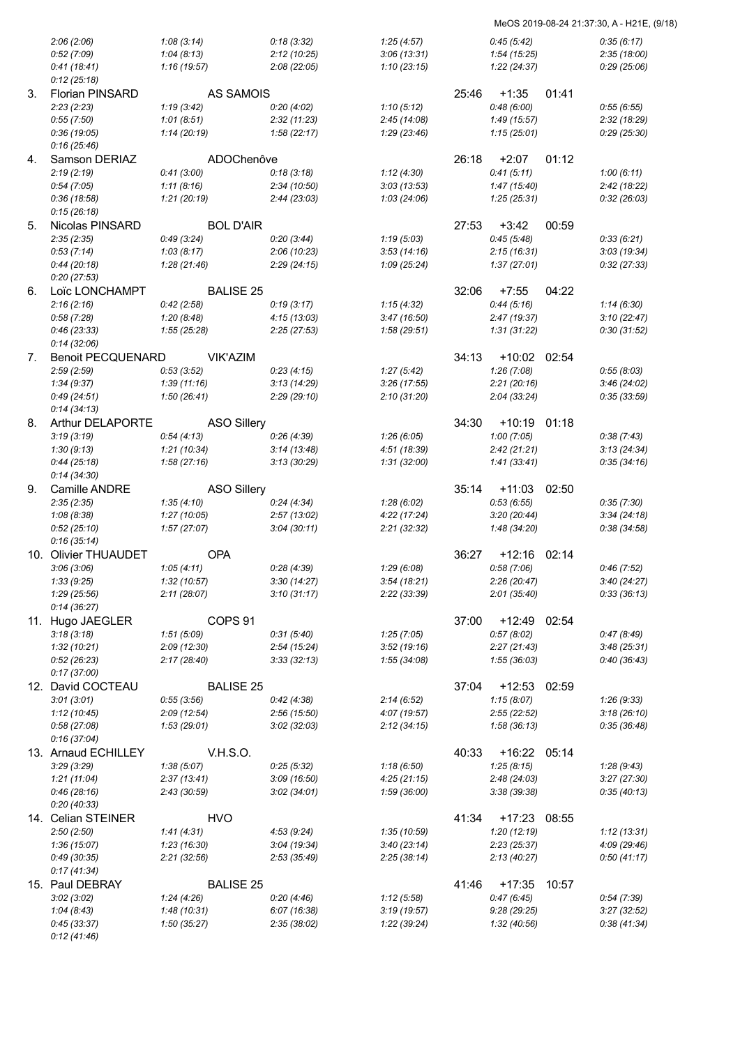| | | | | | | | | |
|---|---|---|---|---|---|---|---|---|
| | *2:06 (2:06)* | *1:08 (3:14)* | *0:18 (3:32)* | *1:25 (4:57)* | | *0:45 (5:42)* | | *0:35 (6:17)* |
| | *0:52 (7:09)* | *1:04 (8:13)* | *2:12 (10:25)* | *3:06 (13:31)* | | *1:54 (15:25)* | | *2:35 (18:00)* |
| | *0:41 (18:41)* | *1:16 (19:57)* | *2:08 (22:05)* | *1:10 (23:15)* | | *1:22 (24:37)* | | *0:29 (25:06)* |
| | *0:12 (25:18)* | | | | | | | |
| 3. | Florian PINSARD | AS SAMOIS | | | 25:46 | +1:35 | 01:41 | |
| | *2:23 (2:23)* | *1:19 (3:42)* | *0:20 (4:02)* | *1:10 (5:12)* | | *0:48 (6:00)* | | *0:55 (6:55)* |
| | *0:55 (7:50)* | *1:01 (8:51)* | *2:32 (11:23)* | *2:45 (14:08)* | | *1:49 (15:57)* | | *2:32 (18:29)* |
| | *0:36 (19:05)* | *1:14 (20:19)* | *1:58 (22:17)* | *1:29 (23:46)* | | *1:15 (25:01)* | | *0:29 (25:30)* |
| | *0:16 (25:46)* | | | | | | | |
| 4. | Samson DERIAZ | ADOChenôve | | | 26:18 | +2:07 | 01:12 | |
| | *2:19 (2:19)* | *0:41 (3:00)* | *0:18 (3:18)* | *1:12 (4:30)* | | *0:41 (5:11)* | | *1:00 (6:11)* |
| | *0:54 (7:05)* | *1:11 (8:16)* | *2:34 (10:50)* | *3:03 (13:53)* | | *1:47 (15:40)* | | *2:42 (18:22)* |
| | *0:36 (18:58)* | *1:21 (20:19)* | *2:44 (23:03)* | *1:03 (24:06)* | | *1:25 (25:31)* | | *0:32 (26:03)* |
| | *0:15 (26:18)* | | | | | | | |
| 5. | Nicolas PINSARD | BOL D'AIR | | | 27:53 | +3:42 | 00:59 | |
| | *2:35 (2:35)* | *0:49 (3:24)* | *0:20 (3:44)* | *1:19 (5:03)* | | *0:45 (5:48)* | | *0:33 (6:21)* |
| | *0:53 (7:14)* | *1:03 (8:17)* | *2:06 (10:23)* | *3:53 (14:16)* | | *2:15 (16:31)* | | *3:03 (19:34)* |
| | *0:44 (20:18)* | *1:28 (21:46)* | *2:29 (24:15)* | *1:09 (25:24)* | | *1:37 (27:01)* | | *0:32 (27:33)* |
| | *0:20 (27:53)* | | | | | | | |
| 6. | Loïc LONCHAMPT | BALISE 25 | | | 32:06 | +7:55 | 04:22 | |
| | *2:16 (2:16)* | *0:42 (2:58)* | *0:19 (3:17)* | *1:15 (4:32)* | | *0:44 (5:16)* | | *1:14 (6:30)* |
| | *0:58 (7:28)* | *1:20 (8:48)* | *4:15 (13:03)* | *3:47 (16:50)* | | *2:47 (19:37)* | | *3:10 (22:47)* |
| | *0:46 (23:33)* | *1:55 (25:28)* | *2:25 (27:53)* | *1:58 (29:51)* | | *1:31 (31:22)* | | *0:30 (31:52)* |
| | *0:14 (32:06)* | | | | | | | |
| 7. | Benoit PECQUENARD | VIK'AZIM | | | 34:13 | +10:02 | 02:54 | |
| | *2:59 (2:59)* | *0:53 (3:52)* | *0:23 (4:15)* | *1:27 (5:42)* | | *1:26 (7:08)* | | *0:55 (8:03)* |
| | *1:34 (9:37)* | *1:39 (11:16)* | *3:13 (14:29)* | *3:26 (17:55)* | | *2:21 (20:16)* | | *3:46 (24:02)* |
| | *0:49 (24:51)* | *1:50 (26:41)* | *2:29 (29:10)* | *2:10 (31:20)* | | *2:04 (33:24)* | | *0:35 (33:59)* |
| | *0:14 (34:13)* | | | | | | | |
| 8. | Arthur DELAPORTE | ASO Sillery | | | 34:30 | +10:19 | 01:18 | |
| | *3:19 (3:19)* | *0:54 (4:13)* | *0:26 (4:39)* | *1:26 (6:05)* | | *1:00 (7:05)* | | *0:38 (7:43)* |
| | *1:30 (9:13)* | *1:21 (10:34)* | *3:14 (13:48)* | *4:51 (18:39)* | | *2:42 (21:21)* | | *3:13 (24:34)* |
| | *0:44 (25:18)* | *1:58 (27:16)* | *3:13 (30:29)* | *1:31 (32:00)* | | *1:41 (33:41)* | | *0:35 (34:16)* |
| | *0:14 (34:30)* | | | | | | | |
| 9. | Camille ANDRE | ASO Sillery | | | 35:14 | +11:03 | 02:50 | |
| | *2:35 (2:35)* | *1:35 (4:10)* | *0:24 (4:34)* | *1:28 (6:02)* | | *0:53 (6:55)* | | *0:35 (7:30)* |
| | *1:08 (8:38)* | *1:27 (10:05)* | *2:57 (13:02)* | *4:22 (17:24)* | | *3:20 (20:44)* | | *3:34 (24:18)* |
| | *0:52 (25:10)* | *1:57 (27:07)* | *3:04 (30:11)* | *2:21 (32:32)* | | *1:48 (34:20)* | | *0:38 (34:58)* |
| | *0:16 (35:14)* | | | | | | | |
| 10. | Olivier THUAUDET | OPA | | | 36:27 | +12:16 | 02:14 | |
| | *3:06 (3:06)* | *1:05 (4:11)* | *0:28 (4:39)* | *1:29 (6:08)* | | *0:58 (7:06)* | | *0:46 (7:52)* |
| | *1:33 (9:25)* | *1:32 (10:57)* | *3:30 (14:27)* | *3:54 (18:21)* | | *2:26 (20:47)* | | *3:40 (24:27)* |
| | *1:29 (25:56)* | *2:11 (28:07)* | *3:10 (31:17)* | *2:22 (33:39)* | | *2:01 (35:40)* | | *0:33 (36:13)* |
| | *0:14 (36:27)* | | | | | | | |
| 11. | Hugo JAEGLER | COPS 91 | | | 37:00 | +12:49 | 02:54 | |
| | *3:18 (3:18)* | *1:51 (5:09)* | *0:31 (5:40)* | *1:25 (7:05)* | | *0:57 (8:02)* | | *0:47 (8:49)* |
| | *1:32 (10:21)* | *2:09 (12:30)* | *2:54 (15:24)* | *3:52 (19:16)* | | *2:27 (21:43)* | | *3:48 (25:31)* |
| | *0:52 (26:23)* | *2:17 (28:40)* | *3:33 (32:13)* | *1:55 (34:08)* | | *1:55 (36:03)* | | *0:40 (36:43)* |
| | *0:17 (37:00)* | | | | | | | |
| 12. | David COCTEAU | BALISE 25 | | | 37:04 | +12:53 | 02:59 | |
| | *3:01 (3:01)* | *0:55 (3:56)* | *0:42 (4:38)* | *2:14 (6:52)* | | *1:15 (8:07)* | | *1:26 (9:33)* |
| | *1:12 (10:45)* | *2:09 (12:54)* | *2:56 (15:50)* | *4:07 (19:57)* | | *2:55 (22:52)* | | *3:18 (26:10)* |
| | *0:58 (27:08)* | *1:53 (29:01)* | *3:02 (32:03)* | *2:12 (34:15)* | | *1:58 (36:13)* | | *0:35 (36:48)* |
| | *0:16 (37:04)* | | | | | | | |
| 13. | Arnaud ECHILLEY | V.H.S.O. | | | 40:33 | +16:22 | 05:14 | |
| | *3:29 (3:29)* | *1:38 (5:07)* | *0:25 (5:32)* | *1:18 (6:50)* | | *1:25 (8:15)* | | *1:28 (9:43)* |
| | *1:21 (11:04)* | *2:37 (13:41)* | *3:09 (16:50)* | *4:25 (21:15)* | | *2:48 (24:03)* | | *3:27 (27:30)* |
| | *0:46 (28:16)* | *2:43 (30:59)* | *3:02 (34:01)* | *1:59 (36:00)* | | *3:38 (39:38)* | | *0:35 (40:13)* |
| | *0:20 (40:33)* | | | | | | | |
| 14. | Celian STEINER | HVO | | | 41:34 | +17:23 | 08:55 | |
| | *2:50 (2:50)* | *1:41 (4:31)* | *4:53 (9:24)* | *1:35 (10:59)* | | *1:20 (12:19)* | | *1:12 (13:31)* |
| | *1:36 (15:07)* | *1:23 (16:30)* | *3:04 (19:34)* | *3:40 (23:14)* | | *2:23 (25:37)* | | *4:09 (29:46)* |
| | *0:49 (30:35)* | *2:21 (32:56)* | *2:53 (35:49)* | *2:25 (38:14)* | | *2:13 (40:27)* | | *0:50 (41:17)* |
| | *0:17 (41:34)* | | | | | | | |
| 15. | Paul DEBRAY | BALISE 25 | | | 41:46 | +17:35 | 10:57 | |
| | *3:02 (3:02)* | *1:24 (4:26)* | *0:20 (4:46)* | *1:12 (5:58)* | | *0:47 (6:45)* | | *0:54 (7:39)* |
| | *1:04 (8:43)* | *1:48 (10:31)* | *6:07 (16:38)* | *3:19 (19:57)* | | *9:28 (29:25)* | | *3:27 (32:52)* |
| | *0:45 (33:37)* | *1:50 (35:27)* | *2:35 (38:02)* | *1:22 (39:24)* | | *1:32 (40:56)* | | *0:38 (41:34)* |
| | *0:12 (41:46)* | | | | | | | |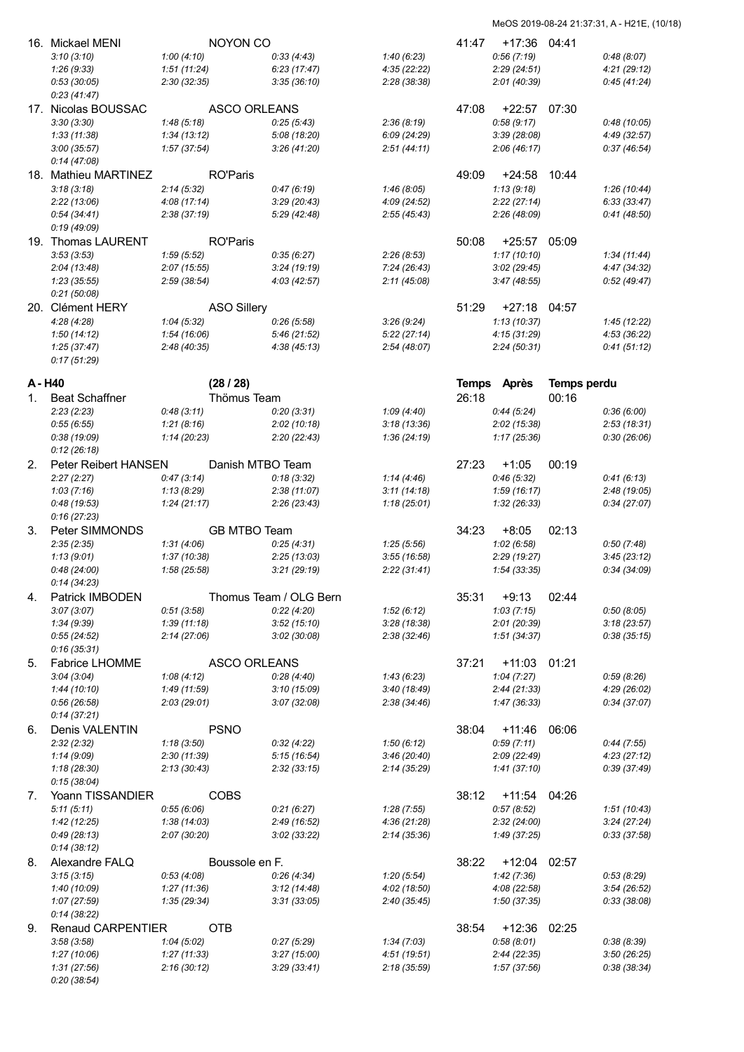16. Mickael MENI — NOYON CO — 41:47 — +17:36 — 04:41

*3:10 (3:10) 1:00 (4:10) 0:33 (4:43) 1:40 (6:23) 0:56 (7:19) 0:48 (8:07)*
*1:26 (9:33) 1:51 (11:24) 6:23 (17:47) 4:35 (22:22) 2:29 (24:51) 4:21 (29:12)*
*0:53 (30:05) 2:30 (32:35) 3:35 (36:10) 2:28 (38:38) 2:01 (40:39) 0:45 (41:24)*
*0:23 (41:47)*

17. Nicolas BOUSSAC — ASCO ORLEANS — 47:08 — +22:57 — 07:30

*3:30 (3:30) 1:48 (5:18) 0:25 (5:43) 2:36 (8:19) 0:58 (9:17) 0:48 (10:05)*
*1:33 (11:38) 1:34 (13:12) 5:08 (18:20) 6:09 (24:29) 3:39 (28:08) 4:49 (32:57)*
*3:00 (35:57) 1:57 (37:54) 3:26 (41:20) 2:51 (44:11) 2:06 (46:17) 0:37 (46:54)*
*0:14 (47:08)*

18. Mathieu MARTINEZ — RO'Paris — 49:09 — +24:58 — 10:44

*3:18 (3:18) 2:14 (5:32) 0:47 (6:19) 1:46 (8:05) 1:13 (9:18) 1:26 (10:44)*
*2:22 (13:06) 4:08 (17:14) 3:29 (20:43) 4:09 (24:52) 2:22 (27:14) 6:33 (33:47)*
*0:54 (34:41) 2:38 (37:19) 5:29 (42:48) 2:55 (45:43) 2:26 (48:09) 0:41 (48:50)*
*0:19 (49:09)*

19. Thomas LAURENT — RO'Paris — 50:08 — +25:57 — 05:09

*3:53 (3:53) 1:59 (5:52) 0:35 (6:27) 2:26 (8:53) 1:17 (10:10) 1:34 (11:44)*
*2:04 (13:48) 2:07 (15:55) 3:24 (19:19) 7:24 (26:43) 3:02 (29:45) 4:47 (34:32)*
*1:23 (35:55) 2:59 (38:54) 4:03 (42:57) 2:11 (45:08) 3:47 (48:55) 0:52 (49:47)*
*0:21 (50:08)*

20. Clément HERY — ASO Sillery — 51:29 — +27:18 — 04:57

*4:28 (4:28) 1:04 (5:32) 0:26 (5:58) 3:26 (9:24) 1:13 (10:37) 1:45 (12:22)*
*1:50 (14:12) 1:54 (16:06) 5:46 (21:52) 5:22 (27:14) 4:15 (31:29) 4:53 (36:22)*
*1:25 (37:47) 2:48 (40:35) 4:38 (45:13) 2:54 (48:07) 2:24 (50:31) 0:41 (51:12)*
*0:17 (51:29)*

## A - H40 (28 / 28)

| | Nom | Club | Temps | Après | Temps perdu |
|---|---|---|---|---|---|

1. Beat Schaffner — Thömus Team — 26:18 — — 00:16

*2:23 (2:23) 0:48 (3:11) 0:20 (3:31) 1:09 (4:40) 0:44 (5:24) 0:36 (6:00)*
*0:55 (6:55) 1:21 (8:16) 2:02 (10:18) 3:18 (13:36) 2:02 (15:38) 2:53 (18:31)*
*0:38 (19:09) 1:14 (20:23) 2:20 (22:43) 1:36 (24:19) 1:17 (25:36) 0:30 (26:06)*
*0:12 (26:18)*

2. Peter Reibert HANSEN — Danish MTBO Team — 27:23 — +1:05 — 00:19

*2:27 (2:27) 0:47 (3:14) 0:18 (3:32) 1:14 (4:46) 0:46 (5:32) 0:41 (6:13)*
*1:03 (7:16) 1:13 (8:29) 2:38 (11:07) 3:11 (14:18) 1:59 (16:17) 2:48 (19:05)*
*0:48 (19:53) 1:24 (21:17) 2:26 (23:43) 1:18 (25:01) 1:32 (26:33) 0:34 (27:07)*
*0:16 (27:23)*

3. Peter SIMMONDS — GB MTBO Team — 34:23 — +8:05 — 02:13

*2:35 (2:35) 1:31 (4:06) 0:25 (4:31) 1:25 (5:56) 1:02 (6:58) 0:50 (7:48)*
*1:13 (9:01) 1:37 (10:38) 2:25 (13:03) 3:55 (16:58) 2:29 (19:27) 3:45 (23:12)*
*0:48 (24:00) 1:58 (25:58) 3:21 (29:19) 2:22 (31:41) 1:54 (33:35) 0:34 (34:09)*
*0:14 (34:23)*

4. Patrick IMBODEN — Thomus Team / OLG Bern — 35:31 — +9:13 — 02:44

*3:07 (3:07) 0:51 (3:58) 0:22 (4:20) 1:52 (6:12) 1:03 (7:15) 0:50 (8:05)*
*1:34 (9:39) 1:39 (11:18) 3:52 (15:10) 3:28 (18:38) 2:01 (20:39) 3:18 (23:57)*
*0:55 (24:52) 2:14 (27:06) 3:02 (30:08) 2:38 (32:46) 1:51 (34:37) 0:38 (35:15)*
*0:16 (35:31)*

5. Fabrice LHOMME — ASCO ORLEANS — 37:21 — +11:03 — 01:21

*3:04 (3:04) 1:08 (4:12) 0:28 (4:40) 1:43 (6:23) 1:04 (7:27) 0:59 (8:26)*
*1:44 (10:10) 1:49 (11:59) 3:10 (15:09) 3:40 (18:49) 2:44 (21:33) 4:29 (26:02)*
*0:56 (26:58) 2:03 (29:01) 3:07 (32:08) 2:38 (34:46) 1:47 (36:33) 0:34 (37:07)*
*0:14 (37:21)*

6. Denis VALENTIN — PSNO — 38:04 — +11:46 — 06:06

*2:32 (2:32) 1:18 (3:50) 0:32 (4:22) 1:50 (6:12) 0:59 (7:11) 0:44 (7:55)*
*1:14 (9:09) 2:30 (11:39) 5:15 (16:54) 3:46 (20:40) 2:09 (22:49) 4:23 (27:12)*
*1:18 (28:30) 2:13 (30:43) 2:32 (33:15) 2:14 (35:29) 1:41 (37:10) 0:39 (37:49)*
*0:15 (38:04)*

7. Yoann TISSANDIER — COBS — 38:12 — +11:54 — 04:26

*5:11 (5:11) 0:55 (6:06) 0:21 (6:27) 1:28 (7:55) 0:57 (8:52) 1:51 (10:43)*
*1:42 (12:25) 1:38 (14:03) 2:49 (16:52) 4:36 (21:28) 2:32 (24:00) 3:24 (27:24)*
*0:49 (28:13) 2:07 (30:20) 3:02 (33:22) 2:14 (35:36) 1:49 (37:25) 0:33 (37:58)*
*0:14 (38:12)*

8. Alexandre FALQ — Boussole en F. — 38:22 — +12:04 — 02:57

*3:15 (3:15) 0:53 (4:08) 0:26 (4:34) 1:20 (5:54) 1:42 (7:36) 0:53 (8:29)*
*1:40 (10:09) 1:27 (11:36) 3:12 (14:48) 4:02 (18:50) 4:08 (22:58) 3:54 (26:52)*
*1:07 (27:59) 1:35 (29:34) 3:31 (33:05) 2:40 (35:45) 1:50 (37:35) 0:33 (38:08)*
*0:14 (38:22)*

9. Renaud CARPENTIER — OTB — 38:54 — +12:36 — 02:25

*3:58 (3:58) 1:04 (5:02) 0:27 (5:29) 1:34 (7:03) 0:58 (8:01) 0:38 (8:39)*
*1:27 (10:06) 1:27 (11:33) 3:27 (15:00) 4:51 (19:51) 2:44 (22:35) 3:50 (26:25)*
*1:31 (27:56) 2:16 (30:12) 3:29 (33:41) 2:18 (35:59) 1:57 (37:56) 0:38 (38:34)*
*0:20 (38:54)*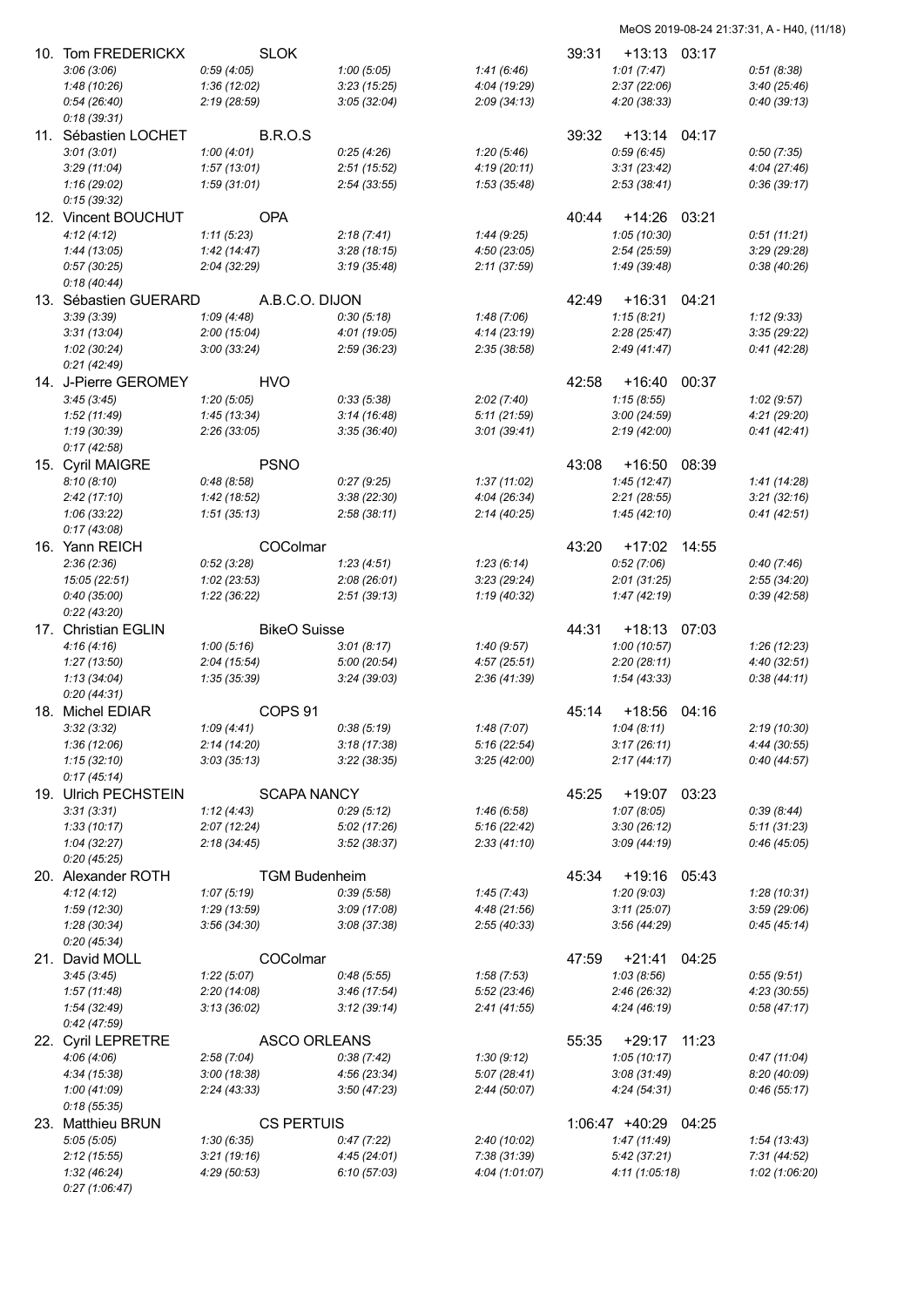| | | | | | |
|---|---|---|---|---|---|
| 10. Tom FREDERICKX | SLOK | | | 39:31 +13:13 03:17 | |
| *3:06 (3:06)* | *0:59 (4:05)* | *1:00 (5:05)* | *1:41 (6:46)* | *1:01 (7:47)* | *0:51 (8:38)* |
| *1:48 (10:26)* | *1:36 (12:02)* | *3:23 (15:25)* | *4:04 (19:29)* | *2:37 (22:06)* | *3:40 (25:46)* |
| *0:54 (26:40)* | *2:19 (28:59)* | *3:05 (32:04)* | *2:09 (34:13)* | *4:20 (38:33)* | *0:40 (39:13)* |
| *0:18 (39:31)* | | | | | |
| 11. Sébastien LOCHET | B.R.O.S | | | 39:32 +13:14 04:17 | |
| *3:01 (3:01)* | *1:00 (4:01)* | *0:25 (4:26)* | *1:20 (5:46)* | *0:59 (6:45)* | *0:50 (7:35)* |
| *3:29 (11:04)* | *1:57 (13:01)* | *2:51 (15:52)* | *4:19 (20:11)* | *3:31 (23:42)* | *4:04 (27:46)* |
| *1:16 (29:02)* | *1:59 (31:01)* | *2:54 (33:55)* | *1:53 (35:48)* | *2:53 (38:41)* | *0:36 (39:17)* |
| *0:15 (39:32)* | | | | | |
| 12. Vincent BOUCHUT | OPA | | | 40:44 +14:26 03:21 | |
| *4:12 (4:12)* | *1:11 (5:23)* | *2:18 (7:41)* | *1:44 (9:25)* | *1:05 (10:30)* | *0:51 (11:21)* |
| *1:44 (13:05)* | *1:42 (14:47)* | *3:28 (18:15)* | *4:50 (23:05)* | *2:54 (25:59)* | *3:29 (29:28)* |
| *0:57 (30:25)* | *2:04 (32:29)* | *3:19 (35:48)* | *2:11 (37:59)* | *1:49 (39:48)* | *0:38 (40:26)* |
| *0:18 (40:44)* | | | | | |
| 13. Sébastien GUERARD | A.B.C.O. DIJON | | | 42:49 +16:31 04:21 | |
| *3:39 (3:39)* | *1:09 (4:48)* | *0:30 (5:18)* | *1:48 (7:06)* | *1:15 (8:21)* | *1:12 (9:33)* |
| *3:31 (13:04)* | *2:00 (15:04)* | *4:01 (19:05)* | *4:14 (23:19)* | *2:28 (25:47)* | *3:35 (29:22)* |
| *1:02 (30:24)* | *3:00 (33:24)* | *2:59 (36:23)* | *2:35 (38:58)* | *2:49 (41:47)* | *0:41 (42:28)* |
| *0:21 (42:49)* | | | | | |
| 14. J-Pierre GEROMEY | HVO | | | 42:58 +16:40 00:37 | |
| *3:45 (3:45)* | *1:20 (5:05)* | *0:33 (5:38)* | *2:02 (7:40)* | *1:15 (8:55)* | *1:02 (9:57)* |
| *1:52 (11:49)* | *1:45 (13:34)* | *3:14 (16:48)* | *5:11 (21:59)* | *3:00 (24:59)* | *4:21 (29:20)* |
| *1:19 (30:39)* | *2:26 (33:05)* | *3:35 (36:40)* | *3:01 (39:41)* | *2:19 (42:00)* | *0:41 (42:41)* |
| *0:17 (42:58)* | | | | | |
| 15. Cyril MAIGRE | PSNO | | | 43:08 +16:50 08:39 | |
| *8:10 (8:10)* | *0:48 (8:58)* | *0:27 (9:25)* | *1:37 (11:02)* | *1:45 (12:47)* | *1:41 (14:28)* |
| *2:42 (17:10)* | *1:42 (18:52)* | *3:38 (22:30)* | *4:04 (26:34)* | *2:21 (28:55)* | *3:21 (32:16)* |
| *1:06 (33:22)* | *1:51 (35:13)* | *2:58 (38:11)* | *2:14 (40:25)* | *1:45 (42:10)* | *0:41 (42:51)* |
| *0:17 (43:08)* | | | | | |
| 16. Yann REICH | COColmar | | | 43:20 +17:02 14:55 | |
| *2:36 (2:36)* | *0:52 (3:28)* | *1:23 (4:51)* | *1:23 (6:14)* | *0:52 (7:06)* | *0:40 (7:46)* |
| *15:05 (22:51)* | *1:02 (23:53)* | *2:08 (26:01)* | *3:23 (29:24)* | *2:01 (31:25)* | *2:55 (34:20)* |
| *0:40 (35:00)* | *1:22 (36:22)* | *2:51 (39:13)* | *1:19 (40:32)* | *1:47 (42:19)* | *0:39 (42:58)* |
| *0:22 (43:20)* | | | | | |
| 17. Christian EGLIN | BikeO Suisse | | | 44:31 +18:13 07:03 | |
| *4:16 (4:16)* | *1:00 (5:16)* | *3:01 (8:17)* | *1:40 (9:57)* | *1:00 (10:57)* | *1:26 (12:23)* |
| *1:27 (13:50)* | *2:04 (15:54)* | *5:00 (20:54)* | *4:57 (25:51)* | *2:20 (28:11)* | *4:40 (32:51)* |
| *1:13 (34:04)* | *1:35 (35:39)* | *3:24 (39:03)* | *2:36 (41:39)* | *1:54 (43:33)* | *0:38 (44:11)* |
| *0:20 (44:31)* | | | | | |
| 18. Michel EDIAR | COPS 91 | | | 45:14 +18:56 04:16 | |
| *3:32 (3:32)* | *1:09 (4:41)* | *0:38 (5:19)* | *1:48 (7:07)* | *1:04 (8:11)* | *2:19 (10:30)* |
| *1:36 (12:06)* | *2:14 (14:20)* | *3:18 (17:38)* | *5:16 (22:54)* | *3:17 (26:11)* | *4:44 (30:55)* |
| *1:15 (32:10)* | *3:03 (35:13)* | *3:22 (38:35)* | *3:25 (42:00)* | *2:17 (44:17)* | *0:40 (44:57)* |
| *0:17 (45:14)* | | | | | |
| 19. Ulrich PECHSTEIN | SCAPA NANCY | | | 45:25 +19:07 03:23 | |
| *3:31 (3:31)* | *1:12 (4:43)* | *0:29 (5:12)* | *1:46 (6:58)* | *1:07 (8:05)* | *0:39 (8:44)* |
| *1:33 (10:17)* | *2:07 (12:24)* | *5:02 (17:26)* | *5:16 (22:42)* | *3:30 (26:12)* | *5:11 (31:23)* |
| *1:04 (32:27)* | *2:18 (34:45)* | *3:52 (38:37)* | *2:33 (41:10)* | *3:09 (44:19)* | *0:46 (45:05)* |
| *0:20 (45:25)* | | | | | |
| 20. Alexander ROTH | TGM Budenheim | | | 45:34 +19:16 05:43 | |
| *4:12 (4:12)* | *1:07 (5:19)* | *0:39 (5:58)* | *1:45 (7:43)* | *1:20 (9:03)* | *1:28 (10:31)* |
| *1:59 (12:30)* | *1:29 (13:59)* | *3:09 (17:08)* | *4:48 (21:56)* | *3:11 (25:07)* | *3:59 (29:06)* |
| *1:28 (30:34)* | *3:56 (34:30)* | *3:08 (37:38)* | *2:55 (40:33)* | *3:56 (44:29)* | *0:45 (45:14)* |
| *0:20 (45:34)* | | | | | |
| 21. David MOLL | COColmar | | | 47:59 +21:41 04:25 | |
| *3:45 (3:45)* | *1:22 (5:07)* | *0:48 (5:55)* | *1:58 (7:53)* | *1:03 (8:56)* | *0:55 (9:51)* |
| *1:57 (11:48)* | *2:20 (14:08)* | *3:46 (17:54)* | *5:52 (23:46)* | *2:46 (26:32)* | *4:23 (30:55)* |
| *1:54 (32:49)* | *3:13 (36:02)* | *3:12 (39:14)* | *2:41 (41:55)* | *4:24 (46:19)* | *0:58 (47:17)* |
| *0:42 (47:59)* | | | | | |
| 22. Cyril LEPRETRE | ASCO ORLEANS | | | 55:35 +29:17 11:23 | |
| *4:06 (4:06)* | *2:58 (7:04)* | *0:38 (7:42)* | *1:30 (9:12)* | *1:05 (10:17)* | *0:47 (11:04)* |
| *4:34 (15:38)* | *3:00 (18:38)* | *4:56 (23:34)* | *5:07 (28:41)* | *3:08 (31:49)* | *8:20 (40:09)* |
| *1:00 (41:09)* | *2:24 (43:33)* | *3:50 (47:23)* | *2:44 (50:07)* | *4:24 (54:31)* | *0:46 (55:17)* |
| *0:18 (55:35)* | | | | | |
| 23. Matthieu BRUN | CS PERTUIS | | | 1:06:47 +40:29 04:25 | |
| *5:05 (5:05)* | *1:30 (6:35)* | *0:47 (7:22)* | *2:40 (10:02)* | *1:47 (11:49)* | *1:54 (13:43)* |
| *2:12 (15:55)* | *3:21 (19:16)* | *4:45 (24:01)* | *7:38 (31:39)* | *5:42 (37:21)* | *7:31 (44:52)* |
| *1:32 (46:24)* | *4:29 (50:53)* | *6:10 (57:03)* | *4:04 (1:01:07)* | *4:11 (1:05:18)* | *1:02 (1:06:20)* |
| *0:27 (1:06:47)* | | | | | |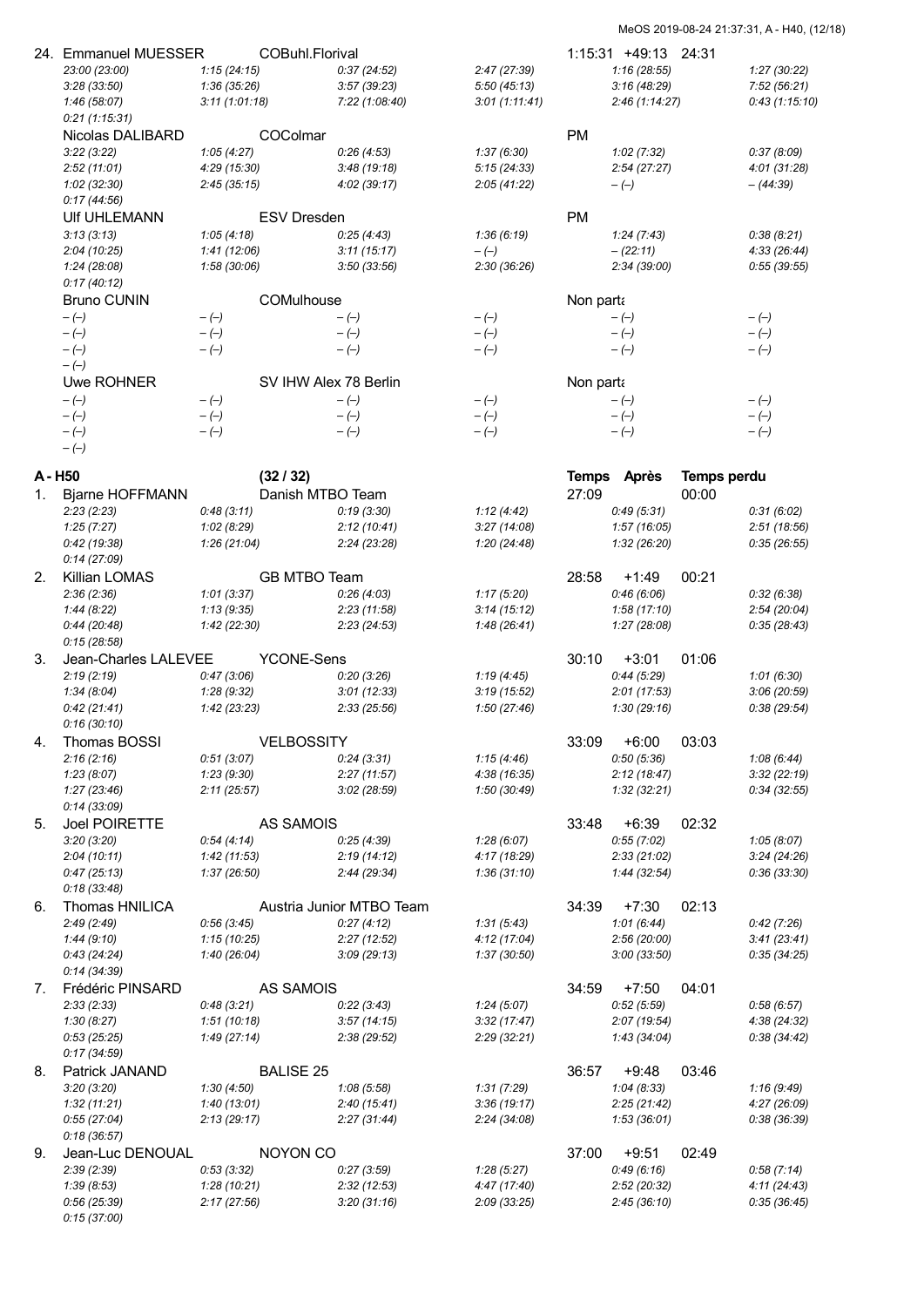24. Emmanuel MUESSER — COBuhl.Florival — 1:15:31 +49:13 24:31

| | | | | | |
|---|---|---|---|---|---|
| *23:00 (23:00)* | *1:15 (24:15)* | *0:37 (24:52)* | *2:47 (27:39)* | *1:16 (28:55)* | *1:27 (30:22)* |
| *3:28 (33:50)* | *1:36 (35:26)* | *3:57 (39:23)* | *5:50 (45:13)* | *3:16 (48:29)* | *7:52 (56:21)* |
| *1:46 (58:07)* | *3:11 (1:01:18)* | *7:22 (1:08:40)* | *3:01 (1:11:41)* | *2:46 (1:14:27)* | *0:43 (1:15:10)* |
| *0:21 (1:15:31)* | | | | | |

Nicolas DALIBARD — COColmar — PM

| | | | | | |
|---|---|---|---|---|---|
| *3:22 (3:22)* | *1:05 (4:27)* | *0:26 (4:53)* | *1:37 (6:30)* | *1:02 (7:32)* | *0:37 (8:09)* |
| *2:52 (11:01)* | *4:29 (15:30)* | *3:48 (19:18)* | *5:15 (24:33)* | *2:54 (27:27)* | *4:01 (31:28)* |
| *1:02 (32:30)* | *2:45 (35:15)* | *4:02 (39:17)* | *2:05 (41:22)* | *– (–)* | *– (44:39)* |
| *0:17 (44:56)* | | | | | |

Ulf UHLEMANN — ESV Dresden — PM

| | | | | | |
|---|---|---|---|---|---|
| *3:13 (3:13)* | *1:05 (4:18)* | *0:25 (4:43)* | *1:36 (6:19)* | *1:24 (7:43)* | *0:38 (8:21)* |
| *2:04 (10:25)* | *1:41 (12:06)* | *3:11 (15:17)* | *– (–)* | *– (22:11)* | *4:33 (26:44)* |
| *1:24 (28:08)* | *1:58 (30:06)* | *3:50 (33:56)* | *2:30 (36:26)* | *2:34 (39:00)* | *0:55 (39:55)* |
| *0:17 (40:12)* | | | | | |

Bruno CUNIN — COMulhouse — Non parta

| | | | | | |
|---|---|---|---|---|---|
| *– (–)* | *– (–)* | *– (–)* | *– (–)* | *– (–)* | *– (–)* |
| *– (–)* | *– (–)* | *– (–)* | *– (–)* | *– (–)* | *– (–)* |
| *– (–)* | *– (–)* | *– (–)* | *– (–)* | *– (–)* | *– (–)* |
| *– (–)* | | | | | |

Uwe ROHNER — SV IHW Alex 78 Berlin — Non parta

| | | | | | |
|---|---|---|---|---|---|
| *– (–)* | *– (–)* | *– (–)* | *– (–)* | *– (–)* | *– (–)* |
| *– (–)* | *– (–)* | *– (–)* | *– (–)* | *– (–)* | *– (–)* |
| *– (–)* | *– (–)* | *– (–)* | *– (–)* | *– (–)* | *– (–)* |
| *– (–)* | | | | | |

## A - H50 (32 / 32)

**Temps — Après — Temps perdu**

1. Bjarne HOFFMANN — Danish MTBO Team — 27:09 — 00:00

| | | | | | |
|---|---|---|---|---|---|
| *2:23 (2:23)* | *0:48 (3:11)* | *0:19 (3:30)* | *1:12 (4:42)* | *0:49 (5:31)* | *0:31 (6:02)* |
| *1:25 (7:27)* | *1:02 (8:29)* | *2:12 (10:41)* | *3:27 (14:08)* | *1:57 (16:05)* | *2:51 (18:56)* |
| *0:42 (19:38)* | *1:26 (21:04)* | *2:24 (23:28)* | *1:20 (24:48)* | *1:32 (26:20)* | *0:35 (26:55)* |
| *0:14 (27:09)* | | | | | |

2. Killian LOMAS — GB MTBO Team — 28:58 +1:49 00:21

| | | | | | |
|---|---|---|---|---|---|
| *2:36 (2:36)* | *1:01 (3:37)* | *0:26 (4:03)* | *1:17 (5:20)* | *0:46 (6:06)* | *0:32 (6:38)* |
| *1:44 (8:22)* | *1:13 (9:35)* | *2:23 (11:58)* | *3:14 (15:12)* | *1:58 (17:10)* | *2:54 (20:04)* |
| *0:44 (20:48)* | *1:42 (22:30)* | *2:23 (24:53)* | *1:48 (26:41)* | *1:27 (28:08)* | *0:35 (28:43)* |
| *0:15 (28:58)* | | | | | |

3. Jean-Charles LALEVEE — YCONE-Sens — 30:10 +3:01 01:06

| | | | | | |
|---|---|---|---|---|---|
| *2:19 (2:19)* | *0:47 (3:06)* | *0:20 (3:26)* | *1:19 (4:45)* | *0:44 (5:29)* | *1:01 (6:30)* |
| *1:34 (8:04)* | *1:28 (9:32)* | *3:01 (12:33)* | *3:19 (15:52)* | *2:01 (17:53)* | *3:06 (20:59)* |
| *0:42 (21:41)* | *1:42 (23:23)* | *2:33 (25:56)* | *1:50 (27:46)* | *1:30 (29:16)* | *0:38 (29:54)* |
| *0:16 (30:10)* | | | | | |

4. Thomas BOSSI — VELBOSSITY — 33:09 +6:00 03:03

| | | | | | |
|---|---|---|---|---|---|
| *2:16 (2:16)* | *0:51 (3:07)* | *0:24 (3:31)* | *1:15 (4:46)* | *0:50 (5:36)* | *1:08 (6:44)* |
| *1:23 (8:07)* | *1:23 (9:30)* | *2:27 (11:57)* | *4:38 (16:35)* | *2:12 (18:47)* | *3:32 (22:19)* |
| *1:27 (23:46)* | *2:11 (25:57)* | *3:02 (28:59)* | *1:50 (30:49)* | *1:32 (32:21)* | *0:34 (32:55)* |
| *0:14 (33:09)* | | | | | |

5. Joel POIRETTE — AS SAMOIS — 33:48 +6:39 02:32

| | | | | | |
|---|---|---|---|---|---|
| *3:20 (3:20)* | *0:54 (4:14)* | *0:25 (4:39)* | *1:28 (6:07)* | *0:55 (7:02)* | *1:05 (8:07)* |
| *2:04 (10:11)* | *1:42 (11:53)* | *2:19 (14:12)* | *4:17 (18:29)* | *2:33 (21:02)* | *3:24 (24:26)* |
| *0:47 (25:13)* | *1:37 (26:50)* | *2:44 (29:34)* | *1:36 (31:10)* | *1:44 (32:54)* | *0:36 (33:30)* |
| *0:18 (33:48)* | | | | | |

6. Thomas HNILICA — Austria Junior MTBO Team — 34:39 +7:30 02:13

| | | | | | |
|---|---|---|---|---|---|
| *2:49 (2:49)* | *0:56 (3:45)* | *0:27 (4:12)* | *1:31 (5:43)* | *1:01 (6:44)* | *0:42 (7:26)* |
| *1:44 (9:10)* | *1:15 (10:25)* | *2:27 (12:52)* | *4:12 (17:04)* | *2:56 (20:00)* | *3:41 (23:41)* |
| *0:43 (24:24)* | *1:40 (26:04)* | *3:09 (29:13)* | *1:37 (30:50)* | *3:00 (33:50)* | *0:35 (34:25)* |
| *0:14 (34:39)* | | | | | |

7. Frédéric PINSARD — AS SAMOIS — 34:59 +7:50 04:01

| | | | | | |
|---|---|---|---|---|---|
| *2:33 (2:33)* | *0:48 (3:21)* | *0:22 (3:43)* | *1:24 (5:07)* | *0:52 (5:59)* | *0:58 (6:57)* |
| *1:30 (8:27)* | *1:51 (10:18)* | *3:57 (14:15)* | *3:32 (17:47)* | *2:07 (19:54)* | *4:38 (24:32)* |
| *0:53 (25:25)* | *1:49 (27:14)* | *2:38 (29:52)* | *2:29 (32:21)* | *1:43 (34:04)* | *0:38 (34:42)* |
| *0:17 (34:59)* | | | | | |

8. Patrick JANAND — BALISE 25 — 36:57 +9:48 03:46

| | | | | | |
|---|---|---|---|---|---|
| *3:20 (3:20)* | *1:30 (4:50)* | *1:08 (5:58)* | *1:31 (7:29)* | *1:04 (8:33)* | *1:16 (9:49)* |
| *1:32 (11:21)* | *1:40 (13:01)* | *2:40 (15:41)* | *3:36 (19:17)* | *2:25 (21:42)* | *4:27 (26:09)* |
| *0:55 (27:04)* | *2:13 (29:17)* | *2:27 (31:44)* | *2:24 (34:08)* | *1:53 (36:01)* | *0:38 (36:39)* |
| *0:18 (36:57)* | | | | | |

9. Jean-Luc DENOUAL — NOYON CO — 37:00 +9:51 02:49

| | | | | | |
|---|---|---|---|---|---|
| *2:39 (2:39)* | *0:53 (3:32)* | *0:27 (3:59)* | *1:28 (5:27)* | *0:49 (6:16)* | *0:58 (7:14)* |
| *1:39 (8:53)* | *1:28 (10:21)* | *2:32 (12:53)* | *4:47 (17:40)* | *2:52 (20:32)* | *4:11 (24:43)* |
| *0:56 (25:39)* | *2:17 (27:56)* | *3:20 (31:16)* | *2:09 (33:25)* | *2:45 (36:10)* | *0:35 (36:45)* |
| *0:15 (37:00)* | | | | | |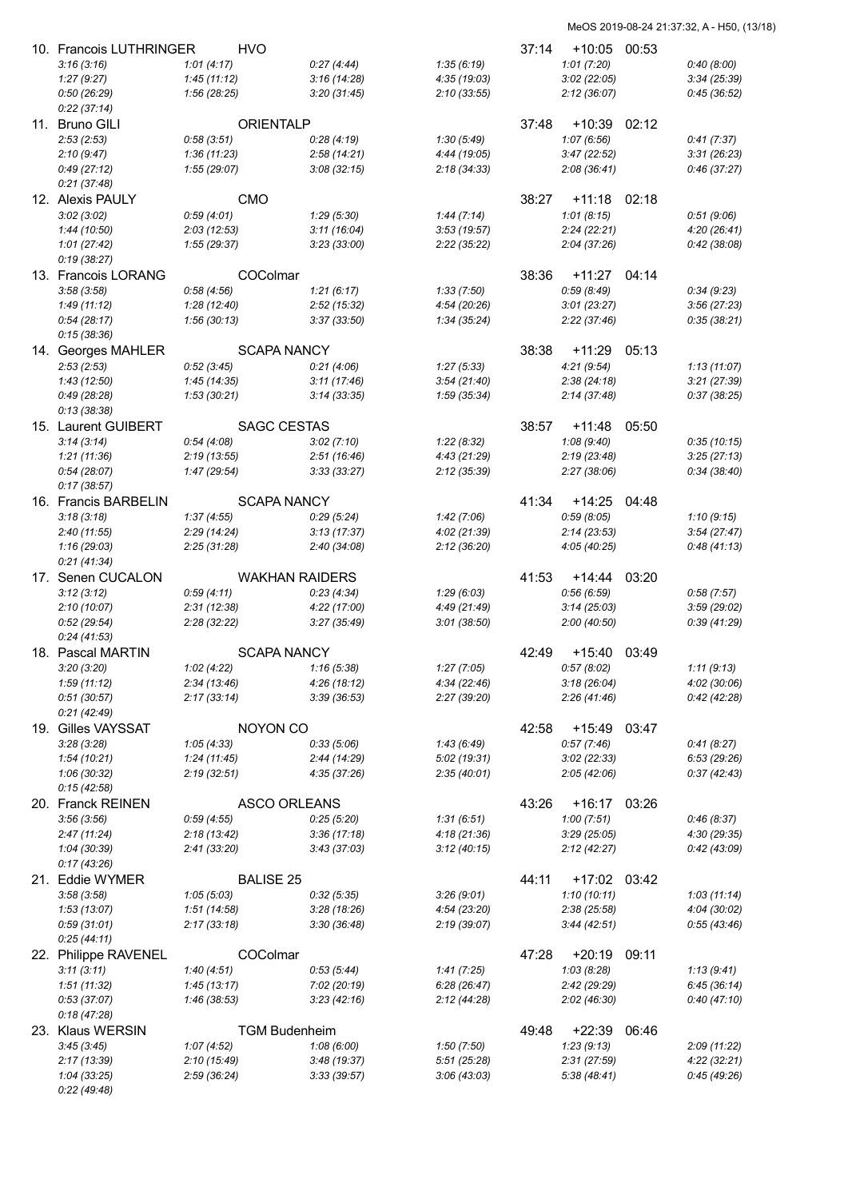| Place | Name | Club | Time | Behind | Lost |
|---|---|---|---|---|---|
| 10. | Francois LUTHRINGER | HVO | 37:14 | +10:05 | 00:53 |

*3:16 (3:16)* | *1:01 (4:17)* | *0:27 (4:44)* | *1:35 (6:19)* | *1:01 (7:20)* | *0:40 (8:00)*
*1:27 (9:27)* | *1:45 (11:12)* | *3:16 (14:28)* | *4:35 (19:03)* | *3:02 (22:05)* | *3:34 (25:39)*
*0:50 (26:29)* | *1:56 (28:25)* | *3:20 (31:45)* | *2:10 (33:55)* | *2:12 (36:07)* | *0:45 (36:52)*
*0:22 (37:14)*

| Place | Name | Club | Time | Behind | Lost |
|---|---|---|---|---|---|
| 11. | Bruno GILI | ORIENTALP | 37:48 | +10:39 | 02:12 |

*2:53 (2:53)* | *0:58 (3:51)* | *0:28 (4:19)* | *1:30 (5:49)* | *1:07 (6:56)* | *0:41 (7:37)*
*2:10 (9:47)* | *1:36 (11:23)* | *2:58 (14:21)* | *4:44 (19:05)* | *3:47 (22:52)* | *3:31 (26:23)*
*0:49 (27:12)* | *1:55 (29:07)* | *3:08 (32:15)* | *2:18 (34:33)* | *2:08 (36:41)* | *0:46 (37:27)*
*0:21 (37:48)*

| Place | Name | Club | Time | Behind | Lost |
|---|---|---|---|---|---|
| 12. | Alexis PAULY | CMO | 38:27 | +11:18 | 02:18 |

*3:02 (3:02)* | *0:59 (4:01)* | *1:29 (5:30)* | *1:44 (7:14)* | *1:01 (8:15)* | *0:51 (9:06)*
*1:44 (10:50)* | *2:03 (12:53)* | *3:11 (16:04)* | *3:53 (19:57)* | *2:24 (22:21)* | *4:20 (26:41)*
*1:01 (27:42)* | *1:55 (29:37)* | *3:23 (33:00)* | *2:22 (35:22)* | *2:04 (37:26)* | *0:42 (38:08)*
*0:19 (38:27)*

| Place | Name | Club | Time | Behind | Lost |
|---|---|---|---|---|---|
| 13. | Francois LORANG | COColmar | 38:36 | +11:27 | 04:14 |

*3:58 (3:58)* | *0:58 (4:56)* | *1:21 (6:17)* | *1:33 (7:50)* | *0:59 (8:49)* | *0:34 (9:23)*
*1:49 (11:12)* | *1:28 (12:40)* | *2:52 (15:32)* | *4:54 (20:26)* | *3:01 (23:27)* | *3:56 (27:23)*
*0:54 (28:17)* | *1:56 (30:13)* | *3:37 (33:50)* | *1:34 (35:24)* | *2:22 (37:46)* | *0:35 (38:21)*
*0:15 (38:36)*

| Place | Name | Club | Time | Behind | Lost |
|---|---|---|---|---|---|
| 14. | Georges MAHLER | SCAPA NANCY | 38:38 | +11:29 | 05:13 |

*2:53 (2:53)* | *0:52 (3:45)* | *0:21 (4:06)* | *1:27 (5:33)* | *4:21 (9:54)* | *1:13 (11:07)*
*1:43 (12:50)* | *1:45 (14:35)* | *3:11 (17:46)* | *3:54 (21:40)* | *2:38 (24:18)* | *3:21 (27:39)*
*0:49 (28:28)* | *1:53 (30:21)* | *3:14 (33:35)* | *1:59 (35:34)* | *2:14 (37:48)* | *0:37 (38:25)*
*0:13 (38:38)*

| Place | Name | Club | Time | Behind | Lost |
|---|---|---|---|---|---|
| 15. | Laurent GUIBERT | SAGC CESTAS | 38:57 | +11:48 | 05:50 |

*3:14 (3:14)* | *0:54 (4:08)* | *3:02 (7:10)* | *1:22 (8:32)* | *1:08 (9:40)* | *0:35 (10:15)*
*1:21 (11:36)* | *2:19 (13:55)* | *2:51 (16:46)* | *4:43 (21:29)* | *2:19 (23:48)* | *3:25 (27:13)*
*0:54 (28:07)* | *1:47 (29:54)* | *3:33 (33:27)* | *2:12 (35:39)* | *2:27 (38:06)* | *0:34 (38:40)*
*0:17 (38:57)*

| Place | Name | Club | Time | Behind | Lost |
|---|---|---|---|---|---|
| 16. | Francis BARBELIN | SCAPA NANCY | 41:34 | +14:25 | 04:48 |

*3:18 (3:18)* | *1:37 (4:55)* | *0:29 (5:24)* | *1:42 (7:06)* | *0:59 (8:05)* | *1:10 (9:15)*
*2:40 (11:55)* | *2:29 (14:24)* | *3:13 (17:37)* | *4:02 (21:39)* | *2:14 (23:53)* | *3:54 (27:47)*
*1:16 (29:03)* | *2:25 (31:28)* | *2:40 (34:08)* | *2:12 (36:20)* | *4:05 (40:25)* | *0:48 (41:13)*
*0:21 (41:34)*

| Place | Name | Club | Time | Behind | Lost |
|---|---|---|---|---|---|
| 17. | Senen CUCALON | WAKHAN RAIDERS | 41:53 | +14:44 | 03:20 |

*3:12 (3:12)* | *0:59 (4:11)* | *0:23 (4:34)* | *1:29 (6:03)* | *0:56 (6:59)* | *0:58 (7:57)*
*2:10 (10:07)* | *2:31 (12:38)* | *4:22 (17:00)* | *4:49 (21:49)* | *3:14 (25:03)* | *3:59 (29:02)*
*0:52 (29:54)* | *2:28 (32:22)* | *3:27 (35:49)* | *3:01 (38:50)* | *2:00 (40:50)* | *0:39 (41:29)*
*0:24 (41:53)*

| Place | Name | Club | Time | Behind | Lost |
|---|---|---|---|---|---|
| 18. | Pascal MARTIN | SCAPA NANCY | 42:49 | +15:40 | 03:49 |

*3:20 (3:20)* | *1:02 (4:22)* | *1:16 (5:38)* | *1:27 (7:05)* | *0:57 (8:02)* | *1:11 (9:13)*
*1:59 (11:12)* | *2:34 (13:46)* | *4:26 (18:12)* | *4:34 (22:46)* | *3:18 (26:04)* | *4:02 (30:06)*
*0:51 (30:57)* | *2:17 (33:14)* | *3:39 (36:53)* | *2:27 (39:20)* | *2:26 (41:46)* | *0:42 (42:28)*
*0:21 (42:49)*

| Place | Name | Club | Time | Behind | Lost |
|---|---|---|---|---|---|
| 19. | Gilles VAYSSAT | NOYON CO | 42:58 | +15:49 | 03:47 |

*3:28 (3:28)* | *1:05 (4:33)* | *0:33 (5:06)* | *1:43 (6:49)* | *0:57 (7:46)* | *0:41 (8:27)*
*1:54 (10:21)* | *1:24 (11:45)* | *2:44 (14:29)* | *5:02 (19:31)* | *3:02 (22:33)* | *6:53 (29:26)*
*1:06 (30:32)* | *2:19 (32:51)* | *4:35 (37:26)* | *2:35 (40:01)* | *2:05 (42:06)* | *0:37 (42:43)*
*0:15 (42:58)*

| Place | Name | Club | Time | Behind | Lost |
|---|---|---|---|---|---|
| 20. | Franck REINEN | ASCO ORLEANS | 43:26 | +16:17 | 03:26 |

*3:56 (3:56)* | *0:59 (4:55)* | *0:25 (5:20)* | *1:31 (6:51)* | *1:00 (7:51)* | *0:46 (8:37)*
*2:47 (11:24)* | *2:18 (13:42)* | *3:36 (17:18)* | *4:18 (21:36)* | *3:29 (25:05)* | *4:30 (29:35)*
*1:04 (30:39)* | *2:41 (33:20)* | *3:43 (37:03)* | *3:12 (40:15)* | *2:12 (42:27)* | *0:42 (43:09)*
*0:17 (43:26)*

| Place | Name | Club | Time | Behind | Lost |
|---|---|---|---|---|---|
| 21. | Eddie WYMER | BALISE 25 | 44:11 | +17:02 | 03:42 |

*3:58 (3:58)* | *1:05 (5:03)* | *0:32 (5:35)* | *3:26 (9:01)* | *1:10 (10:11)* | *1:03 (11:14)*
*1:53 (13:07)* | *1:51 (14:58)* | *3:28 (18:26)* | *4:54 (23:20)* | *2:38 (25:58)* | *4:04 (30:02)*
*0:59 (31:01)* | *2:17 (33:18)* | *3:30 (36:48)* | *2:19 (39:07)* | *3:44 (42:51)* | *0:55 (43:46)*
*0:25 (44:11)*

| Place | Name | Club | Time | Behind | Lost |
|---|---|---|---|---|---|
| 22. | Philippe RAVENEL | COColmar | 47:28 | +20:19 | 09:11 |

*3:11 (3:11)* | *1:40 (4:51)* | *0:53 (5:44)* | *1:41 (7:25)* | *1:03 (8:28)* | *1:13 (9:41)*
*1:51 (11:32)* | *1:45 (13:17)* | *7:02 (20:19)* | *6:28 (26:47)* | *2:42 (29:29)* | *6:45 (36:14)*
*0:53 (37:07)* | *1:46 (38:53)* | *3:23 (42:16)* | *2:12 (44:28)* | *2:02 (46:30)* | *0:40 (47:10)*
*0:18 (47:28)*

| Place | Name | Club | Time | Behind | Lost |
|---|---|---|---|---|---|
| 23. | Klaus WERSIN | TGM Budenheim | 49:48 | +22:39 | 06:46 |

*3:45 (3:45)* | *1:07 (4:52)* | *1:08 (6:00)* | *1:50 (7:50)* | *1:23 (9:13)* | *2:09 (11:22)*
*2:17 (13:39)* | *2:10 (15:49)* | *3:48 (19:37)* | *5:51 (25:28)* | *2:31 (27:59)* | *4:22 (32:21)*
*1:04 (33:25)* | *2:59 (36:24)* | *3:33 (39:57)* | *3:06 (43:03)* | *5:38 (48:41)* | *0:45 (49:26)*
*0:22 (49:48)*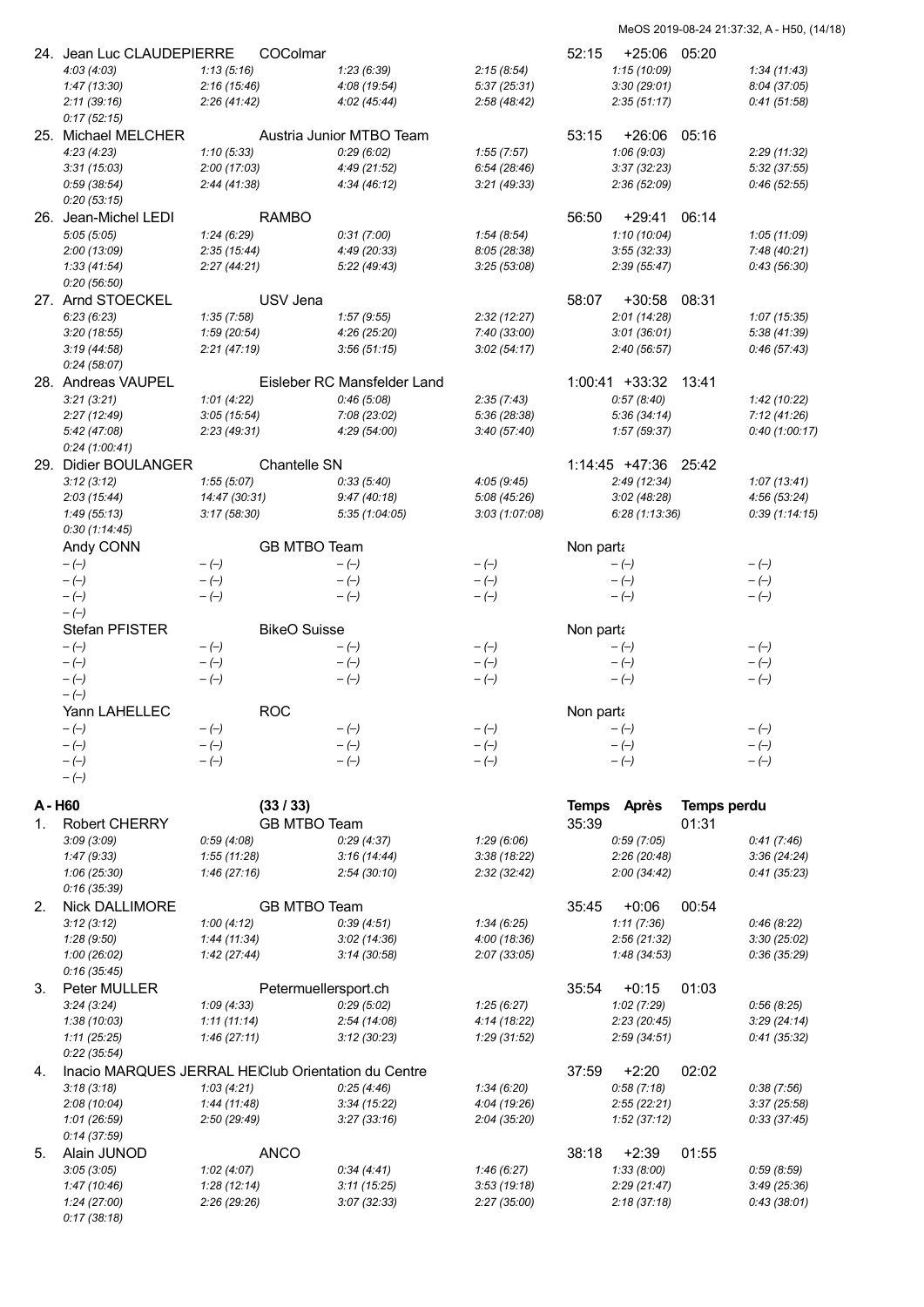24. Jean Luc CLAUDEPIERRE — COColmar — 52:15 — +25:06 — 05:20

| | | | | | |
|---|---|---|---|---|---|
| *4:03 (4:03)* | *1:13 (5:16)* | *1:23 (6:39)* | *2:15 (8:54)* | *1:15 (10:09)* | *1:34 (11:43)* |
| *1:47 (13:30)* | *2:16 (15:46)* | *4:08 (19:54)* | *5:37 (25:31)* | *3:30 (29:01)* | *8:04 (37:05)* |
| *2:11 (39:16)* | *2:26 (41:42)* | *4:02 (45:44)* | *2:58 (48:42)* | *2:35 (51:17)* | *0:41 (51:58)* |
| *0:17 (52:15)* | | | | | |

25. Michael MELCHER — Austria Junior MTBO Team — 53:15 — +26:06 — 05:16

| | | | | | |
|---|---|---|---|---|---|
| *4:23 (4:23)* | *1:10 (5:33)* | *0:29 (6:02)* | *1:55 (7:57)* | *1:06 (9:03)* | *2:29 (11:32)* |
| *3:31 (15:03)* | *2:00 (17:03)* | *4:49 (21:52)* | *6:54 (28:46)* | *3:37 (32:23)* | *5:32 (37:55)* |
| *0:59 (38:54)* | *2:44 (41:38)* | *4:34 (46:12)* | *3:21 (49:33)* | *2:36 (52:09)* | *0:46 (52:55)* |
| *0:20 (53:15)* | | | | | |

26. Jean-Michel LEDI — RAMBO — 56:50 — +29:41 — 06:14

| | | | | | |
|---|---|---|---|---|---|
| *5:05 (5:05)* | *1:24 (6:29)* | *0:31 (7:00)* | *1:54 (8:54)* | *1:10 (10:04)* | *1:05 (11:09)* |
| *2:00 (13:09)* | *2:35 (15:44)* | *4:49 (20:33)* | *8:05 (28:38)* | *3:55 (32:33)* | *7:48 (40:21)* |
| *1:33 (41:54)* | *2:27 (44:21)* | *5:22 (49:43)* | *3:25 (53:08)* | *2:39 (55:47)* | *0:43 (56:30)* |
| *0:20 (56:50)* | | | | | |

27. Arnd STOECKEL — USV Jena — 58:07 — +30:58 — 08:31

| | | | | | |
|---|---|---|---|---|---|
| *6:23 (6:23)* | *1:35 (7:58)* | *1:57 (9:55)* | *2:32 (12:27)* | *2:01 (14:28)* | *1:07 (15:35)* |
| *3:20 (18:55)* | *1:59 (20:54)* | *4:26 (25:20)* | *7:40 (33:00)* | *3:01 (36:01)* | *5:38 (41:39)* |
| *3:19 (44:58)* | *2:21 (47:19)* | *3:56 (51:15)* | *3:02 (54:17)* | *2:40 (56:57)* | *0:46 (57:43)* |
| *0:24 (58:07)* | | | | | |

28. Andreas VAUPEL — Eisleber RC Mansfelder Land — 1:00:41 — +33:32 — 13:41

| | | | | | |
|---|---|---|---|---|---|
| *3:21 (3:21)* | *1:01 (4:22)* | *0:46 (5:08)* | *2:35 (7:43)* | *0:57 (8:40)* | *1:42 (10:22)* |
| *2:27 (12:49)* | *3:05 (15:54)* | *7:08 (23:02)* | *5:36 (28:38)* | *5:36 (34:14)* | *7:12 (41:26)* |
| *5:42 (47:08)* | *2:23 (49:31)* | *4:29 (54:00)* | *3:40 (57:40)* | *1:57 (59:37)* | *0:40 (1:00:17)* |
| *0:24 (1:00:41)* | | | | | |

29. Didier BOULANGER — Chantelle SN — 1:14:45 — +47:36 — 25:42

| | | | | | |
|---|---|---|---|---|---|
| *3:12 (3:12)* | *1:55 (5:07)* | *0:33 (5:40)* | *4:05 (9:45)* | *2:49 (12:34)* | *1:07 (13:41)* |
| *2:03 (15:44)* | *14:47 (30:31)* | *9:47 (40:18)* | *5:08 (45:26)* | *3:02 (48:28)* | *4:56 (53:24)* |
| *1:49 (55:13)* | *3:17 (58:30)* | *5:35 (1:04:05)* | *3:03 (1:07:08)* | *6:28 (1:13:36)* | *0:39 (1:14:15)* |
| *0:30 (1:14:45)* | | | | | |

Andy CONN — GB MTBO Team — Non parta

| | | | | | |
|---|---|---|---|---|---|
| *– (–)* | *– (–)* | *– (–)* | *– (–)* | *– (–)* | *– (–)* |
| *– (–)* | *– (–)* | *– (–)* | *– (–)* | *– (–)* | *– (–)* |
| *– (–)* | *– (–)* | *– (–)* | *– (–)* | *– (–)* | *– (–)* |
| *– (–)* | | | | | |

Stefan PFISTER — BikeO Suisse — Non parta

| | | | | | |
|---|---|---|---|---|---|
| *– (–)* | *– (–)* | *– (–)* | *– (–)* | *– (–)* | *– (–)* |
| *– (–)* | *– (–)* | *– (–)* | *– (–)* | *– (–)* | *– (–)* |
| *– (–)* | *– (–)* | *– (–)* | *– (–)* | *– (–)* | *– (–)* |
| *– (–)* | | | | | |

Yann LAHELLEC — ROC — Non parta

| | | | | | |
|---|---|---|---|---|---|
| *– (–)* | *– (–)* | *– (–)* | *– (–)* | *– (–)* | *– (–)* |
| *– (–)* | *– (–)* | *– (–)* | *– (–)* | *– (–)* | *– (–)* |
| *– (–)* | *– (–)* | *– (–)* | *– (–)* | *– (–)* | *– (–)* |
| *– (–)* | | | | | |

## A - H60 (33 / 33) — Temps — Après — Temps perdu

1. Robert CHERRY — GB MTBO Team — 35:39 — — 01:31

| | | | | | |
|---|---|---|---|---|---|
| *3:09 (3:09)* | *0:59 (4:08)* | *0:29 (4:37)* | *1:29 (6:06)* | *0:59 (7:05)* | *0:41 (7:46)* |
| *1:47 (9:33)* | *1:55 (11:28)* | *3:16 (14:44)* | *3:38 (18:22)* | *2:26 (20:48)* | *3:36 (24:24)* |
| *1:06 (25:30)* | *1:46 (27:16)* | *2:54 (30:10)* | *2:32 (32:42)* | *2:00 (34:42)* | *0:41 (35:23)* |
| *0:16 (35:39)* | | | | | |

2. Nick DALLIMORE — GB MTBO Team — 35:45 — +0:06 — 00:54

| | | | | | |
|---|---|---|---|---|---|
| *3:12 (3:12)* | *1:00 (4:12)* | *0:39 (4:51)* | *1:34 (6:25)* | *1:11 (7:36)* | *0:46 (8:22)* |
| *1:28 (9:50)* | *1:44 (11:34)* | *3:02 (14:36)* | *4:00 (18:36)* | *2:56 (21:32)* | *3:30 (25:02)* |
| *1:00 (26:02)* | *1:42 (27:44)* | *3:14 (30:58)* | *2:07 (33:05)* | *1:48 (34:53)* | *0:36 (35:29)* |
| *0:16 (35:45)* | | | | | |

3. Peter MULLER — Petermuellersport.ch — 35:54 — +0:15 — 01:03

| | | | | | |
|---|---|---|---|---|---|
| *3:24 (3:24)* | *1:09 (4:33)* | *0:29 (5:02)* | *1:25 (6:27)* | *1:02 (7:29)* | *0:56 (8:25)* |
| *1:38 (10:03)* | *1:11 (11:14)* | *2:54 (14:08)* | *4:14 (18:22)* | *2:23 (20:45)* | *3:29 (24:14)* |
| *1:11 (25:25)* | *1:46 (27:11)* | *3:12 (30:23)* | *1:29 (31:52)* | *2:59 (34:51)* | *0:41 (35:32)* |
| *0:22 (35:54)* | | | | | |

4. Inacio MARQUES JERRAL HE — Club Orientation du Centre — 37:59 — +2:20 — 02:02

| | | | | | |
|---|---|---|---|---|---|
| *3:18 (3:18)* | *1:03 (4:21)* | *0:25 (4:46)* | *1:34 (6:20)* | *0:58 (7:18)* | *0:38 (7:56)* |
| *2:08 (10:04)* | *1:44 (11:48)* | *3:34 (15:22)* | *4:04 (19:26)* | *2:55 (22:21)* | *3:37 (25:58)* |
| *1:01 (26:59)* | *2:50 (29:49)* | *3:27 (33:16)* | *2:04 (35:20)* | *1:52 (37:12)* | *0:33 (37:45)* |
| *0:14 (37:59)* | | | | | |

5. Alain JUNOD — ANCO — 38:18 — +2:39 — 01:55

| | | | | | |
|---|---|---|---|---|---|
| *3:05 (3:05)* | *1:02 (4:07)* | *0:34 (4:41)* | *1:46 (6:27)* | *1:33 (8:00)* | *0:59 (8:59)* |
| *1:47 (10:46)* | *1:28 (12:14)* | *3:11 (15:25)* | *3:53 (19:18)* | *2:29 (21:47)* | *3:49 (25:36)* |
| *1:24 (27:00)* | *2:26 (29:26)* | *3:07 (32:33)* | *2:27 (35:00)* | *2:18 (37:18)* | *0:43 (38:01)* |
| *0:17 (38:18)* | | | | | |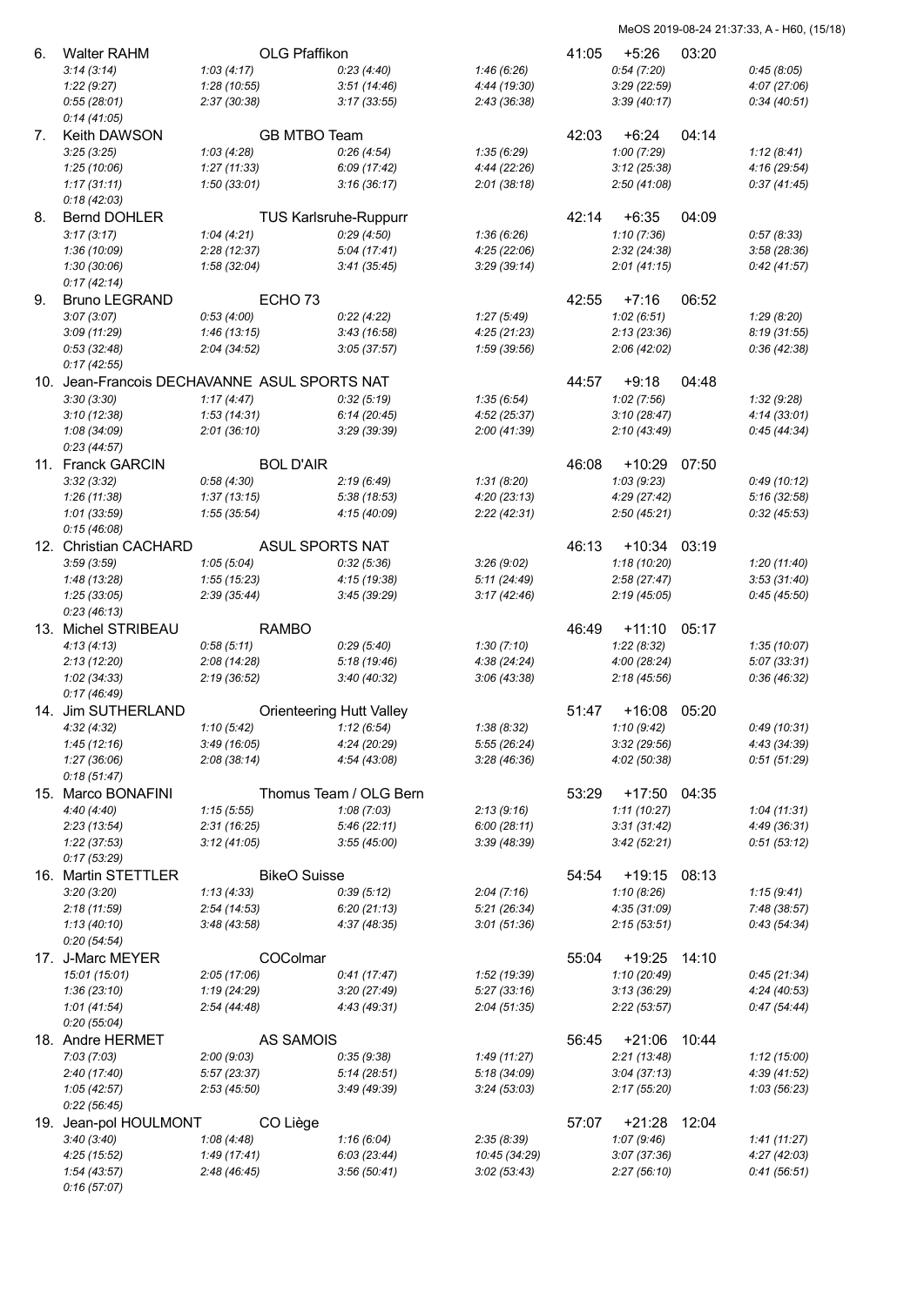MeOS 2019-08-24 21:37:33, A - H60, (15/18)

6. Walter RAHM — OLG Pfaffikon — 41:05 — +5:26 — 03:20

*3:14 (3:14) 1:03 (4:17) 0:23 (4:40) 1:46 (6:26) 0:54 (7:20) 0:45 (8:05)*
*1:22 (9:27) 1:28 (10:55) 3:51 (14:46) 4:44 (19:30) 3:29 (22:59) 4:07 (27:06)*
*0:55 (28:01) 2:37 (30:38) 3:17 (33:55) 2:43 (36:38) 3:39 (40:17) 0:34 (40:51)*
*0:14 (41:05)*

7. Keith DAWSON — GB MTBO Team — 42:03 — +6:24 — 04:14

*3:25 (3:25) 1:03 (4:28) 0:26 (4:54) 1:35 (6:29) 1:00 (7:29) 1:12 (8:41)*
*1:25 (10:06) 1:27 (11:33) 6:09 (17:42) 4:44 (22:26) 3:12 (25:38) 4:16 (29:54)*
*1:17 (31:11) 1:50 (33:01) 3:16 (36:17) 2:01 (38:18) 2:50 (41:08) 0:37 (41:45)*
*0:18 (42:03)*

8. Bernd DOHLER — TUS Karlsruhe-Ruppurr — 42:14 — +6:35 — 04:09

*3:17 (3:17) 1:04 (4:21) 0:29 (4:50) 1:36 (6:26) 1:10 (7:36) 0:57 (8:33)*
*1:36 (10:09) 2:28 (12:37) 5:04 (17:41) 4:25 (22:06) 2:32 (24:38) 3:58 (28:36)*
*1:30 (30:06) 1:58 (32:04) 3:41 (35:45) 3:29 (39:14) 2:01 (41:15) 0:42 (41:57)*
*0:17 (42:14)*

9. Bruno LEGRAND — ECHO 73 — 42:55 — +7:16 — 06:52

*3:07 (3:07) 0:53 (4:00) 0:22 (4:22) 1:27 (5:49) 1:02 (6:51) 1:29 (8:20)*
*3:09 (11:29) 1:46 (13:15) 3:43 (16:58) 4:25 (21:23) 2:13 (23:36) 8:19 (31:55)*
*0:53 (32:48) 2:04 (34:52) 3:05 (37:57) 1:59 (39:56) 2:06 (42:02) 0:36 (42:38)*
*0:17 (42:55)*

10. Jean-Francois DECHAVANNE — ASUL SPORTS NAT — 44:57 — +9:18 — 04:48

*3:30 (3:30) 1:17 (4:47) 0:32 (5:19) 1:35 (6:54) 1:02 (7:56) 1:32 (9:28)*
*3:10 (12:38) 1:53 (14:31) 6:14 (20:45) 4:52 (25:37) 3:10 (28:47) 4:14 (33:01)*
*1:08 (34:09) 2:01 (36:10) 3:29 (39:39) 2:00 (41:39) 2:10 (43:49) 0:45 (44:34)*
*0:23 (44:57)*

11. Franck GARCIN — BOL D'AIR — 46:08 — +10:29 — 07:50

*3:32 (3:32) 0:58 (4:30) 2:19 (6:49) 1:31 (8:20) 1:03 (9:23) 0:49 (10:12)*
*1:26 (11:38) 1:37 (13:15) 5:38 (18:53) 4:20 (23:13) 4:29 (27:42) 5:16 (32:58)*
*1:01 (33:59) 1:55 (35:54) 4:15 (40:09) 2:22 (42:31) 2:50 (45:21) 0:32 (45:53)*
*0:15 (46:08)*

12. Christian CACHARD — ASUL SPORTS NAT — 46:13 — +10:34 — 03:19

*3:59 (3:59) 1:05 (5:04) 0:32 (5:36) 3:26 (9:02) 1:18 (10:20) 1:20 (11:40)*
*1:48 (13:28) 1:55 (15:23) 4:15 (19:38) 5:11 (24:49) 2:58 (27:47) 3:53 (31:40)*
*1:25 (33:05) 2:39 (35:44) 3:45 (39:29) 3:17 (42:46) 2:19 (45:05) 0:45 (45:50)*
*0:23 (46:13)*

13. Michel STRIBEAU — RAMBO — 46:49 — +11:10 — 05:17

*4:13 (4:13) 0:58 (5:11) 0:29 (5:40) 1:30 (7:10) 1:22 (8:32) 1:35 (10:07)*
*2:13 (12:20) 2:08 (14:28) 5:18 (19:46) 4:38 (24:24) 4:00 (28:24) 5:07 (33:31)*
*1:02 (34:33) 2:19 (36:52) 3:40 (40:32) 3:06 (43:38) 2:18 (45:56) 0:36 (46:32)*
*0:17 (46:49)*

14. Jim SUTHERLAND — Orienteering Hutt Valley — 51:47 — +16:08 — 05:20

*4:32 (4:32) 1:10 (5:42) 1:12 (6:54) 1:38 (8:32) 1:10 (9:42) 0:49 (10:31)*
*1:45 (12:16) 3:49 (16:05) 4:24 (20:29) 5:55 (26:24) 3:32 (29:56) 4:43 (34:39)*
*1:27 (36:06) 2:08 (38:14) 4:54 (43:08) 3:28 (46:36) 4:02 (50:38) 0:51 (51:29)*
*0:18 (51:47)*

15. Marco BONAFINI — Thomus Team / OLG Bern — 53:29 — +17:50 — 04:35

*4:40 (4:40) 1:15 (5:55) 1:08 (7:03) 2:13 (9:16) 1:11 (10:27) 1:04 (11:31)*
*2:23 (13:54) 2:31 (16:25) 5:46 (22:11) 6:00 (28:11) 3:31 (31:42) 4:49 (36:31)*
*1:22 (37:53) 3:12 (41:05) 3:55 (45:00) 3:39 (48:39) 3:42 (52:21) 0:51 (53:12)*
*0:17 (53:29)*

16. Martin STETTLER — BikeO Suisse — 54:54 — +19:15 — 08:13

*3:20 (3:20) 1:13 (4:33) 0:39 (5:12) 2:04 (7:16) 1:10 (8:26) 1:15 (9:41)*
*2:18 (11:59) 2:54 (14:53) 6:20 (21:13) 5:21 (26:34) 4:35 (31:09) 7:48 (38:57)*
*1:13 (40:10) 3:48 (43:58) 4:37 (48:35) 3:01 (51:36) 2:15 (53:51) 0:43 (54:34)*
*0:20 (54:54)*

17. J-Marc MEYER — COColmar — 55:04 — +19:25 — 14:10

*15:01 (15:01) 2:05 (17:06) 0:41 (17:47) 1:52 (19:39) 1:10 (20:49) 0:45 (21:34)*
*1:36 (23:10) 1:19 (24:29) 3:20 (27:49) 5:27 (33:16) 3:13 (36:29) 4:24 (40:53)*
*1:01 (41:54) 2:54 (44:48) 4:43 (49:31) 2:04 (51:35) 2:22 (53:57) 0:47 (54:44)*
*0:20 (55:04)*

18. Andre HERMET — AS SAMOIS — 56:45 — +21:06 — 10:44

*7:03 (7:03) 2:00 (9:03) 0:35 (9:38) 1:49 (11:27) 2:21 (13:48) 1:12 (15:00)*
*2:40 (17:40) 5:57 (23:37) 5:14 (28:51) 5:18 (34:09) 3:04 (37:13) 4:39 (41:52)*
*1:05 (42:57) 2:53 (45:50) 3:49 (49:39) 3:24 (53:03) 2:17 (55:20) 1:03 (56:23)*
*0:22 (56:45)*

19. Jean-pol HOULMONT — CO Liège — 57:07 — +21:28 — 12:04

*3:40 (3:40) 1:08 (4:48) 1:16 (6:04) 2:35 (8:39) 1:07 (9:46) 1:41 (11:27)*
*4:25 (15:52) 1:49 (17:41) 6:03 (23:44) 10:45 (34:29) 3:07 (37:36) 4:27 (42:03)*
*1:54 (43:57) 2:48 (46:45) 3:56 (50:41) 3:02 (53:43) 2:27 (56:10) 0:41 (56:51)*
*0:16 (57:07)*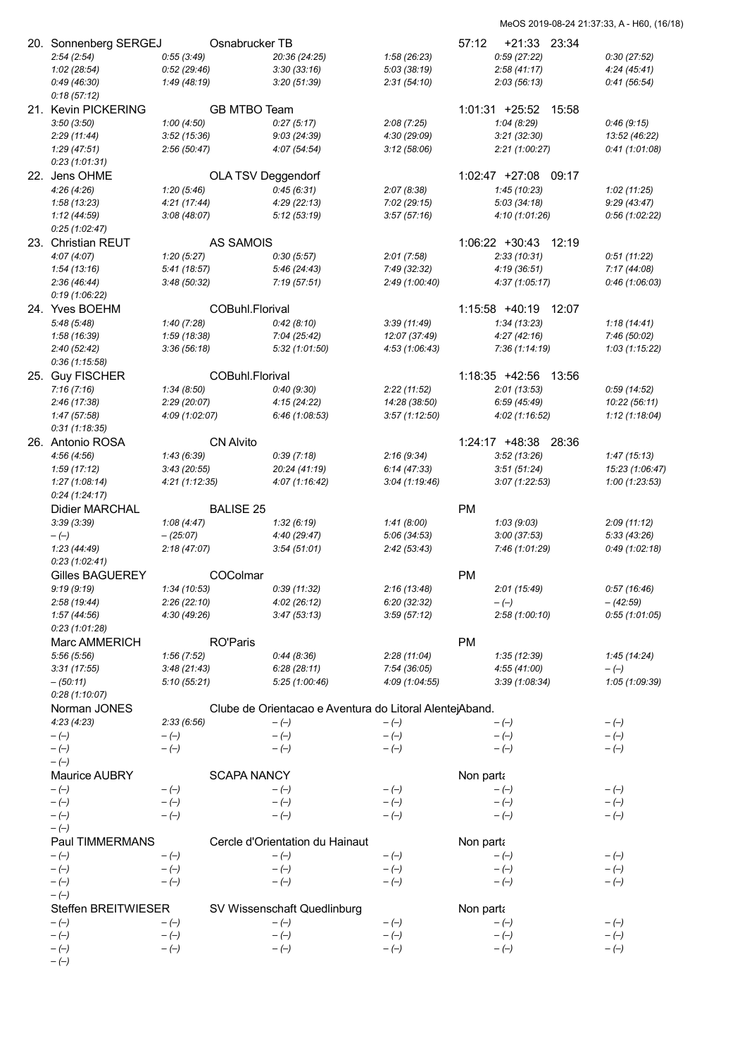20. Sonnenberg SERGEJ Osnabrucker TB 57:12 +21:33 23:34

| | | | | | |
|---|---|---|---|---|---|
| *2:54 (2:54)* | *0:55 (3:49)* | *20:36 (24:25)* | *1:58 (26:23)* | *0:59 (27:22)* | *0:30 (27:52)* |
| *1:02 (28:54)* | *0:52 (29:46)* | *3:30 (33:16)* | *5:03 (38:19)* | *2:58 (41:17)* | *4:24 (45:41)* |
| *0:49 (46:30)* | *1:49 (48:19)* | *3:20 (51:39)* | *2:31 (54:10)* | *2:03 (56:13)* | *0:41 (56:54)* |
| *0:18 (57:12)* | | | | | |

21. Kevin PICKERING GB MTBO Team 1:01:31 +25:52 15:58

| | | | | | |
|---|---|---|---|---|---|
| *3:50 (3:50)* | *1:00 (4:50)* | *0:27 (5:17)* | *2:08 (7:25)* | *1:04 (8:29)* | *0:46 (9:15)* |
| *2:29 (11:44)* | *3:52 (15:36)* | *9:03 (24:39)* | *4:30 (29:09)* | *3:21 (32:30)* | *13:52 (46:22)* |
| *1:29 (47:51)* | *2:56 (50:47)* | *4:07 (54:54)* | *3:12 (58:06)* | *2:21 (1:00:27)* | *0:41 (1:01:08)* |
| *0:23 (1:01:31)* | | | | | |

22. Jens OHME OLA TSV Deggendorf 1:02:47 +27:08 09:17

| | | | | | |
|---|---|---|---|---|---|
| *4:26 (4:26)* | *1:20 (5:46)* | *0:45 (6:31)* | *2:07 (8:38)* | *1:45 (10:23)* | *1:02 (11:25)* |
| *1:58 (13:23)* | *4:21 (17:44)* | *4:29 (22:13)* | *7:02 (29:15)* | *5:03 (34:18)* | *9:29 (43:47)* |
| *1:12 (44:59)* | *3:08 (48:07)* | *5:12 (53:19)* | *3:57 (57:16)* | *4:10 (1:01:26)* | *0:56 (1:02:22)* |
| *0:25 (1:02:47)* | | | | | |

23. Christian REUT AS SAMOIS 1:06:22 +30:43 12:19

| | | | | | |
|---|---|---|---|---|---|
| *4:07 (4:07)* | *1:20 (5:27)* | *0:30 (5:57)* | *2:01 (7:58)* | *2:33 (10:31)* | *0:51 (11:22)* |
| *1:54 (13:16)* | *5:41 (18:57)* | *5:46 (24:43)* | *7:49 (32:32)* | *4:19 (36:51)* | *7:17 (44:08)* |
| *2:36 (46:44)* | *3:48 (50:32)* | *7:19 (57:51)* | *2:49 (1:00:40)* | *4:37 (1:05:17)* | *0:46 (1:06:03)* |
| *0:19 (1:06:22)* | | | | | |

24. Yves BOEHM COBuhl.Florival 1:15:58 +40:19 12:07

| | | | | | |
|---|---|---|---|---|---|
| *5:48 (5:48)* | *1:40 (7:28)* | *0:42 (8:10)* | *3:39 (11:49)* | *1:34 (13:23)* | *1:18 (14:41)* |
| *1:58 (16:39)* | *1:59 (18:38)* | *7:04 (25:42)* | *12:07 (37:49)* | *4:27 (42:16)* | *7:46 (50:02)* |
| *2:40 (52:42)* | *3:36 (56:18)* | *5:32 (1:01:50)* | *4:53 (1:06:43)* | *7:36 (1:14:19)* | *1:03 (1:15:22)* |
| *0:36 (1:15:58)* | | | | | |

25. Guy FISCHER COBuhl.Florival 1:18:35 +42:56 13:56

| | | | | | |
|---|---|---|---|---|---|
| *7:16 (7:16)* | *1:34 (8:50)* | *0:40 (9:30)* | *2:22 (11:52)* | *2:01 (13:53)* | *0:59 (14:52)* |
| *2:46 (17:38)* | *2:29 (20:07)* | *4:15 (24:22)* | *14:28 (38:50)* | *6:59 (45:49)* | *10:22 (56:11)* |
| *1:47 (57:58)* | *4:09 (1:02:07)* | *6:46 (1:08:53)* | *3:57 (1:12:50)* | *4:02 (1:16:52)* | *1:12 (1:18:04)* |
| *0:31 (1:18:35)* | | | | | |

26. Antonio ROSA CN Alvito 1:24:17 +48:38 28:36

| | | | | | |
|---|---|---|---|---|---|
| *4:56 (4:56)* | *1:43 (6:39)* | *0:39 (7:18)* | *2:16 (9:34)* | *3:52 (13:26)* | *1:47 (15:13)* |
| *1:59 (17:12)* | *3:43 (20:55)* | *20:24 (41:19)* | *6:14 (47:33)* | *3:51 (51:24)* | *15:23 (1:06:47)* |
| *1:27 (1:08:14)* | *4:21 (1:12:35)* | *4:07 (1:16:42)* | *3:04 (1:19:46)* | *3:07 (1:22:53)* | *1:00 (1:23:53)* |
| *0:24 (1:24:17)* | | | | | |

Didier MARCHAL BALISE 25 PM

| | | | | | |
|---|---|---|---|---|---|
| *3:39 (3:39)* | *1:08 (4:47)* | *1:32 (6:19)* | *1:41 (8:00)* | *1:03 (9:03)* | *2:09 (11:12)* |
| *– (–)* | *– (25:07)* | *4:40 (29:47)* | *5:06 (34:53)* | *3:00 (37:53)* | *5:33 (43:26)* |
| *1:23 (44:49)* | *2:18 (47:07)* | *3:54 (51:01)* | *2:42 (53:43)* | *7:46 (1:01:29)* | *0:49 (1:02:18)* |
| *0:23 (1:02:41)* | | | | | |

Gilles BAGUEREY COColmar PM

| | | | | | |
|---|---|---|---|---|---|
| *9:19 (9:19)* | *1:34 (10:53)* | *0:39 (11:32)* | *2:16 (13:48)* | *2:01 (15:49)* | *0:57 (16:46)* |
| *2:58 (19:44)* | *2:26 (22:10)* | *4:02 (26:12)* | *6:20 (32:32)* | *– (–)* | *– (42:59)* |
| *1:57 (44:56)* | *4:30 (49:26)* | *3:47 (53:13)* | *3:59 (57:12)* | *2:58 (1:00:10)* | *0:55 (1:01:05)* |
| *0:23 (1:01:28)* | | | | | |

Marc AMMERICH RO'Paris PM

| | | | | | |
|---|---|---|---|---|---|
| *5:56 (5:56)* | *1:56 (7:52)* | *0:44 (8:36)* | *2:28 (11:04)* | *1:35 (12:39)* | *1:45 (14:24)* |
| *3:31 (17:55)* | *3:48 (21:43)* | *6:28 (28:11)* | *7:54 (36:05)* | *4:55 (41:00)* | *– (–)* |
| *– (50:11)* | *5:10 (55:21)* | *5:25 (1:00:46)* | *4:09 (1:04:55)* | *3:39 (1:08:34)* | *1:05 (1:09:39)* |
| *0:28 (1:10:07)* | | | | | |

Norman JONES Clube de Orientacao e Aventura do Litoral AlentejAband.

| | | | | | |
|---|---|---|---|---|---|
| *4:23 (4:23)* | *2:33 (6:56)* | *– (–)* | *– (–)* | *– (–)* | *– (–)* |
| *– (–)* | *– (–)* | *– (–)* | *– (–)* | *– (–)* | *– (–)* |
| *– (–)* | *– (–)* | *– (–)* | *– (–)* | *– (–)* | *– (–)* |
| *– (–)* | | | | | |

Maurice AUBRY SCAPA NANCY Non parta

| | | | | | |
|---|---|---|---|---|---|
| *– (–)* | *– (–)* | *– (–)* | *– (–)* | *– (–)* | *– (–)* |
| *– (–)* | *– (–)* | *– (–)* | *– (–)* | *– (–)* | *– (–)* |
| *– (–)* | *– (–)* | *– (–)* | *– (–)* | *– (–)* | *– (–)* |
| *– (–)* | | | | | |

Paul TIMMERMANS Cercle d'Orientation du Hainaut Non parta

| | | | | | |
|---|---|---|---|---|---|
| *– (–)* | *– (–)* | *– (–)* | *– (–)* | *– (–)* | *– (–)* |
| *– (–)* | *– (–)* | *– (–)* | *– (–)* | *– (–)* | *– (–)* |
| *– (–)* | *– (–)* | *– (–)* | *– (–)* | *– (–)* | *– (–)* |
| *– (–)* | | | | | |

Steffen BREITWIESER SV Wissenschaft Quedlinburg Non parta

| | | | | | |
|---|---|---|---|---|---|
| *– (–)* | *– (–)* | *– (–)* | *– (–)* | *– (–)* | *– (–)* |
| *– (–)* | *– (–)* | *– (–)* | *– (–)* | *– (–)* | *– (–)* |
| *– (–)* | *– (–)* | *– (–)* | *– (–)* | *– (–)* | *– (–)* |
| *– (–)* | | | | | |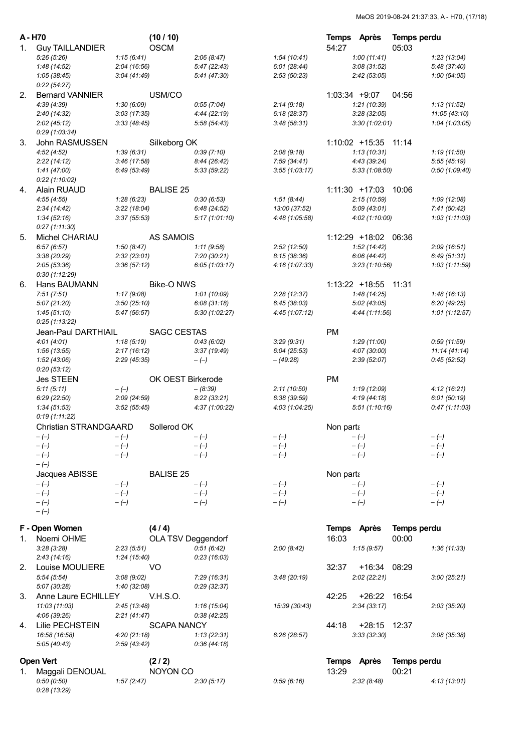## A - H70 (10 / 10)

| | Nom | Club | | | Temps | Après | Temps perdu |
|---|---|---|---|---|---|---|---|
| 1. | Guy TAILLANDIER | OSCM | | | 54:27 | | 05:03 |
| | *5:26 (5:26)* | *1:15 (6:41)* | *2:06 (8:47)* | *1:54 (10:41)* | *1:00 (11:41)* | | *1:23 (13:04)* |
| | *1:48 (14:52)* | *2:04 (16:56)* | *5:47 (22:43)* | *6:01 (28:44)* | *3:08 (31:52)* | | *5:48 (37:40)* |
| | *1:05 (38:45)* | *3:04 (41:49)* | *5:41 (47:30)* | *2:53 (50:23)* | *2:42 (53:05)* | | *1:00 (54:05)* |
| | *0:22 (54:27)* | | | | | | |
| 2. | Bernard VANNIER | USM/CO | | | 1:03:34 | +9:07 | 04:56 |
| | *4:39 (4:39)* | *1:30 (6:09)* | *0:55 (7:04)* | *2:14 (9:18)* | *1:21 (10:39)* | | *1:13 (11:52)* |
| | *2:40 (14:32)* | *3:03 (17:35)* | *4:44 (22:19)* | *6:18 (28:37)* | *3:28 (32:05)* | | *11:05 (43:10)* |
| | *2:02 (45:12)* | *3:33 (48:45)* | *5:58 (54:43)* | *3:48 (58:31)* | *3:30 (1:02:01)* | | *1:04 (1:03:05)* |
| | *0:29 (1:03:34)* | | | | | | |
| 3. | John RASMUSSEN | Silkeborg OK | | | 1:10:02 | +15:35 | 11:14 |
| | *4:52 (4:52)* | *1:39 (6:31)* | *0:39 (7:10)* | *2:08 (9:18)* | *1:13 (10:31)* | | *1:19 (11:50)* |
| | *2:22 (14:12)* | *3:46 (17:58)* | *8:44 (26:42)* | *7:59 (34:41)* | *4:43 (39:24)* | | *5:55 (45:19)* |
| | *1:41 (47:00)* | *6:49 (53:49)* | *5:33 (59:22)* | *3:55 (1:03:17)* | *5:33 (1:08:50)* | | *0:50 (1:09:40)* |
| | *0:22 (1:10:02)* | | | | | | |
| 4. | Alain RUAUD | BALISE 25 | | | 1:11:30 | +17:03 | 10:06 |
| | *4:55 (4:55)* | *1:28 (6:23)* | *0:30 (6:53)* | *1:51 (8:44)* | *2:15 (10:59)* | | *1:09 (12:08)* |
| | *2:34 (14:42)* | *3:22 (18:04)* | *6:48 (24:52)* | *13:00 (37:52)* | *5:09 (43:01)* | | *7:41 (50:42)* |
| | *1:34 (52:16)* | *3:37 (55:53)* | *5:17 (1:01:10)* | *4:48 (1:05:58)* | *4:02 (1:10:00)* | | *1:03 (1:11:03)* |
| | *0:27 (1:11:30)* | | | | | | |
| 5. | Michel CHARIAU | AS SAMOIS | | | 1:12:29 | +18:02 | 06:36 |
| | *6:57 (6:57)* | *1:50 (8:47)* | *1:11 (9:58)* | *2:52 (12:50)* | *1:52 (14:42)* | | *2:09 (16:51)* |
| | *3:38 (20:29)* | *2:32 (23:01)* | *7:20 (30:21)* | *8:15 (38:36)* | *6:06 (44:42)* | | *6:49 (51:31)* |
| | *2:05 (53:36)* | *3:36 (57:12)* | *6:05 (1:03:17)* | *4:16 (1:07:33)* | *3:23 (1:10:56)* | | *1:03 (1:11:59)* |
| | *0:30 (1:12:29)* | | | | | | |
| 6. | Hans BAUMANN | Bike-O NWS | | | 1:13:22 | +18:55 | 11:31 |
| | *7:51 (7:51)* | *1:17 (9:08)* | *1:01 (10:09)* | *2:28 (12:37)* | *1:48 (14:25)* | | *1:48 (16:13)* |
| | *5:07 (21:20)* | *3:50 (25:10)* | *6:08 (31:18)* | *6:45 (38:03)* | *5:02 (43:05)* | | *6:20 (49:25)* |
| | *1:45 (51:10)* | *5:47 (56:57)* | *5:30 (1:02:27)* | *4:45 (1:07:12)* | *4:44 (1:11:56)* | | *1:01 (1:12:57)* |
| | *0:25 (1:13:22)* | | | | | | |
| | Jean-Paul DARTHIAIL | SAGC CESTAS | | | PM | | |
| | *4:01 (4:01)* | *1:18 (5:19)* | *0:43 (6:02)* | *3:29 (9:31)* | *1:29 (11:00)* | | *0:59 (11:59)* |
| | *1:56 (13:55)* | *2:17 (16:12)* | *3:37 (19:49)* | *6:04 (25:53)* | *4:07 (30:00)* | | *11:14 (41:14)* |
| | *1:52 (43:06)* | *2:29 (45:35)* | *– (–)* | *– (49:28)* | *2:39 (52:07)* | | *0:45 (52:52)* |
| | *0:20 (53:12)* | | | | | | |
| | Jes STEEN | OK OEST Birkerode | | | PM | | |
| | *5:11 (5:11)* | *– (–)* | *– (8:39)* | *2:11 (10:50)* | *1:19 (12:09)* | | *4:12 (16:21)* |
| | *6:29 (22:50)* | *2:09 (24:59)* | *8:22 (33:21)* | *6:38 (39:59)* | *4:19 (44:18)* | | *6:01 (50:19)* |
| | *1:34 (51:53)* | *3:52 (55:45)* | *4:37 (1:00:22)* | *4:03 (1:04:25)* | *5:51 (1:10:16)* | | *0:47 (1:11:03)* |
| | *0:19 (1:11:22)* | | | | | | |
| | Christian STRANDGAARD | Sollerod OK | | | Non parta | | |
| | *– (–)* | *– (–)* | *– (–)* | *– (–)* | *– (–)* | | *– (–)* |
| | *– (–)* | *– (–)* | *– (–)* | *– (–)* | *– (–)* | | *– (–)* |
| | *– (–)* | *– (–)* | *– (–)* | *– (–)* | *– (–)* | | *– (–)* |
| | *– (–)* | | | | | | |
| | Jacques ABISSE | BALISE 25 | | | Non parta | | |
| | *– (–)* | *– (–)* | *– (–)* | *– (–)* | *– (–)* | | *– (–)* |
| | *– (–)* | *– (–)* | *– (–)* | *– (–)* | *– (–)* | | *– (–)* |
| | *– (–)* | *– (–)* | *– (–)* | *– (–)* | *– (–)* | | *– (–)* |
| | *– (–)* | | | | | | |

## F - Open Women (4 / 4)

| | Nom | Club | | | Temps | Après | Temps perdu |
|---|---|---|---|---|---|---|---|
| 1. | Noemi OHME | OLA TSV Deggendorf | | | 16:03 | | 00:00 |
| | *3:28 (3:28)* | *2:23 (5:51)* | *0:51 (6:42)* | *2:00 (8:42)* | *1:15 (9:57)* | | *1:36 (11:33)* |
| | *2:43 (14:16)* | *1:24 (15:40)* | *0:23 (16:03)* | | | | |
| 2. | Louise MOULIERE | VO | | | 32:37 | +16:34 | 08:29 |
| | *5:54 (5:54)* | *3:08 (9:02)* | *7:29 (16:31)* | *3:48 (20:19)* | *2:02 (22:21)* | | *3:00 (25:21)* |
| | *5:07 (30:28)* | *1:40 (32:08)* | *0:29 (32:37)* | | | | |
| 3. | Anne Laure ECHILLEY | V.H.S.O. | | | 42:25 | +26:22 | 16:54 |
| | *11:03 (11:03)* | *2:45 (13:48)* | *1:16 (15:04)* | *15:39 (30:43)* | *2:34 (33:17)* | | *2:03 (35:20)* |
| | *4:06 (39:26)* | *2:21 (41:47)* | *0:38 (42:25)* | | | | |
| 4. | Lilie PECHSTEIN | SCAPA NANCY | | | 44:18 | +28:15 | 12:37 |
| | *16:58 (16:58)* | *4:20 (21:18)* | *1:13 (22:31)* | *6:26 (28:57)* | *3:33 (32:30)* | | *3:08 (35:38)* |
| | *5:05 (40:43)* | *2:59 (43:42)* | *0:36 (44:18)* | | | | |

## Open Vert (2 / 2)

| | Nom | Club | | | Temps | Après | Temps perdu |
|---|---|---|---|---|---|---|---|
| 1. | Maggali DENOUAL | NOYON CO | | | 13:29 | | 00:21 |
| | *0:50 (0:50)* | *1:57 (2:47)* | *2:30 (5:17)* | *0:59 (6:16)* | *2:32 (8:48)* | | *4:13 (13:01)* |
| | *0:28 (13:29)* | | | | | | |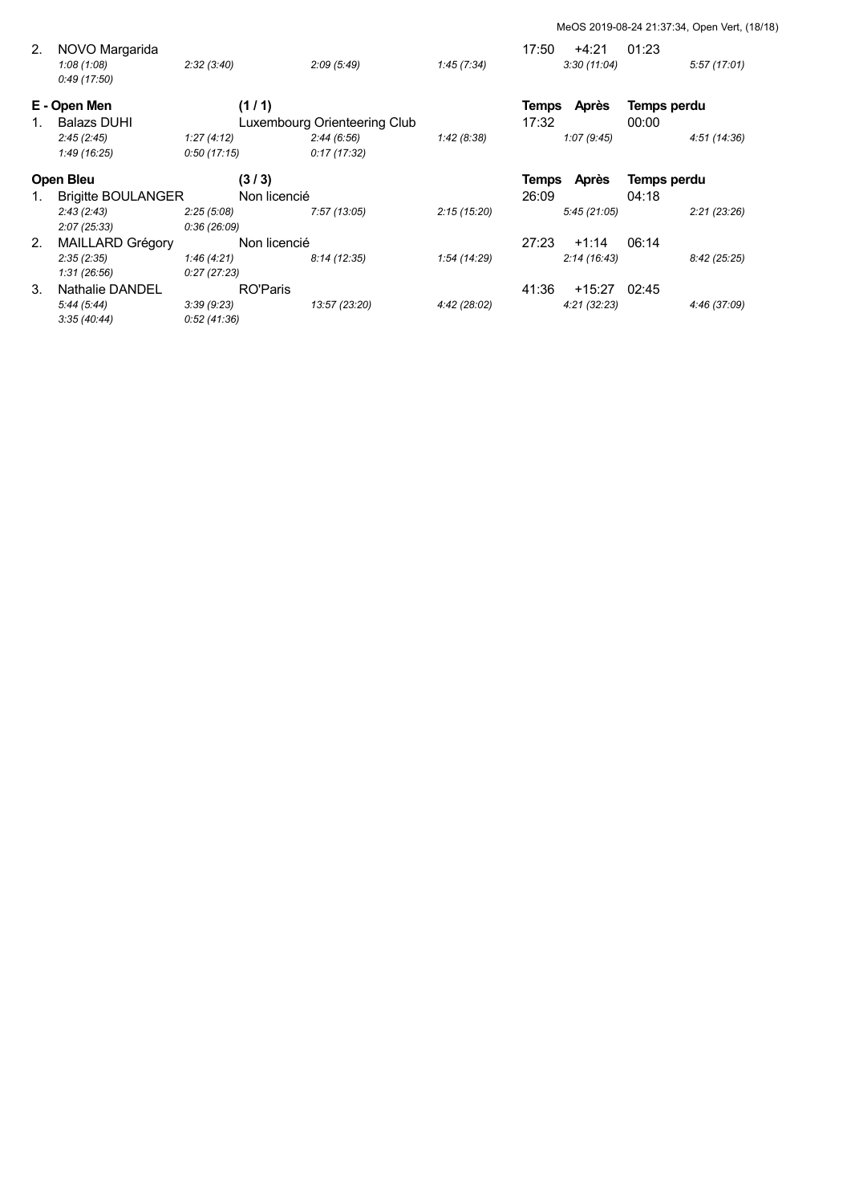2. NOVO Margarida 17:50 +4:21 01:23

*1:08 (1:08)* *2:32 (3:40)* *2:09 (5:49)* *1:45 (7:34)* *3:30 (11:04)* *5:57 (17:01)*
*0:49 (17:50)*

## E - Open Men (1 / 1)

| | | | Temps | Après | Temps perdu |
|---|---|---|---|---|---|
| 1. | Balazs DUHI | Luxembourg Orienteering Club | 17:32 | | 00:00 |

*2:45 (2:45)* *1:27 (4:12)* *2:44 (6:56)* *1:42 (8:38)* *1:07 (9:45)* *4:51 (14:36)*
*1:49 (16:25)* *0:50 (17:15)* *0:17 (17:32)*

## Open Bleu (3 / 3)

| | | | Temps | Après | Temps perdu |
|---|---|---|---|---|---|
| 1. | Brigitte BOULANGER | Non licencié | 26:09 | | 04:18 |

*2:43 (2:43)* *2:25 (5:08)* *7:57 (13:05)* *2:15 (15:20)* *5:45 (21:05)* *2:21 (23:26)*
*2:07 (25:33)* *0:36 (26:09)*

| | | | Temps | Après | Temps perdu |
|---|---|---|---|---|---|
| 2. | MAILLARD Grégory | Non licencié | 27:23 | +1:14 | 06:14 |

*2:35 (2:35)* *1:46 (4:21)* *8:14 (12:35)* *1:54 (14:29)* *2:14 (16:43)* *8:42 (25:25)*
*1:31 (26:56)* *0:27 (27:23)*

| | | | Temps | Après | Temps perdu |
|---|---|---|---|---|---|
| 3. | Nathalie DANDEL | RO'Paris | 41:36 | +15:27 | 02:45 |

*5:44 (5:44)* *3:39 (9:23)* *13:57 (23:20)* *4:42 (28:02)* *4:21 (32:23)* *4:46 (37:09)*
*3:35 (40:44)* *0:52 (41:36)*